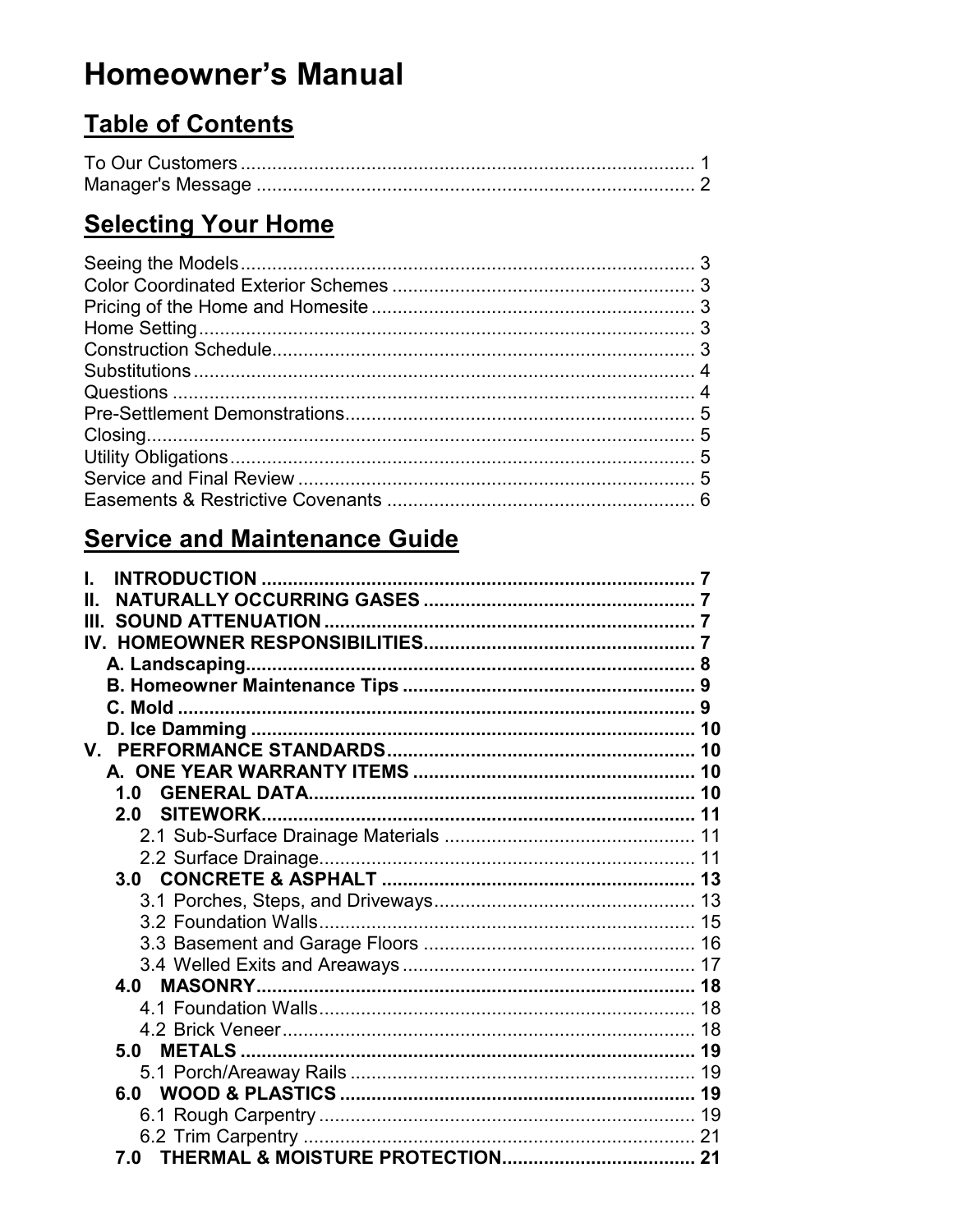# Homeowner's Manual

## Table of Contents

To Our Customers ........................................................................................ 1
Manager's Message ...................................................................................... 2

## Selecting Your Home

Seeing the Models ........................................................................................ 3
Color Coordinated Exterior Schemes ........................................................... 3
Pricing of the Home and Homesite ............................................................... 3
Home Setting ................................................................................................ 3
Construction Schedule .................................................................................. 3
Substitutions ................................................................................................. 4
Questions ..................................................................................................... 4
Pre-Settlement Demonstrations .................................................................... 5
Closing .......................................................................................................... 5
Utility Obligations .......................................................................................... 5
Service and Final Review ............................................................................. 5
Easements & Restrictive Covenants ............................................................ 6

## Service and Maintenance Guide

**I. INTRODUCTION .................................................................................. 7**
**II. NATURALLY OCCURRING GASES .................................................... 7**
**III. SOUND ATTENUATION ...................................................................... 7**
**IV. HOMEOWNER RESPONSIBILITIES .................................................... 7**
- **A. Landscaping ..................................................................................... 8**
- **B. Homeowner Maintenance Tips ....................................................... 9**
- **C. Mold .................................................................................................. 9**
- **D. Ice Damming .................................................................................... 10**

**V. PERFORMANCE STANDARDS .......................................................... 10**
- **A. ONE YEAR WARRANTY ITEMS ..................................................... 10**
  - **1.0 GENERAL DATA ......................................................................... 10**
  - **2.0 SITEWORK .................................................................................. 11**
    - 2.1 Sub-Surface Drainage Materials ................................................ 11
    - 2.2 Surface Drainage ....................................................................... 11
  - **3.0 CONCRETE & ASPHALT ............................................................ 13**
    - 3.1 Porches, Steps, and Driveways ................................................. 13
    - 3.2 Foundation Walls ........................................................................ 15
    - 3.3 Basement and Garage Floors .................................................... 16
    - 3.4 Welled Exits and Areaways ........................................................ 17
  - **4.0 MASONRY .................................................................................... 18**
    - 4.1 Foundation Walls ........................................................................ 18
    - 4.2 Brick Veneer ............................................................................... 18
  - **5.0 METALS ....................................................................................... 19**
    - 5.1 Porch/Areaway Rails .................................................................. 19
  - **6.0 WOOD & PLASTICS ................................................................... 19**
    - 6.1 Rough Carpentry ........................................................................ 19
    - 6.2 Trim Carpentry ........................................................................... 21
  - **7.0 THERMAL & MOISTURE PROTECTION ..................................... 21**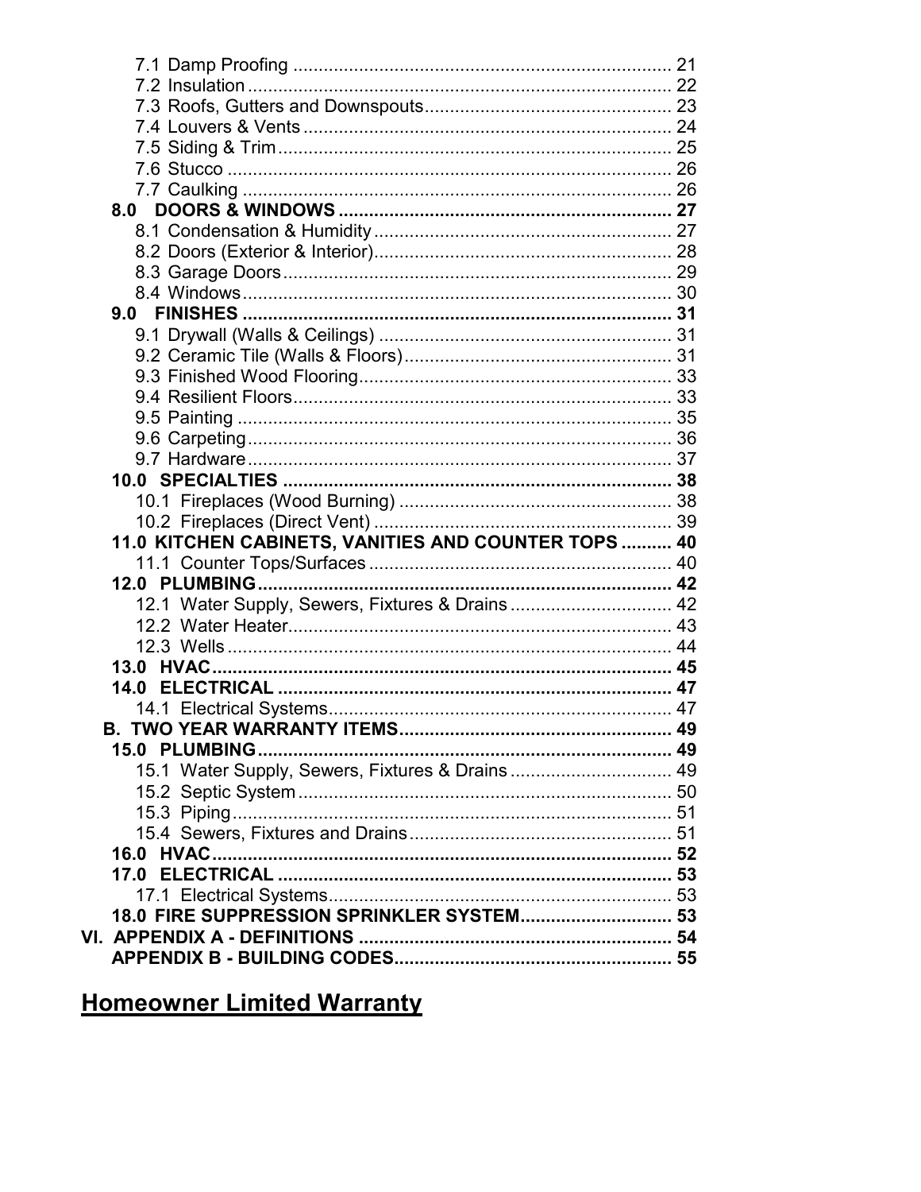7.1 Damp Proofing ........................................................................... 21
7.2 Insulation .................................................................................... 22
7.3 Roofs, Gutters and Downspouts................................................. 23
7.4 Louvers & Vents ......................................................................... 24
7.5 Siding & Trim.............................................................................. 25
7.6 Stucco ........................................................................................ 26
7.7 Caulking ..................................................................................... 26

**8.0 DOORS & WINDOWS ................................................................. 27**

8.1 Condensation & Humidity ........................................................... 27
8.2 Doors (Exterior & Interior)........................................................... 28
8.3 Garage Doors............................................................................. 29
8.4 Windows..................................................................................... 30

**9.0 FINISHES .................................................................................... 31**

9.1 Drywall (Walls & Ceilings) .......................................................... 31
9.2 Ceramic Tile (Walls & Floors)..................................................... 31
9.3 Finished Wood Flooring.............................................................. 33
9.4 Resilient Floors........................................................................... 33
9.5 Painting ...................................................................................... 35
9.6 Carpeting.................................................................................... 36
9.7 Hardware.................................................................................... 37

**10.0 SPECIALTIES ............................................................................ 38**

10.1 Fireplaces (Wood Burning) ...................................................... 38
10.2 Fireplaces (Direct Vent) ........................................................... 39

**11.0 KITCHEN CABINETS, VANITIES AND COUNTER TOPS .......... 40**

11.1 Counter Tops/Surfaces ............................................................ 40

**12.0 PLUMBING................................................................................. 42**

12.1 Water Supply, Sewers, Fixtures & Drains ................................ 42
12.2 Water Heater............................................................................ 43
12.3 Wells ........................................................................................ 44

**13.0 HVAC.......................................................................................... 45**

**14.0 ELECTRICAL ............................................................................. 47**

14.1 Electrical Systems.................................................................... 47

**B. TWO YEAR WARRANTY ITEMS...................................................... 49**

**15.0 PLUMBING................................................................................. 49**

15.1 Water Supply, Sewers, Fixtures & Drains ................................ 49
15.2 Septic System .......................................................................... 50
15.3 Piping....................................................................................... 51
15.4 Sewers, Fixtures and Drains.................................................... 51

**16.0 HVAC.......................................................................................... 52**

**17.0 ELECTRICAL ............................................................................. 53**

17.1 Electrical Systems.................................................................... 53

**18.0 FIRE SUPPRESSION SPRINKLER SYSTEM.............................. 53**

**VI. APPENDIX A - DEFINITIONS ............................................................. 54**

**APPENDIX B - BUILDING CODES....................................................... 55**

# Homeowner Limited Warranty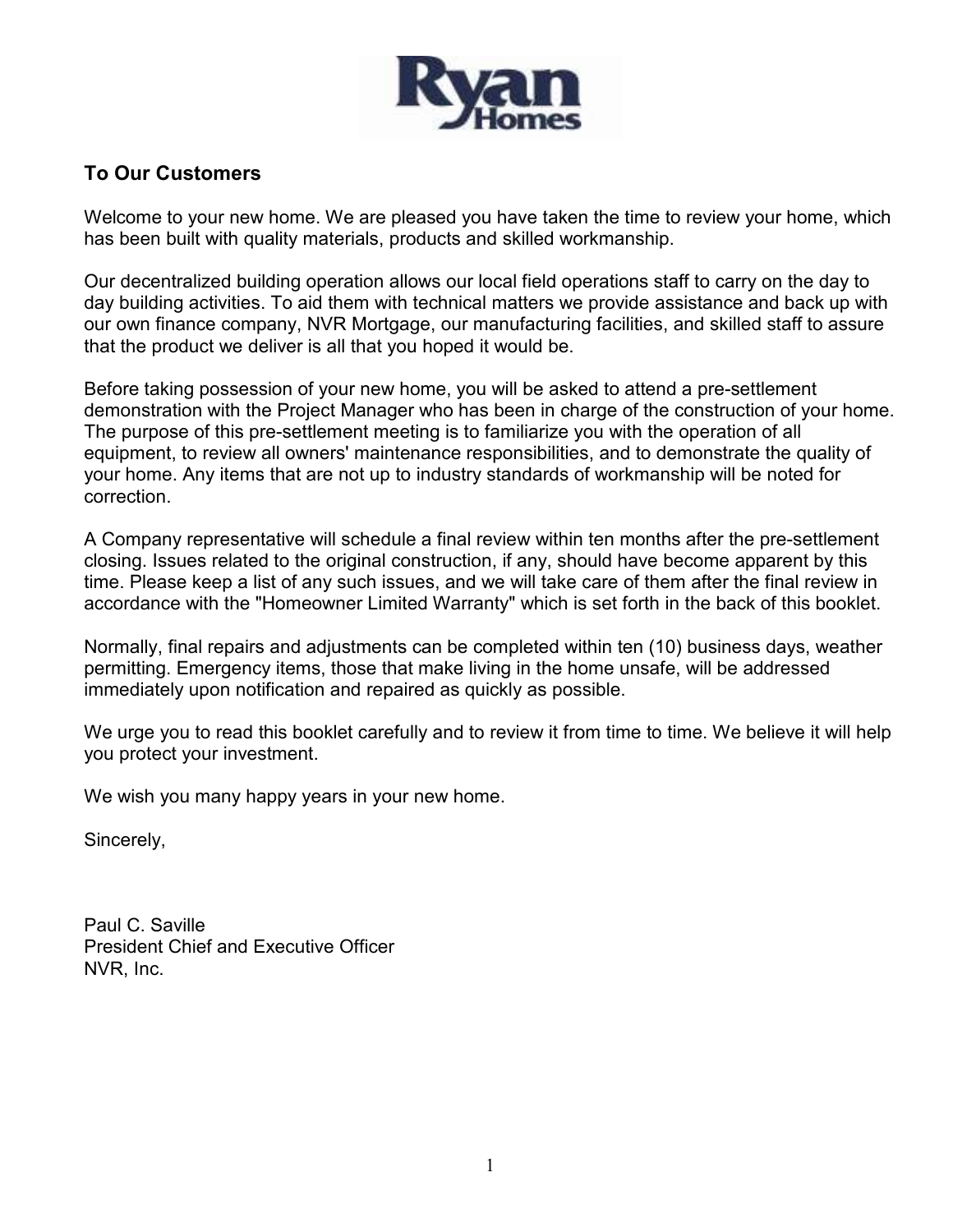## To Our Customers

Welcome to your new home. We are pleased you have taken the time to review your home, which has been built with quality materials, products and skilled workmanship.

Our decentralized building operation allows our local field operations staff to carry on the day to day building activities. To aid them with technical matters we provide assistance and back up with our own finance company, NVR Mortgage, our manufacturing facilities, and skilled staff to assure that the product we deliver is all that you hoped it would be.

Before taking possession of your new home, you will be asked to attend a pre-settlement demonstration with the Project Manager who has been in charge of the construction of your home. The purpose of this pre-settlement meeting is to familiarize you with the operation of all equipment, to review all owners' maintenance responsibilities, and to demonstrate the quality of your home. Any items that are not up to industry standards of workmanship will be noted for correction.

A Company representative will schedule a final review within ten months after the pre-settlement closing. Issues related to the original construction, if any, should have become apparent by this time. Please keep a list of any such issues, and we will take care of them after the final review in accordance with the "Homeowner Limited Warranty" which is set forth in the back of this booklet.

Normally, final repairs and adjustments can be completed within ten (10) business days, weather permitting. Emergency items, those that make living in the home unsafe, will be addressed immediately upon notification and repaired as quickly as possible.

We urge you to read this booklet carefully and to review it from time to time. We believe it will help you protect your investment.

We wish you many happy years in your new home.

Sincerely,

Paul C. Saville
President Chief and Executive Officer
NVR, Inc.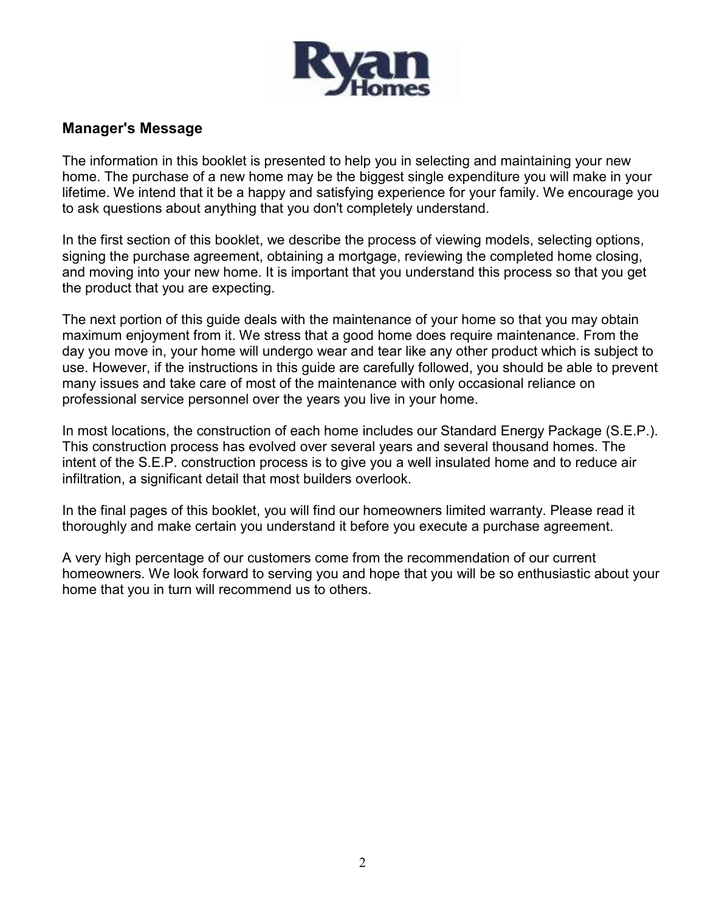## Manager's Message

The information in this booklet is presented to help you in selecting and maintaining your new home. The purchase of a new home may be the biggest single expenditure you will make in your lifetime. We intend that it be a happy and satisfying experience for your family. We encourage you to ask questions about anything that you don't completely understand.

In the first section of this booklet, we describe the process of viewing models, selecting options, signing the purchase agreement, obtaining a mortgage, reviewing the completed home closing, and moving into your new home. It is important that you understand this process so that you get the product that you are expecting.

The next portion of this guide deals with the maintenance of your home so that you may obtain maximum enjoyment from it. We stress that a good home does require maintenance. From the day you move in, your home will undergo wear and tear like any other product which is subject to use. However, if the instructions in this guide are carefully followed, you should be able to prevent many issues and take care of most of the maintenance with only occasional reliance on professional service personnel over the years you live in your home.

In most locations, the construction of each home includes our Standard Energy Package (S.E.P.). This construction process has evolved over several years and several thousand homes. The intent of the S.E.P. construction process is to give you a well insulated home and to reduce air infiltration, a significant detail that most builders overlook.

In the final pages of this booklet, you will find our homeowners limited warranty. Please read it thoroughly and make certain you understand it before you execute a purchase agreement.

A very high percentage of our customers come from the recommendation of our current homeowners. We look forward to serving you and hope that you will be so enthusiastic about your home that you in turn will recommend us to others.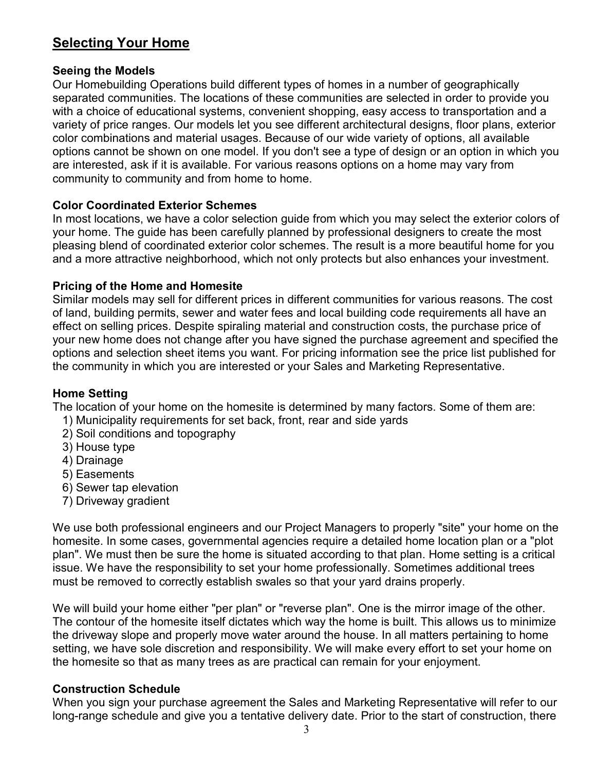## Selecting Your Home

### Seeing the Models

Our Homebuilding Operations build different types of homes in a number of geographically separated communities. The locations of these communities are selected in order to provide you with a choice of educational systems, convenient shopping, easy access to transportation and a variety of price ranges. Our models let you see different architectural designs, floor plans, exterior color combinations and material usages. Because of our wide variety of options, all available options cannot be shown on one model. If you don't see a type of design or an option in which you are interested, ask if it is available. For various reasons options on a home may vary from community to community and from home to home.

### Color Coordinated Exterior Schemes

In most locations, we have a color selection guide from which you may select the exterior colors of your home. The guide has been carefully planned by professional designers to create the most pleasing blend of coordinated exterior color schemes. The result is a more beautiful home for you and a more attractive neighborhood, which not only protects but also enhances your investment.

### Pricing of the Home and Homesite

Similar models may sell for different prices in different communities for various reasons. The cost of land, building permits, sewer and water fees and local building code requirements all have an effect on selling prices. Despite spiraling material and construction costs, the purchase price of your new home does not change after you have signed the purchase agreement and specified the options and selection sheet items you want. For pricing information see the price list published for the community in which you are interested or your Sales and Marketing Representative.

### Home Setting

The location of your home on the homesite is determined by many factors. Some of them are:

1) Municipality requirements for set back, front, rear and side yards
2) Soil conditions and topography
3) House type
4) Drainage
5) Easements
6) Sewer tap elevation
7) Driveway gradient

We use both professional engineers and our Project Managers to properly "site" your home on the homesite. In some cases, governmental agencies require a detailed home location plan or a "plot plan". We must then be sure the home is situated according to that plan. Home setting is a critical issue. We have the responsibility to set your home professionally. Sometimes additional trees must be removed to correctly establish swales so that your yard drains properly.

We will build your home either "per plan" or "reverse plan". One is the mirror image of the other. The contour of the homesite itself dictates which way the home is built. This allows us to minimize the driveway slope and properly move water around the house. In all matters pertaining to home setting, we have sole discretion and responsibility. We will make every effort to set your home on the homesite so that as many trees as are practical can remain for your enjoyment.

### Construction Schedule

When you sign your purchase agreement the Sales and Marketing Representative will refer to our long-range schedule and give you a tentative delivery date. Prior to the start of construction, there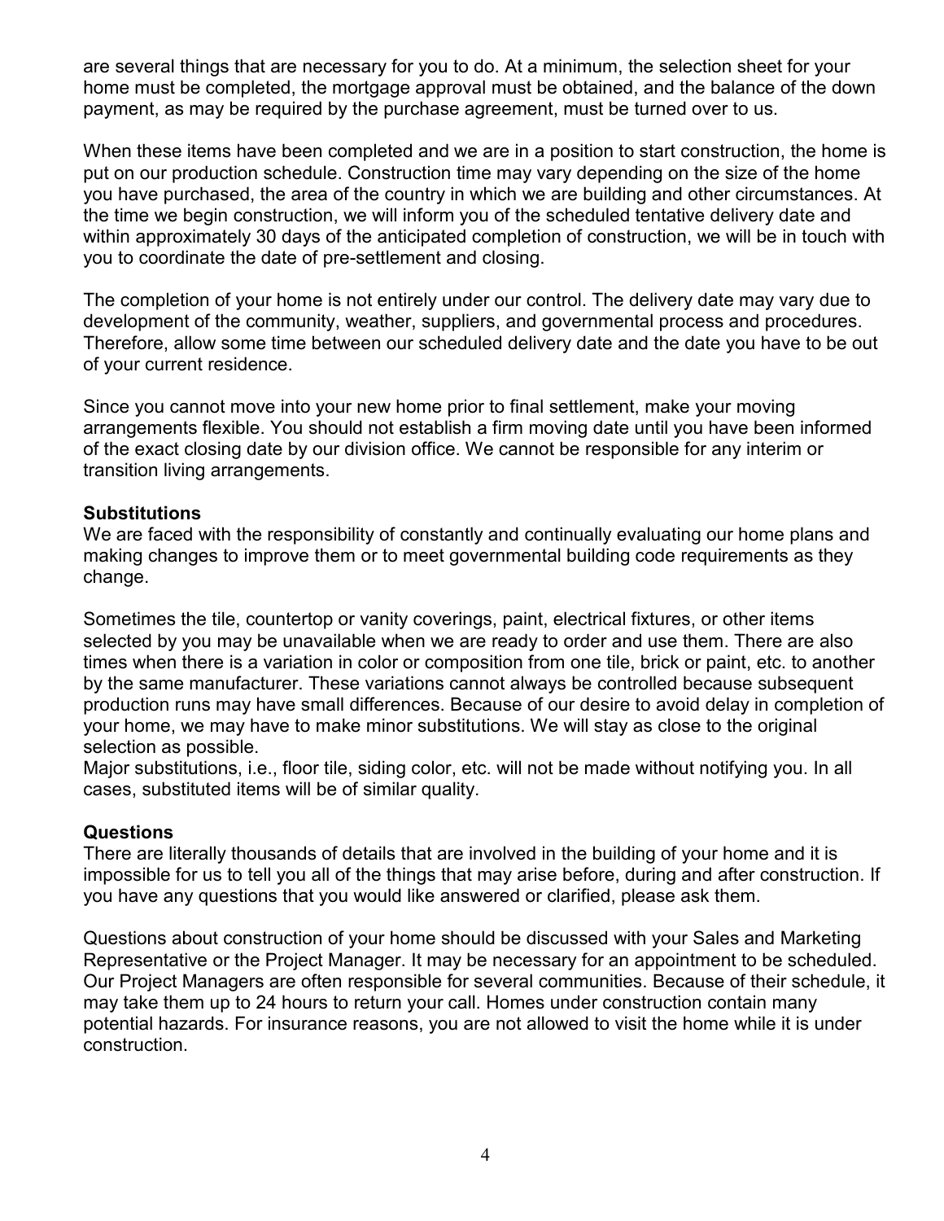are several things that are necessary for you to do. At a minimum, the selection sheet for your home must be completed, the mortgage approval must be obtained, and the balance of the down payment, as may be required by the purchase agreement, must be turned over to us.

When these items have been completed and we are in a position to start construction, the home is put on our production schedule. Construction time may vary depending on the size of the home you have purchased, the area of the country in which we are building and other circumstances. At the time we begin construction, we will inform you of the scheduled tentative delivery date and within approximately 30 days of the anticipated completion of construction, we will be in touch with you to coordinate the date of pre-settlement and closing.

The completion of your home is not entirely under our control. The delivery date may vary due to development of the community, weather, suppliers, and governmental process and procedures. Therefore, allow some time between our scheduled delivery date and the date you have to be out of your current residence.

Since you cannot move into your new home prior to final settlement, make your moving arrangements flexible. You should not establish a firm moving date until you have been informed of the exact closing date by our division office. We cannot be responsible for any interim or transition living arrangements.

**Substitutions**

We are faced with the responsibility of constantly and continually evaluating our home plans and making changes to improve them or to meet governmental building code requirements as they change.

Sometimes the tile, countertop or vanity coverings, paint, electrical fixtures, or other items selected by you may be unavailable when we are ready to order and use them. There are also times when there is a variation in color or composition from one tile, brick or paint, etc. to another by the same manufacturer. These variations cannot always be controlled because subsequent production runs may have small differences. Because of our desire to avoid delay in completion of your home, we may have to make minor substitutions. We will stay as close to the original selection as possible.

Major substitutions, i.e., floor tile, siding color, etc. will not be made without notifying you. In all cases, substituted items will be of similar quality.

**Questions**

There are literally thousands of details that are involved in the building of your home and it is impossible for us to tell you all of the things that may arise before, during and after construction. If you have any questions that you would like answered or clarified, please ask them.

Questions about construction of your home should be discussed with your Sales and Marketing Representative or the Project Manager. It may be necessary for an appointment to be scheduled. Our Project Managers are often responsible for several communities. Because of their schedule, it may take them up to 24 hours to return your call. Homes under construction contain many potential hazards. For insurance reasons, you are not allowed to visit the home while it is under construction.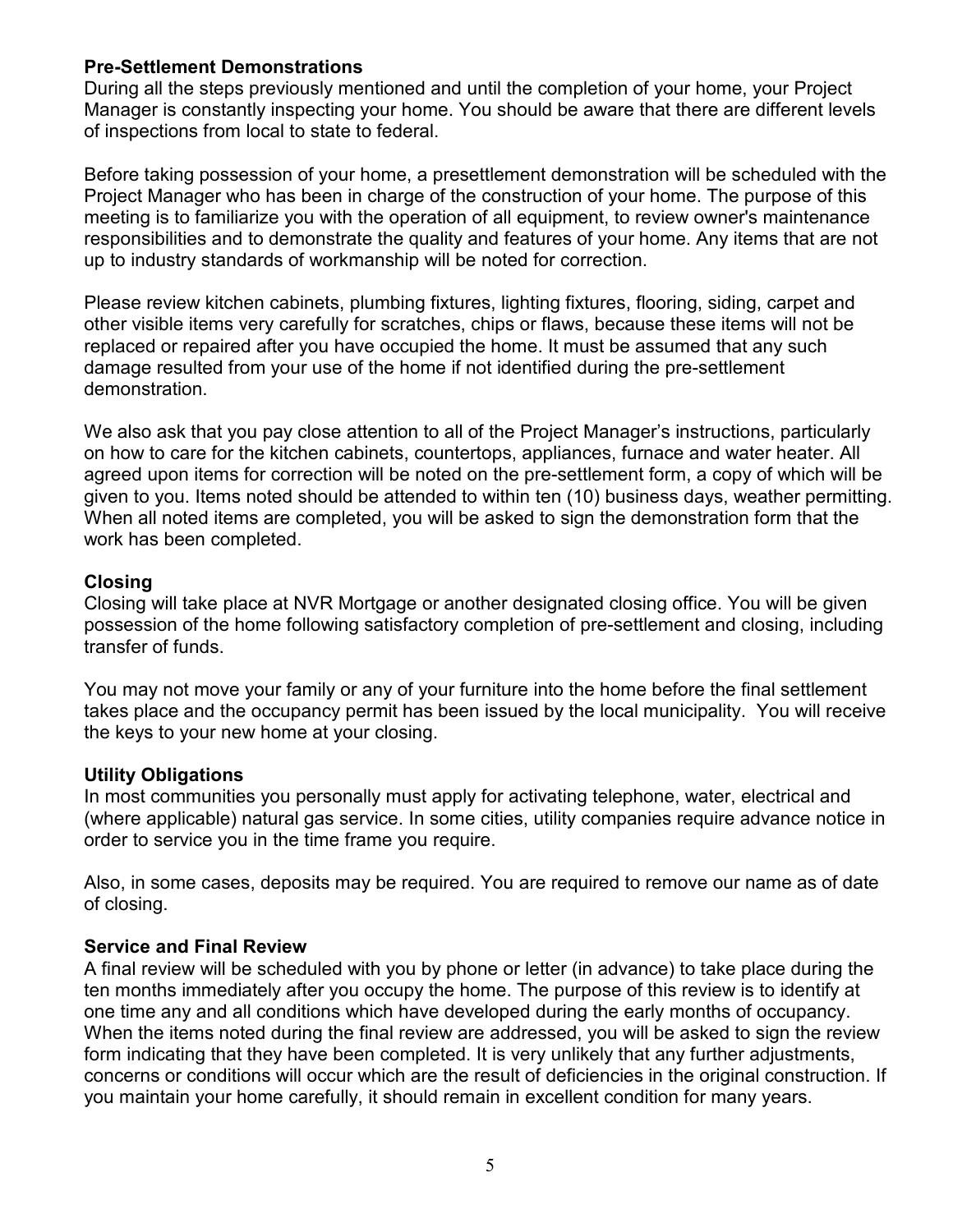### Pre-Settlement Demonstrations

During all the steps previously mentioned and until the completion of your home, your Project Manager is constantly inspecting your home. You should be aware that there are different levels of inspections from local to state to federal.

Before taking possession of your home, a presettlement demonstration will be scheduled with the Project Manager who has been in charge of the construction of your home. The purpose of this meeting is to familiarize you with the operation of all equipment, to review owner's maintenance responsibilities and to demonstrate the quality and features of your home. Any items that are not up to industry standards of workmanship will be noted for correction.

Please review kitchen cabinets, plumbing fixtures, lighting fixtures, flooring, siding, carpet and other visible items very carefully for scratches, chips or flaws, because these items will not be replaced or repaired after you have occupied the home. It must be assumed that any such damage resulted from your use of the home if not identified during the pre-settlement demonstration.

We also ask that you pay close attention to all of the Project Manager's instructions, particularly on how to care for the kitchen cabinets, countertops, appliances, furnace and water heater. All agreed upon items for correction will be noted on the pre-settlement form, a copy of which will be given to you. Items noted should be attended to within ten (10) business days, weather permitting. When all noted items are completed, you will be asked to sign the demonstration form that the work has been completed.

### Closing

Closing will take place at NVR Mortgage or another designated closing office. You will be given possession of the home following satisfactory completion of pre-settlement and closing, including transfer of funds.

You may not move your family or any of your furniture into the home before the final settlement takes place and the occupancy permit has been issued by the local municipality. You will receive the keys to your new home at your closing.

### Utility Obligations

In most communities you personally must apply for activating telephone, water, electrical and (where applicable) natural gas service. In some cities, utility companies require advance notice in order to service you in the time frame you require.

Also, in some cases, deposits may be required. You are required to remove our name as of date of closing.

### Service and Final Review

A final review will be scheduled with you by phone or letter (in advance) to take place during the ten months immediately after you occupy the home. The purpose of this review is to identify at one time any and all conditions which have developed during the early months of occupancy. When the items noted during the final review are addressed, you will be asked to sign the review form indicating that they have been completed. It is very unlikely that any further adjustments, concerns or conditions will occur which are the result of deficiencies in the original construction. If you maintain your home carefully, it should remain in excellent condition for many years.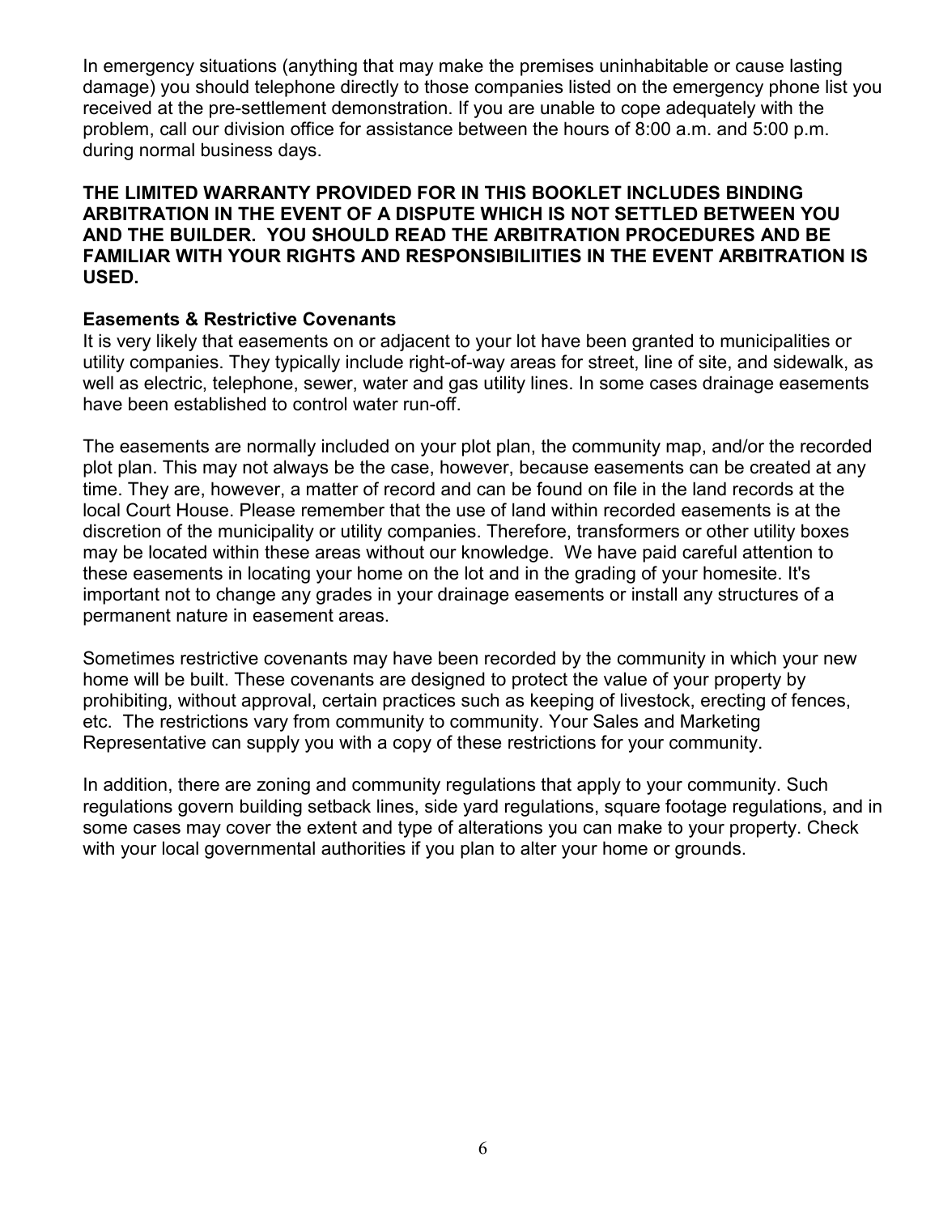In emergency situations (anything that may make the premises uninhabitable or cause lasting damage) you should telephone directly to those companies listed on the emergency phone list you received at the pre-settlement demonstration. If you are unable to cope adequately with the problem, call our division office for assistance between the hours of 8:00 a.m. and 5:00 p.m. during normal business days.

**THE LIMITED WARRANTY PROVIDED FOR IN THIS BOOKLET INCLUDES BINDING ARBITRATION IN THE EVENT OF A DISPUTE WHICH IS NOT SETTLED BETWEEN YOU AND THE BUILDER. YOU SHOULD READ THE ARBITRATION PROCEDURES AND BE FAMILIAR WITH YOUR RIGHTS AND RESPONSIBILIITIES IN THE EVENT ARBITRATION IS USED.**

**Easements & Restrictive Covenants**

It is very likely that easements on or adjacent to your lot have been granted to municipalities or utility companies. They typically include right-of-way areas for street, line of site, and sidewalk, as well as electric, telephone, sewer, water and gas utility lines. In some cases drainage easements have been established to control water run-off.

The easements are normally included on your plot plan, the community map, and/or the recorded plot plan. This may not always be the case, however, because easements can be created at any time. They are, however, a matter of record and can be found on file in the land records at the local Court House. Please remember that the use of land within recorded easements is at the discretion of the municipality or utility companies. Therefore, transformers or other utility boxes may be located within these areas without our knowledge. We have paid careful attention to these easements in locating your home on the lot and in the grading of your homesite. It's important not to change any grades in your drainage easements or install any structures of a permanent nature in easement areas.

Sometimes restrictive covenants may have been recorded by the community in which your new home will be built. These covenants are designed to protect the value of your property by prohibiting, without approval, certain practices such as keeping of livestock, erecting of fences, etc. The restrictions vary from community to community. Your Sales and Marketing Representative can supply you with a copy of these restrictions for your community.

In addition, there are zoning and community regulations that apply to your community. Such regulations govern building setback lines, side yard regulations, square footage regulations, and in some cases may cover the extent and type of alterations you can make to your property. Check with your local governmental authorities if you plan to alter your home or grounds.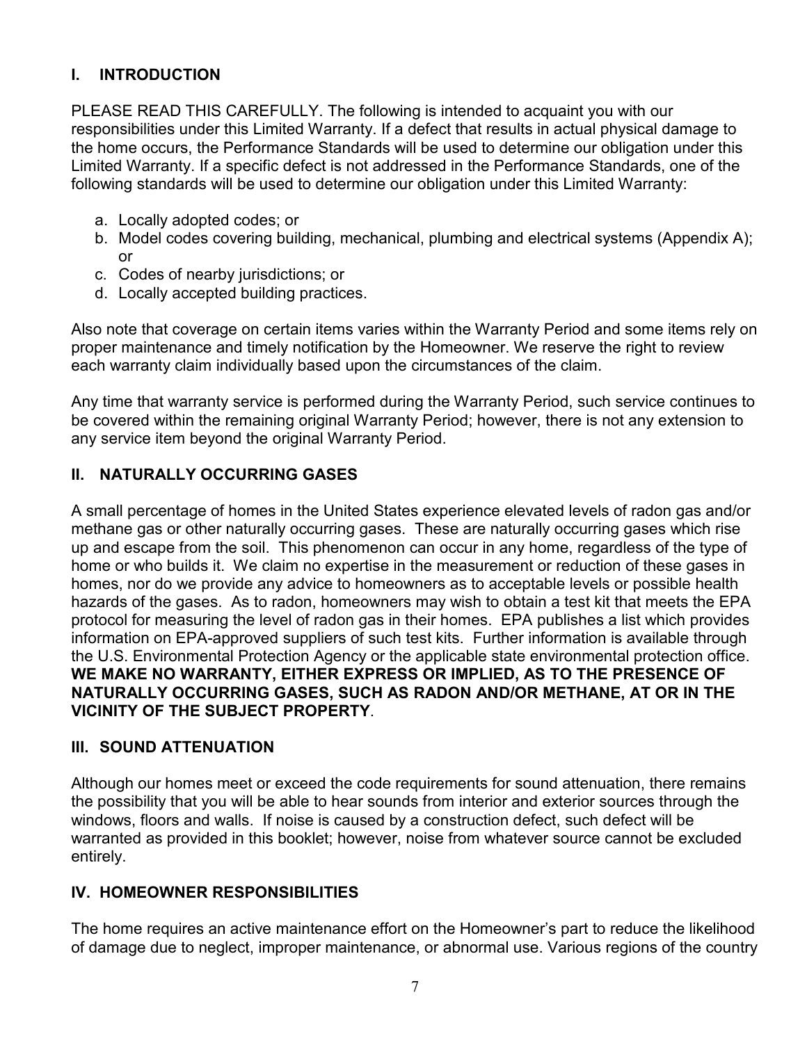## I. INTRODUCTION

PLEASE READ THIS CAREFULLY. The following is intended to acquaint you with our responsibilities under this Limited Warranty. If a defect that results in actual physical damage to the home occurs, the Performance Standards will be used to determine our obligation under this Limited Warranty. If a specific defect is not addressed in the Performance Standards, one of the following standards will be used to determine our obligation under this Limited Warranty:

a. Locally adopted codes; or
b. Model codes covering building, mechanical, plumbing and electrical systems (Appendix A); or
c. Codes of nearby jurisdictions; or
d. Locally accepted building practices.

Also note that coverage on certain items varies within the Warranty Period and some items rely on proper maintenance and timely notification by the Homeowner. We reserve the right to review each warranty claim individually based upon the circumstances of the claim.

Any time that warranty service is performed during the Warranty Period, such service continues to be covered within the remaining original Warranty Period; however, there is not any extension to any service item beyond the original Warranty Period.

## II. NATURALLY OCCURRING GASES

A small percentage of homes in the United States experience elevated levels of radon gas and/or methane gas or other naturally occurring gases. These are naturally occurring gases which rise up and escape from the soil. This phenomenon can occur in any home, regardless of the type of home or who builds it. We claim no expertise in the measurement or reduction of these gases in homes, nor do we provide any advice to homeowners as to acceptable levels or possible health hazards of the gases. As to radon, homeowners may wish to obtain a test kit that meets the EPA protocol for measuring the level of radon gas in their homes. EPA publishes a list which provides information on EPA-approved suppliers of such test kits. Further information is available through the U.S. Environmental Protection Agency or the applicable state environmental protection office. **WE MAKE NO WARRANTY, EITHER EXPRESS OR IMPLIED, AS TO THE PRESENCE OF NATURALLY OCCURRING GASES, SUCH AS RADON AND/OR METHANE, AT OR IN THE VICINITY OF THE SUBJECT PROPERTY**.

## III. SOUND ATTENUATION

Although our homes meet or exceed the code requirements for sound attenuation, there remains the possibility that you will be able to hear sounds from interior and exterior sources through the windows, floors and walls. If noise is caused by a construction defect, such defect will be warranted as provided in this booklet; however, noise from whatever source cannot be excluded entirely.

## IV. HOMEOWNER RESPONSIBILITIES

The home requires an active maintenance effort on the Homeowner's part to reduce the likelihood of damage due to neglect, improper maintenance, or abnormal use. Various regions of the country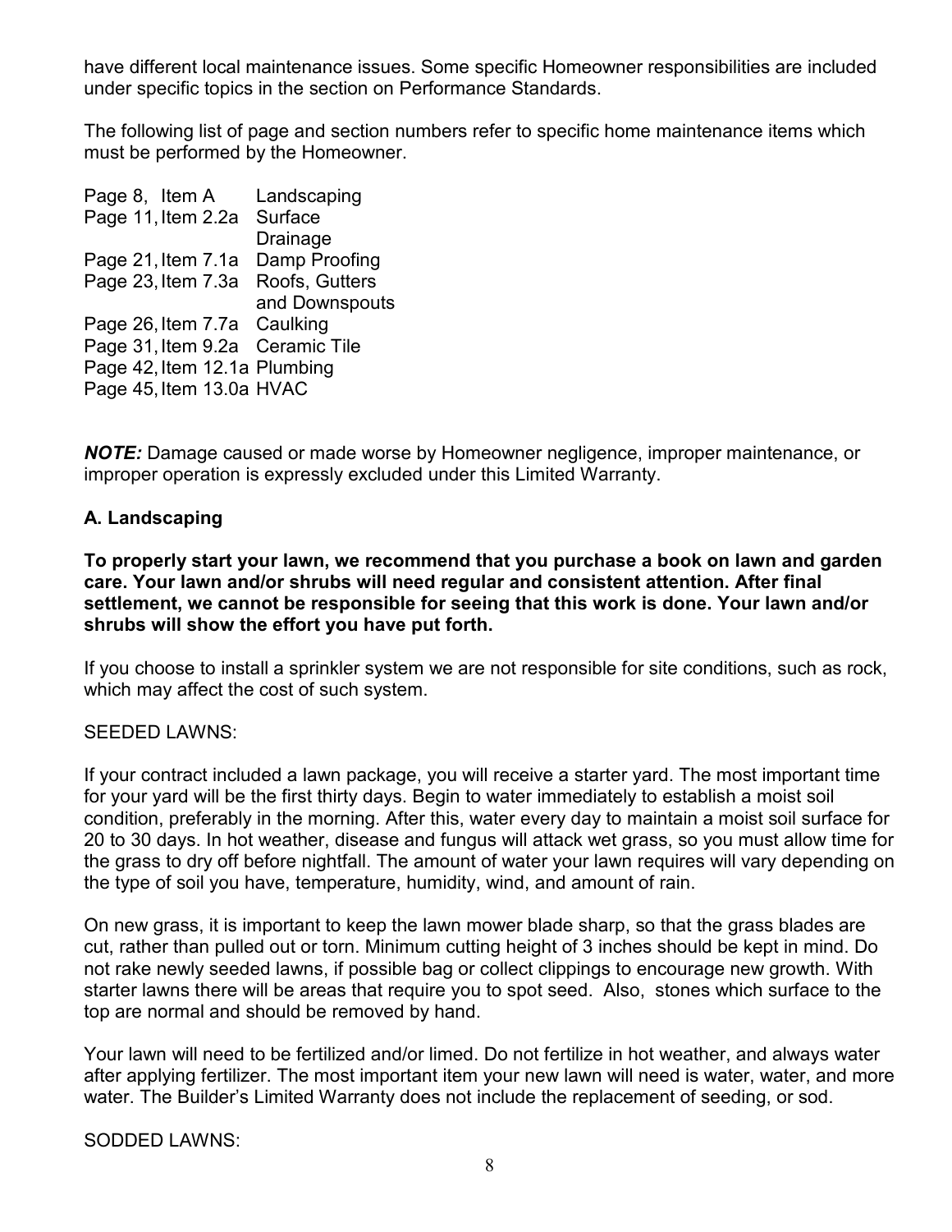have different local maintenance issues. Some specific Homeowner responsibilities are included under specific topics in the section on Performance Standards.

The following list of page and section numbers refer to specific home maintenance items which must be performed by the Homeowner.

| | |
|---|---|
| Page 8, Item A | Landscaping |
| Page 11, Item 2.2a | Surface Drainage |
| Page 21, Item 7.1a | Damp Proofing |
| Page 23, Item 7.3a | Roofs, Gutters and Downspouts |
| Page 26, Item 7.7a | Caulking |
| Page 31, Item 9.2a | Ceramic Tile |
| Page 42, Item 12.1a | Plumbing |
| Page 45, Item 13.0a | HVAC |

***NOTE:*** Damage caused or made worse by Homeowner negligence, improper maintenance, or improper operation is expressly excluded under this Limited Warranty.

### A. Landscaping

**To properly start your lawn, we recommend that you purchase a book on lawn and garden care. Your lawn and/or shrubs will need regular and consistent attention. After final settlement, we cannot be responsible for seeing that this work is done. Your lawn and/or shrubs will show the effort you have put forth.**

If you choose to install a sprinkler system we are not responsible for site conditions, such as rock, which may affect the cost of such system.

SEEDED LAWNS:

If your contract included a lawn package, you will receive a starter yard. The most important time for your yard will be the first thirty days. Begin to water immediately to establish a moist soil condition, preferably in the morning. After this, water every day to maintain a moist soil surface for 20 to 30 days. In hot weather, disease and fungus will attack wet grass, so you must allow time for the grass to dry off before nightfall. The amount of water your lawn requires will vary depending on the type of soil you have, temperature, humidity, wind, and amount of rain.

On new grass, it is important to keep the lawn mower blade sharp, so that the grass blades are cut, rather than pulled out or torn. Minimum cutting height of 3 inches should be kept in mind. Do not rake newly seeded lawns, if possible bag or collect clippings to encourage new growth. With starter lawns there will be areas that require you to spot seed. Also, stones which surface to the top are normal and should be removed by hand.

Your lawn will need to be fertilized and/or limed. Do not fertilize in hot weather, and always water after applying fertilizer. The most important item your new lawn will need is water, water, and more water. The Builder's Limited Warranty does not include the replacement of seeding, or sod.

SODDED LAWNS: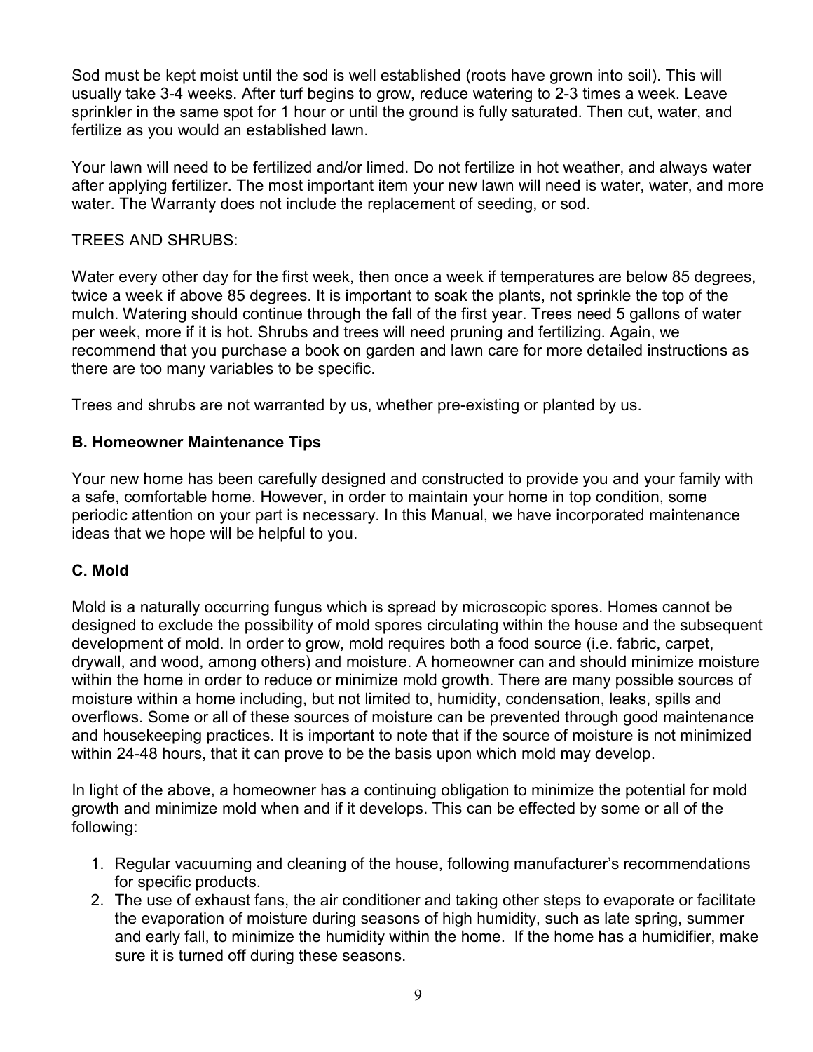Sod must be kept moist until the sod is well established (roots have grown into soil). This will usually take 3-4 weeks. After turf begins to grow, reduce watering to 2-3 times a week. Leave sprinkler in the same spot for 1 hour or until the ground is fully saturated. Then cut, water, and fertilize as you would an established lawn.

Your lawn will need to be fertilized and/or limed. Do not fertilize in hot weather, and always water after applying fertilizer. The most important item your new lawn will need is water, water, and more water. The Warranty does not include the replacement of seeding, or sod.

TREES AND SHRUBS:

Water every other day for the first week, then once a week if temperatures are below 85 degrees, twice a week if above 85 degrees. It is important to soak the plants, not sprinkle the top of the mulch. Watering should continue through the fall of the first year. Trees need 5 gallons of water per week, more if it is hot. Shrubs and trees will need pruning and fertilizing. Again, we recommend that you purchase a book on garden and lawn care for more detailed instructions as there are too many variables to be specific.

Trees and shrubs are not warranted by us, whether pre-existing or planted by us.

## B. Homeowner Maintenance Tips

Your new home has been carefully designed and constructed to provide you and your family with a safe, comfortable home. However, in order to maintain your home in top condition, some periodic attention on your part is necessary. In this Manual, we have incorporated maintenance ideas that we hope will be helpful to you.

## C. Mold

Mold is a naturally occurring fungus which is spread by microscopic spores. Homes cannot be designed to exclude the possibility of mold spores circulating within the house and the subsequent development of mold. In order to grow, mold requires both a food source (i.e. fabric, carpet, drywall, and wood, among others) and moisture. A homeowner can and should minimize moisture within the home in order to reduce or minimize mold growth. There are many possible sources of moisture within a home including, but not limited to, humidity, condensation, leaks, spills and overflows. Some or all of these sources of moisture can be prevented through good maintenance and housekeeping practices. It is important to note that if the source of moisture is not minimized within 24-48 hours, that it can prove to be the basis upon which mold may develop.

In light of the above, a homeowner has a continuing obligation to minimize the potential for mold growth and minimize mold when and if it develops. This can be effected by some or all of the following:

1. Regular vacuuming and cleaning of the house, following manufacturer's recommendations for specific products.
2. The use of exhaust fans, the air conditioner and taking other steps to evaporate or facilitate the evaporation of moisture during seasons of high humidity, such as late spring, summer and early fall, to minimize the humidity within the home. If the home has a humidifier, make sure it is turned off during these seasons.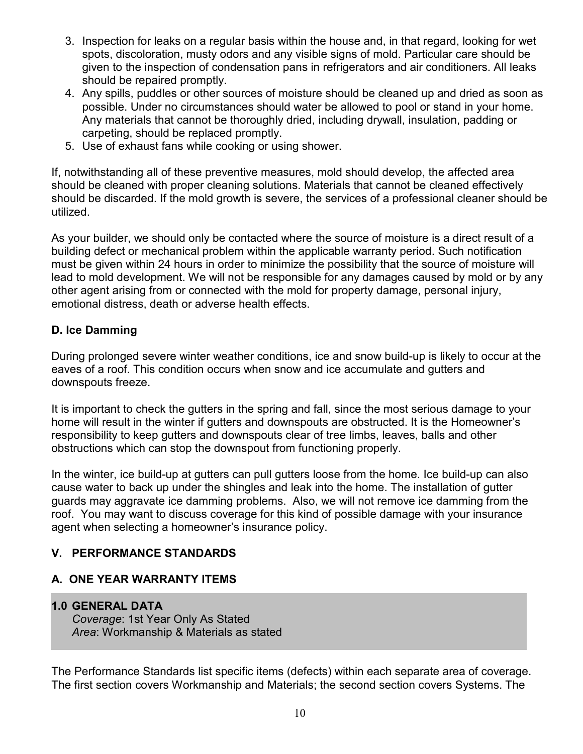3. Inspection for leaks on a regular basis within the house and, in that regard, looking for wet spots, discoloration, musty odors and any visible signs of mold. Particular care should be given to the inspection of condensation pans in refrigerators and air conditioners. All leaks should be repaired promptly.
4. Any spills, puddles or other sources of moisture should be cleaned up and dried as soon as possible. Under no circumstances should water be allowed to pool or stand in your home. Any materials that cannot be thoroughly dried, including drywall, insulation, padding or carpeting, should be replaced promptly.
5. Use of exhaust fans while cooking or using shower.

If, notwithstanding all of these preventive measures, mold should develop, the affected area should be cleaned with proper cleaning solutions. Materials that cannot be cleaned effectively should be discarded. If the mold growth is severe, the services of a professional cleaner should be utilized.

As your builder, we should only be contacted where the source of moisture is a direct result of a building defect or mechanical problem within the applicable warranty period. Such notification must be given within 24 hours in order to minimize the possibility that the source of moisture will lead to mold development. We will not be responsible for any damages caused by mold or by any other agent arising from or connected with the mold for property damage, personal injury, emotional distress, death or adverse health effects.

### D. Ice Damming

During prolonged severe winter weather conditions, ice and snow build-up is likely to occur at the eaves of a roof. This condition occurs when snow and ice accumulate and gutters and downspouts freeze.

It is important to check the gutters in the spring and fall, since the most serious damage to your home will result in the winter if gutters and downspouts are obstructed. It is the Homeowner's responsibility to keep gutters and downspouts clear of tree limbs, leaves, balls and other obstructions which can stop the downspout from functioning properly.

In the winter, ice build-up at gutters can pull gutters loose from the home. Ice build-up can also cause water to back up under the shingles and leak into the home. The installation of gutter guards may aggravate ice damming problems. Also, we will not remove ice damming from the roof. You may want to discuss coverage for this kind of possible damage with your insurance agent when selecting a homeowner's insurance policy.

## V. PERFORMANCE STANDARDS

### A. ONE YEAR WARRANTY ITEMS

**1.0 GENERAL DATA**
*Coverage*: 1st Year Only As Stated
*Area*: Workmanship & Materials as stated

The Performance Standards list specific items (defects) within each separate area of coverage. The first section covers Workmanship and Materials; the second section covers Systems. The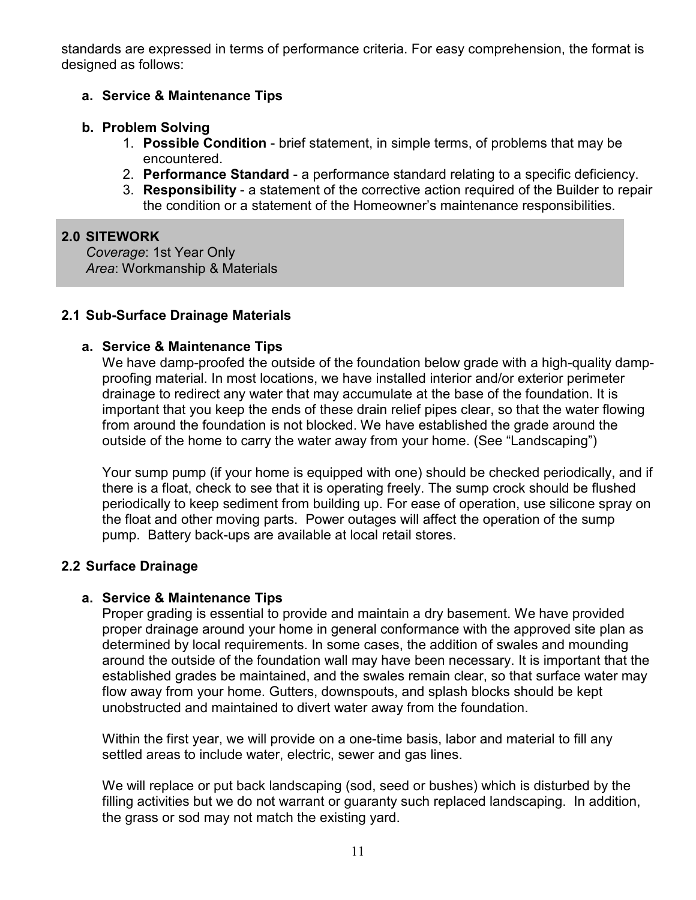standards are expressed in terms of performance criteria. For easy comprehension, the format is designed as follows:

**a. Service & Maintenance Tips**

**b. Problem Solving**

1. **Possible Condition** - brief statement, in simple terms, of problems that may be encountered.
2. **Performance Standard** - a performance standard relating to a specific deficiency.
3. **Responsibility** - a statement of the corrective action required of the Builder to repair the condition or a statement of the Homeowner's maintenance responsibilities.

## 2.0 SITEWORK

*Coverage*: 1st Year Only
*Area*: Workmanship & Materials

### 2.1 Sub-Surface Drainage Materials

**a. Service & Maintenance Tips**

We have damp-proofed the outside of the foundation below grade with a high-quality damp-proofing material. In most locations, we have installed interior and/or exterior perimeter drainage to redirect any water that may accumulate at the base of the foundation. It is important that you keep the ends of these drain relief pipes clear, so that the water flowing from around the foundation is not blocked. We have established the grade around the outside of the home to carry the water away from your home. (See "Landscaping")

Your sump pump (if your home is equipped with one) should be checked periodically, and if there is a float, check to see that it is operating freely. The sump crock should be flushed periodically to keep sediment from building up. For ease of operation, use silicone spray on the float and other moving parts. Power outages will affect the operation of the sump pump. Battery back-ups are available at local retail stores.

### 2.2 Surface Drainage

**a. Service & Maintenance Tips**

Proper grading is essential to provide and maintain a dry basement. We have provided proper drainage around your home in general conformance with the approved site plan as determined by local requirements. In some cases, the addition of swales and mounding around the outside of the foundation wall may have been necessary. It is important that the established grades be maintained, and the swales remain clear, so that surface water may flow away from your home. Gutters, downspouts, and splash blocks should be kept unobstructed and maintained to divert water away from the foundation.

Within the first year, we will provide on a one-time basis, labor and material to fill any settled areas to include water, electric, sewer and gas lines.

We will replace or put back landscaping (sod, seed or bushes) which is disturbed by the filling activities but we do not warrant or guaranty such replaced landscaping. In addition, the grass or sod may not match the existing yard.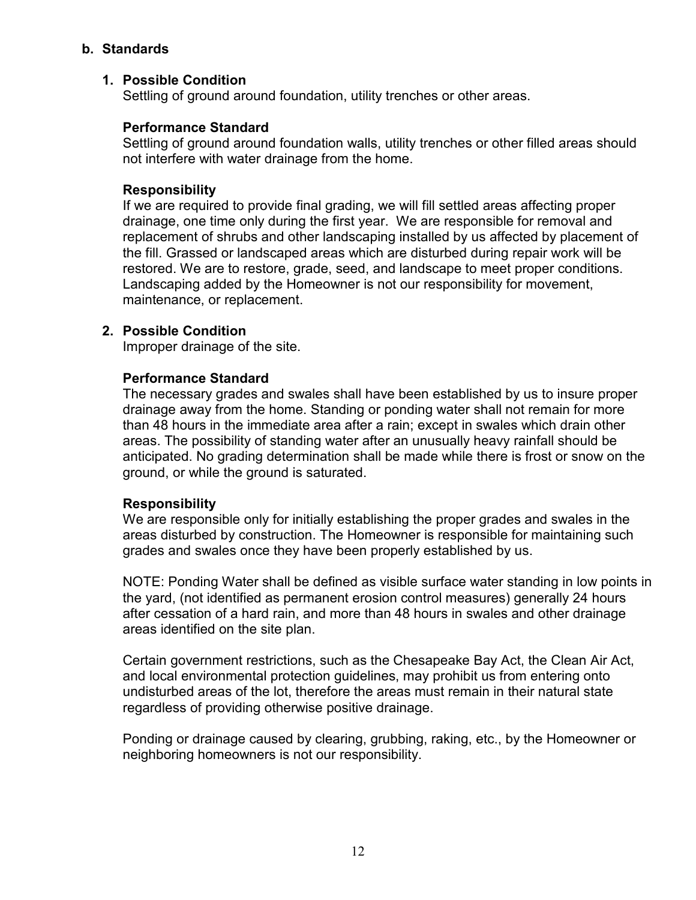## b. Standards

### 1. Possible Condition

Settling of ground around foundation, utility trenches or other areas.

**Performance Standard**

Settling of ground around foundation walls, utility trenches or other filled areas should not interfere with water drainage from the home.

**Responsibility**

If we are required to provide final grading, we will fill settled areas affecting proper drainage, one time only during the first year. We are responsible for removal and replacement of shrubs and other landscaping installed by us affected by placement of the fill. Grassed or landscaped areas which are disturbed during repair work will be restored. We are to restore, grade, seed, and landscape to meet proper conditions. Landscaping added by the Homeowner is not our responsibility for movement, maintenance, or replacement.

### 2. Possible Condition

Improper drainage of the site.

**Performance Standard**

The necessary grades and swales shall have been established by us to insure proper drainage away from the home. Standing or ponding water shall not remain for more than 48 hours in the immediate area after a rain; except in swales which drain other areas. The possibility of standing water after an unusually heavy rainfall should be anticipated. No grading determination shall be made while there is frost or snow on the ground, or while the ground is saturated.

**Responsibility**

We are responsible only for initially establishing the proper grades and swales in the areas disturbed by construction. The Homeowner is responsible for maintaining such grades and swales once they have been properly established by us.

NOTE: Ponding Water shall be defined as visible surface water standing in low points in the yard, (not identified as permanent erosion control measures) generally 24 hours after cessation of a hard rain, and more than 48 hours in swales and other drainage areas identified on the site plan.

Certain government restrictions, such as the Chesapeake Bay Act, the Clean Air Act, and local environmental protection guidelines, may prohibit us from entering onto undisturbed areas of the lot, therefore the areas must remain in their natural state regardless of providing otherwise positive drainage.

Ponding or drainage caused by clearing, grubbing, raking, etc., by the Homeowner or neighboring homeowners is not our responsibility.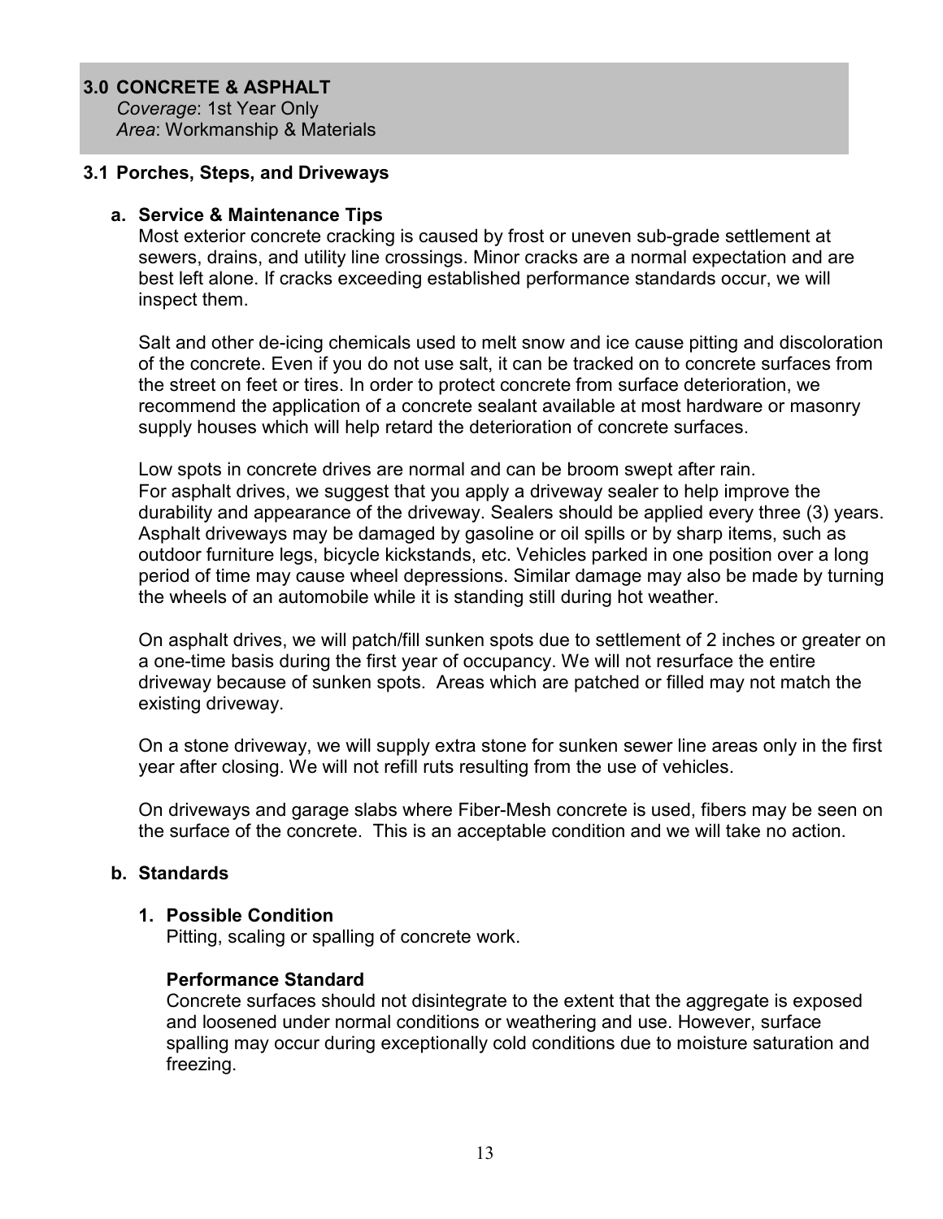## 3.0 CONCRETE & ASPHALT

*Coverage*: 1st Year Only
*Area*: Workmanship & Materials

### 3.1 Porches, Steps, and Driveways

#### a. Service & Maintenance Tips

Most exterior concrete cracking is caused by frost or uneven sub-grade settlement at sewers, drains, and utility line crossings. Minor cracks are a normal expectation and are best left alone. If cracks exceeding established performance standards occur, we will inspect them.

Salt and other de-icing chemicals used to melt snow and ice cause pitting and discoloration of the concrete. Even if you do not use salt, it can be tracked on to concrete surfaces from the street on feet or tires. In order to protect concrete from surface deterioration, we recommend the application of a concrete sealant available at most hardware or masonry supply houses which will help retard the deterioration of concrete surfaces.

Low spots in concrete drives are normal and can be broom swept after rain.
For asphalt drives, we suggest that you apply a driveway sealer to help improve the durability and appearance of the driveway. Sealers should be applied every three (3) years. Asphalt driveways may be damaged by gasoline or oil spills or by sharp items, such as outdoor furniture legs, bicycle kickstands, etc. Vehicles parked in one position over a long period of time may cause wheel depressions. Similar damage may also be made by turning the wheels of an automobile while it is standing still during hot weather.

On asphalt drives, we will patch/fill sunken spots due to settlement of 2 inches or greater on a one-time basis during the first year of occupancy. We will not resurface the entire driveway because of sunken spots. Areas which are patched or filled may not match the existing driveway.

On a stone driveway, we will supply extra stone for sunken sewer line areas only in the first year after closing. We will not refill ruts resulting from the use of vehicles.

On driveways and garage slabs where Fiber-Mesh concrete is used, fibers may be seen on the surface of the concrete. This is an acceptable condition and we will take no action.

#### b. Standards

**1. Possible Condition**
Pitting, scaling or spalling of concrete work.

**Performance Standard**
Concrete surfaces should not disintegrate to the extent that the aggregate is exposed and loosened under normal conditions or weathering and use. However, surface spalling may occur during exceptionally cold conditions due to moisture saturation and freezing.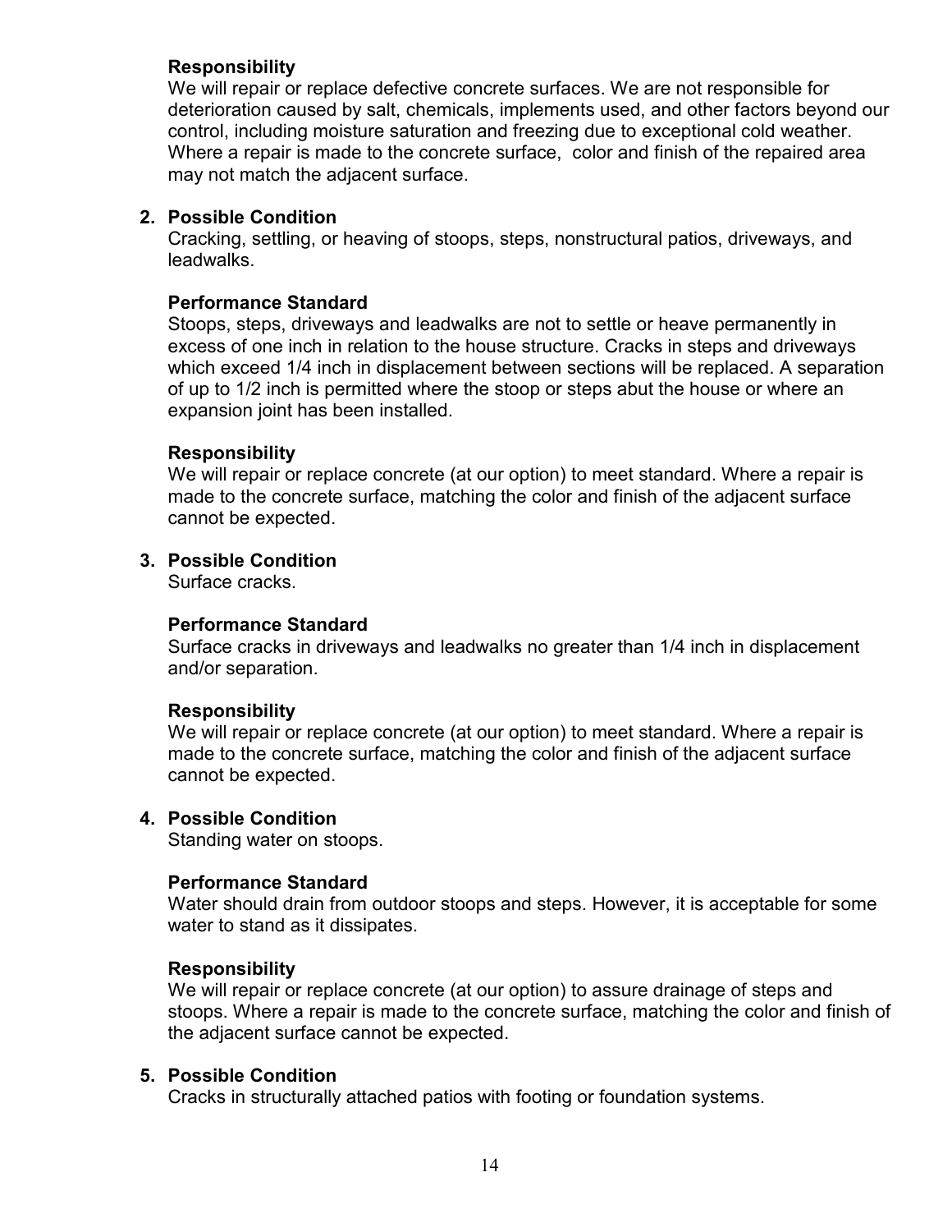**Responsibility**
We will repair or replace defective concrete surfaces. We are not responsible for deterioration caused by salt, chemicals, implements used, and other factors beyond our control, including moisture saturation and freezing due to exceptional cold weather. Where a repair is made to the concrete surface, color and finish of the repaired area may not match the adjacent surface.

2. **Possible Condition**
   Cracking, settling, or heaving of stoops, steps, nonstructural patios, driveways, and leadwalks.

   **Performance Standard**
   Stoops, steps, driveways and leadwalks are not to settle or heave permanently in excess of one inch in relation to the house structure. Cracks in steps and driveways which exceed 1/4 inch in displacement between sections will be replaced. A separation of up to 1/2 inch is permitted where the stoop or steps abut the house or where an expansion joint has been installed.

   **Responsibility**
   We will repair or replace concrete (at our option) to meet standard. Where a repair is made to the concrete surface, matching the color and finish of the adjacent surface cannot be expected.

3. **Possible Condition**
   Surface cracks.

   **Performance Standard**
   Surface cracks in driveways and leadwalks no greater than 1/4 inch in displacement and/or separation.

   **Responsibility**
   We will repair or replace concrete (at our option) to meet standard. Where a repair is made to the concrete surface, matching the color and finish of the adjacent surface cannot be expected.

4. **Possible Condition**
   Standing water on stoops.

   **Performance Standard**
   Water should drain from outdoor stoops and steps. However, it is acceptable for some water to stand as it dissipates.

   **Responsibility**
   We will repair or replace concrete (at our option) to assure drainage of steps and stoops. Where a repair is made to the concrete surface, matching the color and finish of the adjacent surface cannot be expected.

5. **Possible Condition**
   Cracks in structurally attached patios with footing or foundation systems.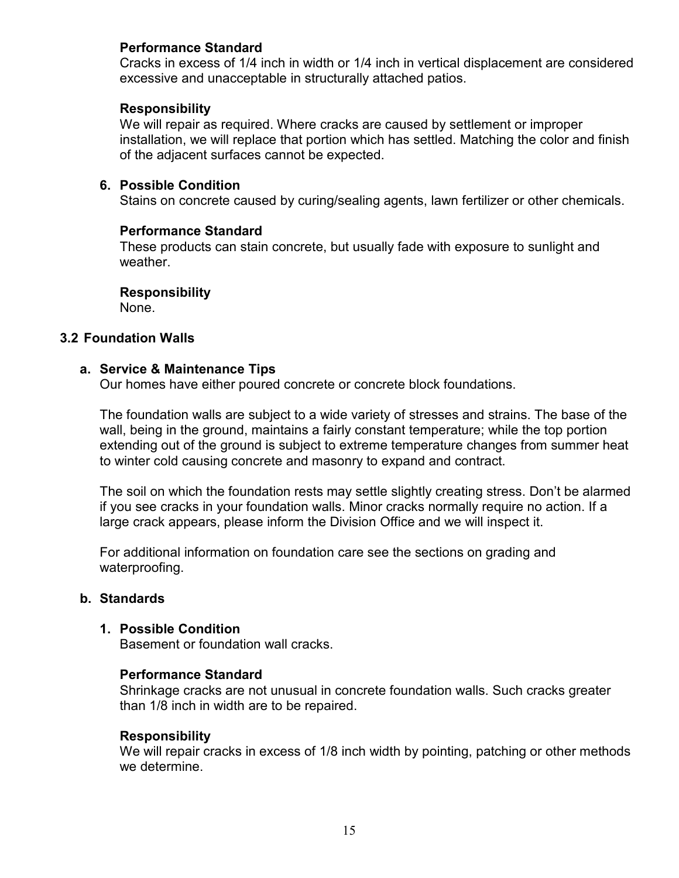**Performance Standard**
Cracks in excess of 1/4 inch in width or 1/4 inch in vertical displacement are considered excessive and unacceptable in structurally attached patios.

**Responsibility**
We will repair as required. Where cracks are caused by settlement or improper installation, we will replace that portion which has settled. Matching the color and finish of the adjacent surfaces cannot be expected.

6. **Possible Condition**
Stains on concrete caused by curing/sealing agents, lawn fertilizer or other chemicals.

**Performance Standard**
These products can stain concrete, but usually fade with exposure to sunlight and weather.

**Responsibility**
None.

## 3.2 Foundation Walls

### a. Service & Maintenance Tips

Our homes have either poured concrete or concrete block foundations.

The foundation walls are subject to a wide variety of stresses and strains. The base of the wall, being in the ground, maintains a fairly constant temperature; while the top portion extending out of the ground is subject to extreme temperature changes from summer heat to winter cold causing concrete and masonry to expand and contract.

The soil on which the foundation rests may settle slightly creating stress. Don't be alarmed if you see cracks in your foundation walls. Minor cracks normally require no action. If a large crack appears, please inform the Division Office and we will inspect it.

For additional information on foundation care see the sections on grading and waterproofing.

### b. Standards

1. **Possible Condition**
Basement or foundation wall cracks.

**Performance Standard**
Shrinkage cracks are not unusual in concrete foundation walls. Such cracks greater than 1/8 inch in width are to be repaired.

**Responsibility**
We will repair cracks in excess of 1/8 inch width by pointing, patching or other methods we determine.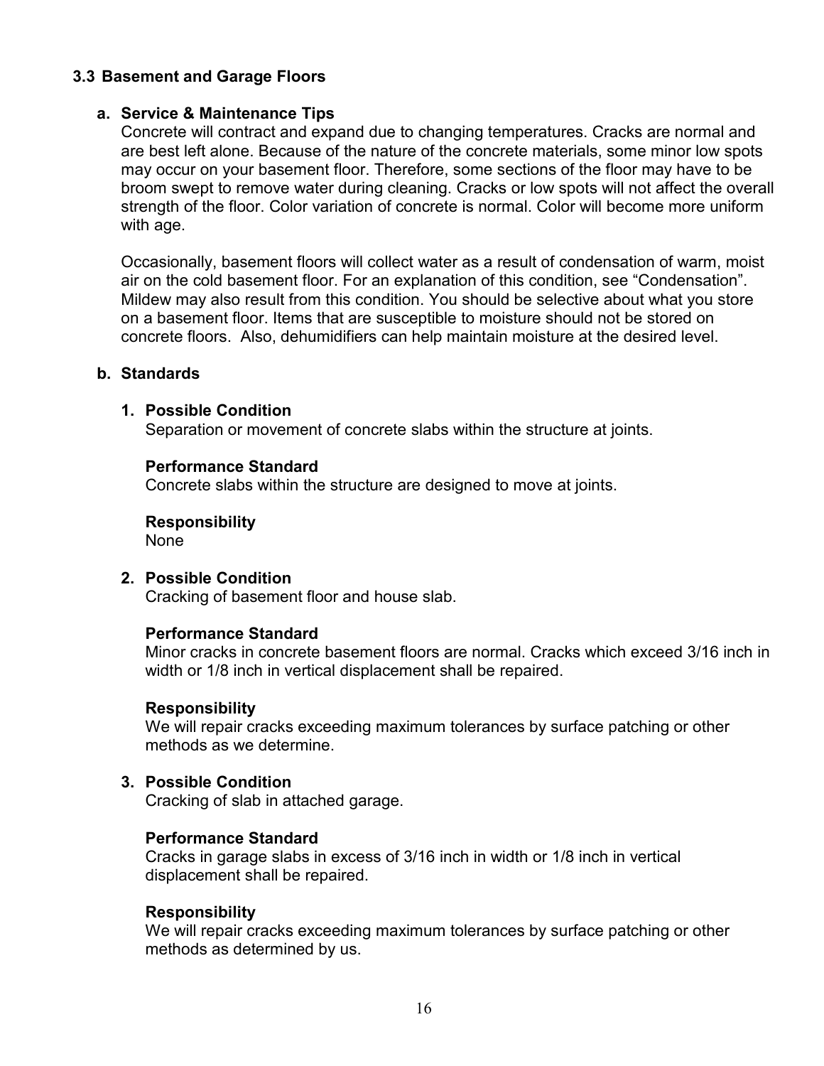### 3.3 Basement and Garage Floors

#### a. Service & Maintenance Tips

Concrete will contract and expand due to changing temperatures. Cracks are normal and are best left alone. Because of the nature of the concrete materials, some minor low spots may occur on your basement floor. Therefore, some sections of the floor may have to be broom swept to remove water during cleaning. Cracks or low spots will not affect the overall strength of the floor. Color variation of concrete is normal. Color will become more uniform with age.

Occasionally, basement floors will collect water as a result of condensation of warm, moist air on the cold basement floor. For an explanation of this condition, see “Condensation”. Mildew may also result from this condition. You should be selective about what you store on a basement floor. Items that are susceptible to moisture should not be stored on concrete floors. Also, dehumidifiers can help maintain moisture at the desired level.

#### b. Standards

**1. Possible Condition**

Separation or movement of concrete slabs within the structure at joints.

**Performance Standard**

Concrete slabs within the structure are designed to move at joints.

**Responsibility**

None

**2. Possible Condition**

Cracking of basement floor and house slab.

**Performance Standard**

Minor cracks in concrete basement floors are normal. Cracks which exceed 3/16 inch in width or 1/8 inch in vertical displacement shall be repaired.

**Responsibility**

We will repair cracks exceeding maximum tolerances by surface patching or other methods as we determine.

**3. Possible Condition**

Cracking of slab in attached garage.

**Performance Standard**

Cracks in garage slabs in excess of 3/16 inch in width or 1/8 inch in vertical displacement shall be repaired.

**Responsibility**

We will repair cracks exceeding maximum tolerances by surface patching or other methods as determined by us.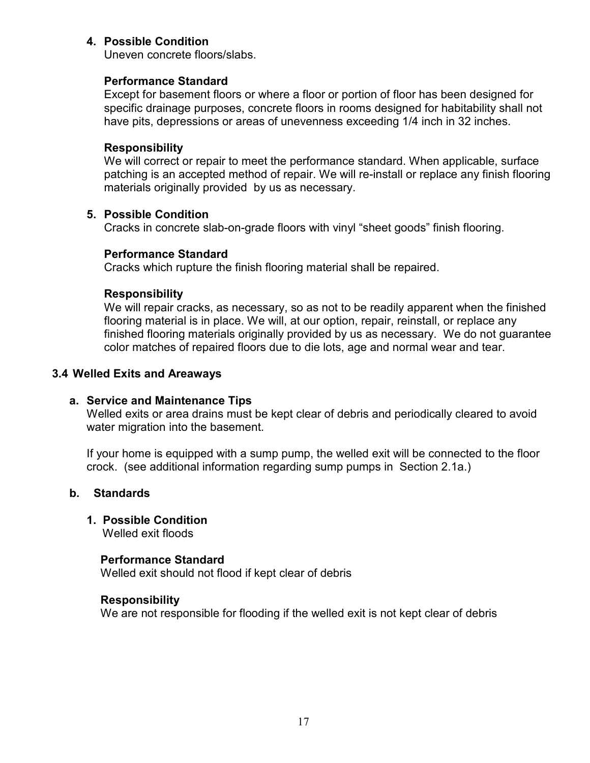4. **Possible Condition**
   Uneven concrete floors/slabs.

   **Performance Standard**
   Except for basement floors or where a floor or portion of floor has been designed for specific drainage purposes, concrete floors in rooms designed for habitability shall not have pits, depressions or areas of unevenness exceeding 1/4 inch in 32 inches.

   **Responsibility**
   We will correct or repair to meet the performance standard. When applicable, surface patching is an accepted method of repair. We will re-install or replace any finish flooring materials originally provided by us as necessary.

5. **Possible Condition**
   Cracks in concrete slab-on-grade floors with vinyl "sheet goods" finish flooring.

   **Performance Standard**
   Cracks which rupture the finish flooring material shall be repaired.

   **Responsibility**
   We will repair cracks, as necessary, so as not to be readily apparent when the finished flooring material is in place. We will, at our option, repair, reinstall, or replace any finished flooring materials originally provided by us as necessary. We do not guarantee color matches of repaired floors due to die lots, age and normal wear and tear.

### 3.4 Welled Exits and Areaways

#### a. Service and Maintenance Tips

Welled exits or area drains must be kept clear of debris and periodically cleared to avoid water migration into the basement.

If your home is equipped with a sump pump, the welled exit will be connected to the floor crock. (see additional information regarding sump pumps in Section 2.1a.)

#### b. Standards

1. **Possible Condition**
   Welled exit floods

   **Performance Standard**
   Welled exit should not flood if kept clear of debris

   **Responsibility**
   We are not responsible for flooding if the welled exit is not kept clear of debris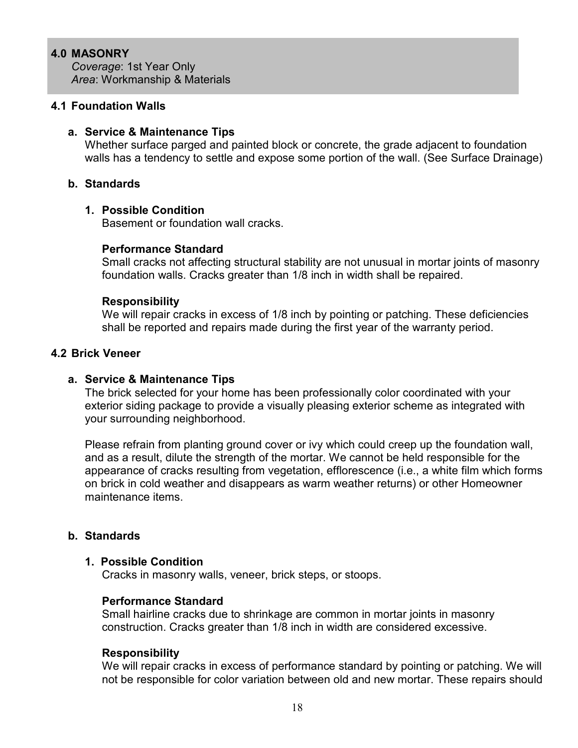## 4.0 MASONRY

*Coverage*: 1st Year Only
*Area*: Workmanship & Materials

### 4.1 Foundation Walls

**a. Service & Maintenance Tips**

Whether surface parged and painted block or concrete, the grade adjacent to foundation walls has a tendency to settle and expose some portion of the wall. (See Surface Drainage)

**b. Standards**

**1. Possible Condition**

Basement or foundation wall cracks.

**Performance Standard**

Small cracks not affecting structural stability are not unusual in mortar joints of masonry foundation walls. Cracks greater than 1/8 inch in width shall be repaired.

**Responsibility**

We will repair cracks in excess of 1/8 inch by pointing or patching. These deficiencies shall be reported and repairs made during the first year of the warranty period.

### 4.2 Brick Veneer

**a. Service & Maintenance Tips**

The brick selected for your home has been professionally color coordinated with your exterior siding package to provide a visually pleasing exterior scheme as integrated with your surrounding neighborhood.

Please refrain from planting ground cover or ivy which could creep up the foundation wall, and as a result, dilute the strength of the mortar. We cannot be held responsible for the appearance of cracks resulting from vegetation, efflorescence (i.e., a white film which forms on brick in cold weather and disappears as warm weather returns) or other Homeowner maintenance items.

**b. Standards**

**1. Possible Condition**

Cracks in masonry walls, veneer, brick steps, or stoops.

**Performance Standard**

Small hairline cracks due to shrinkage are common in mortar joints in masonry construction. Cracks greater than 1/8 inch in width are considered excessive.

**Responsibility**

We will repair cracks in excess of performance standard by pointing or patching. We will not be responsible for color variation between old and new mortar. These repairs should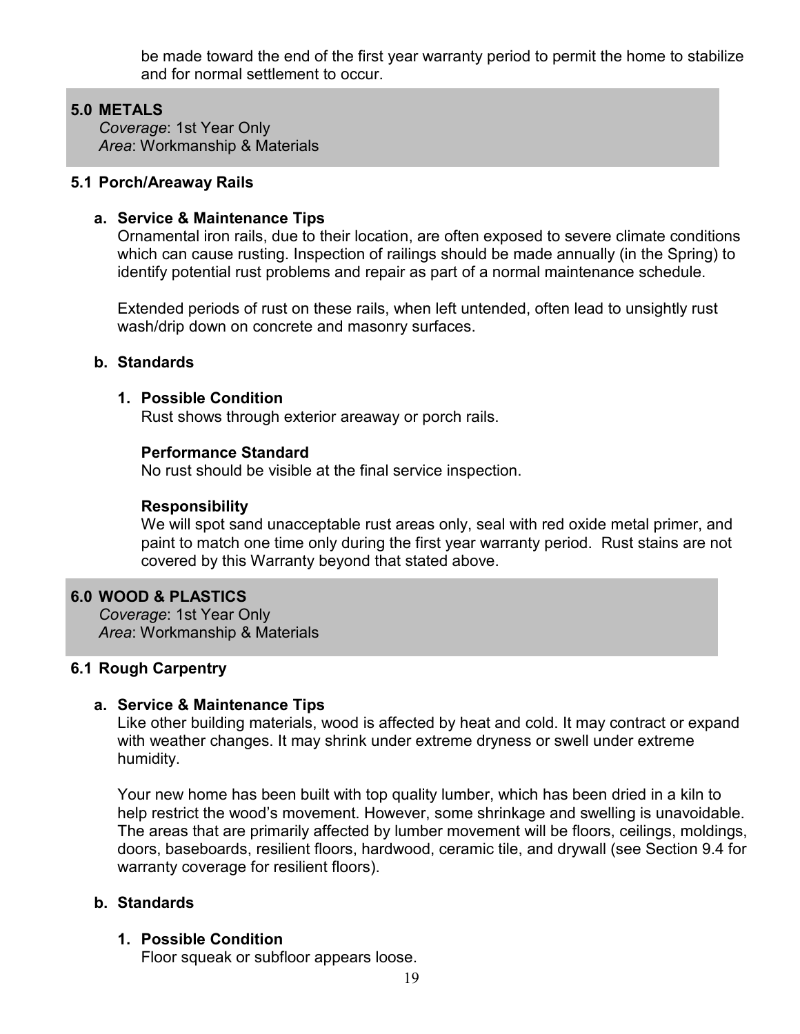be made toward the end of the first year warranty period to permit the home to stabilize and for normal settlement to occur.

## 5.0 METALS

*Coverage*: 1st Year Only
*Area*: Workmanship & Materials

### 5.1 Porch/Areaway Rails

**a. Service & Maintenance Tips**

Ornamental iron rails, due to their location, are often exposed to severe climate conditions which can cause rusting. Inspection of railings should be made annually (in the Spring) to identify potential rust problems and repair as part of a normal maintenance schedule.

Extended periods of rust on these rails, when left untended, often lead to unsightly rust wash/drip down on concrete and masonry surfaces.

**b. Standards**

**1. Possible Condition**

Rust shows through exterior areaway or porch rails.

**Performance Standard**

No rust should be visible at the final service inspection.

**Responsibility**

We will spot sand unacceptable rust areas only, seal with red oxide metal primer, and paint to match one time only during the first year warranty period. Rust stains are not covered by this Warranty beyond that stated above.

## 6.0 WOOD & PLASTICS

*Coverage*: 1st Year Only
*Area*: Workmanship & Materials

### 6.1 Rough Carpentry

**a. Service & Maintenance Tips**

Like other building materials, wood is affected by heat and cold. It may contract or expand with weather changes. It may shrink under extreme dryness or swell under extreme humidity.

Your new home has been built with top quality lumber, which has been dried in a kiln to help restrict the wood's movement. However, some shrinkage and swelling is unavoidable. The areas that are primarily affected by lumber movement will be floors, ceilings, moldings, doors, baseboards, resilient floors, hardwood, ceramic tile, and drywall (see Section 9.4 for warranty coverage for resilient floors).

**b. Standards**

**1. Possible Condition**

Floor squeak or subfloor appears loose.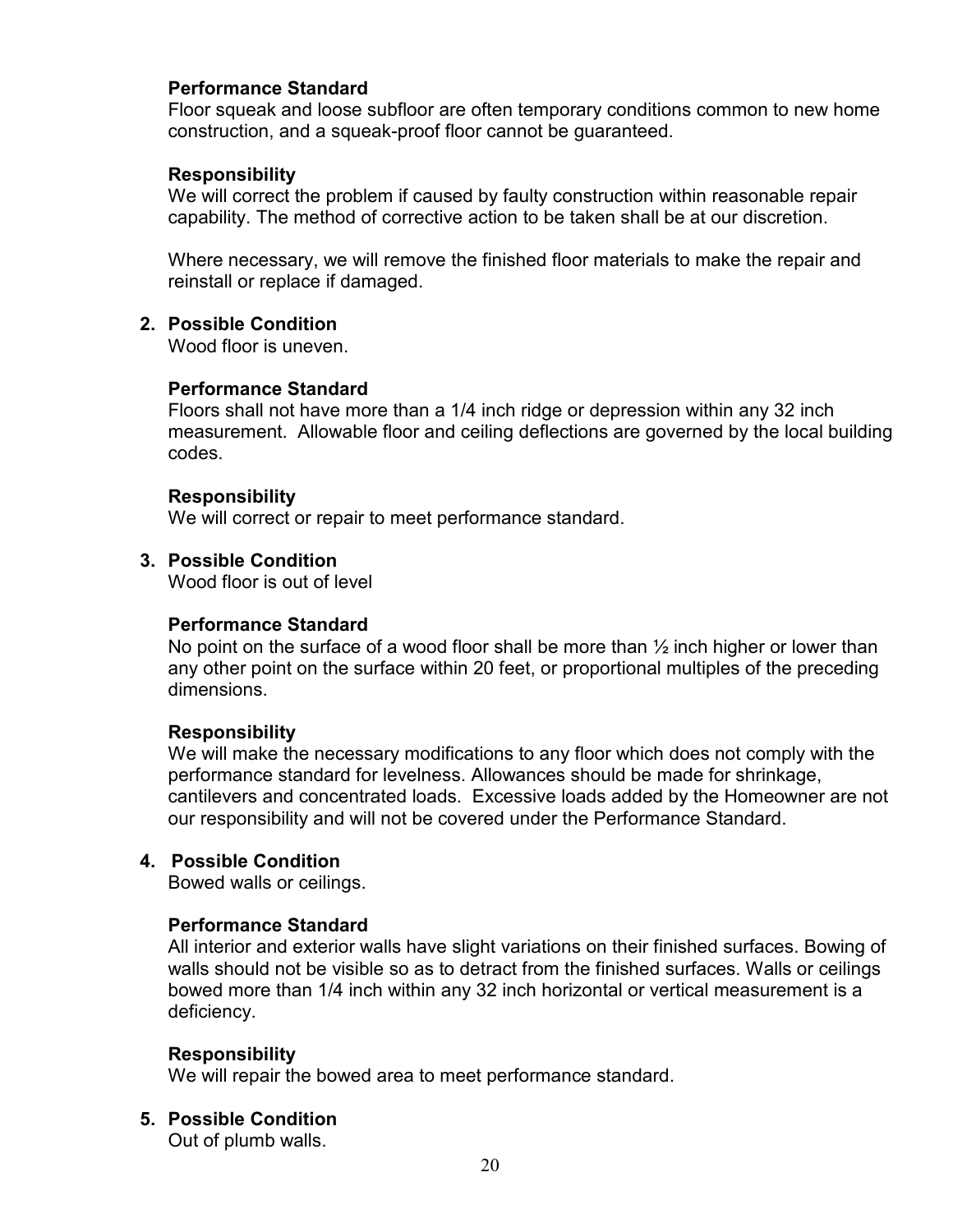**Performance Standard**
Floor squeak and loose subfloor are often temporary conditions common to new home construction, and a squeak-proof floor cannot be guaranteed.

**Responsibility**
We will correct the problem if caused by faulty construction within reasonable repair capability. The method of corrective action to be taken shall be at our discretion.

Where necessary, we will remove the finished floor materials to make the repair and reinstall or replace if damaged.

2. **Possible Condition**
   Wood floor is uneven.

   **Performance Standard**
   Floors shall not have more than a 1/4 inch ridge or depression within any 32 inch measurement. Allowable floor and ceiling deflections are governed by the local building codes.

   **Responsibility**
   We will correct or repair to meet performance standard.

3. **Possible Condition**
   Wood floor is out of level

   **Performance Standard**
   No point on the surface of a wood floor shall be more than ½ inch higher or lower than any other point on the surface within 20 feet, or proportional multiples of the preceding dimensions.

   **Responsibility**
   We will make the necessary modifications to any floor which does not comply with the performance standard for levelness. Allowances should be made for shrinkage, cantilevers and concentrated loads. Excessive loads added by the Homeowner are not our responsibility and will not be covered under the Performance Standard.

4. **Possible Condition**
   Bowed walls or ceilings.

   **Performance Standard**
   All interior and exterior walls have slight variations on their finished surfaces. Bowing of walls should not be visible so as to detract from the finished surfaces. Walls or ceilings bowed more than 1/4 inch within any 32 inch horizontal or vertical measurement is a deficiency.

   **Responsibility**
   We will repair the bowed area to meet performance standard.

5. **Possible Condition**
   Out of plumb walls.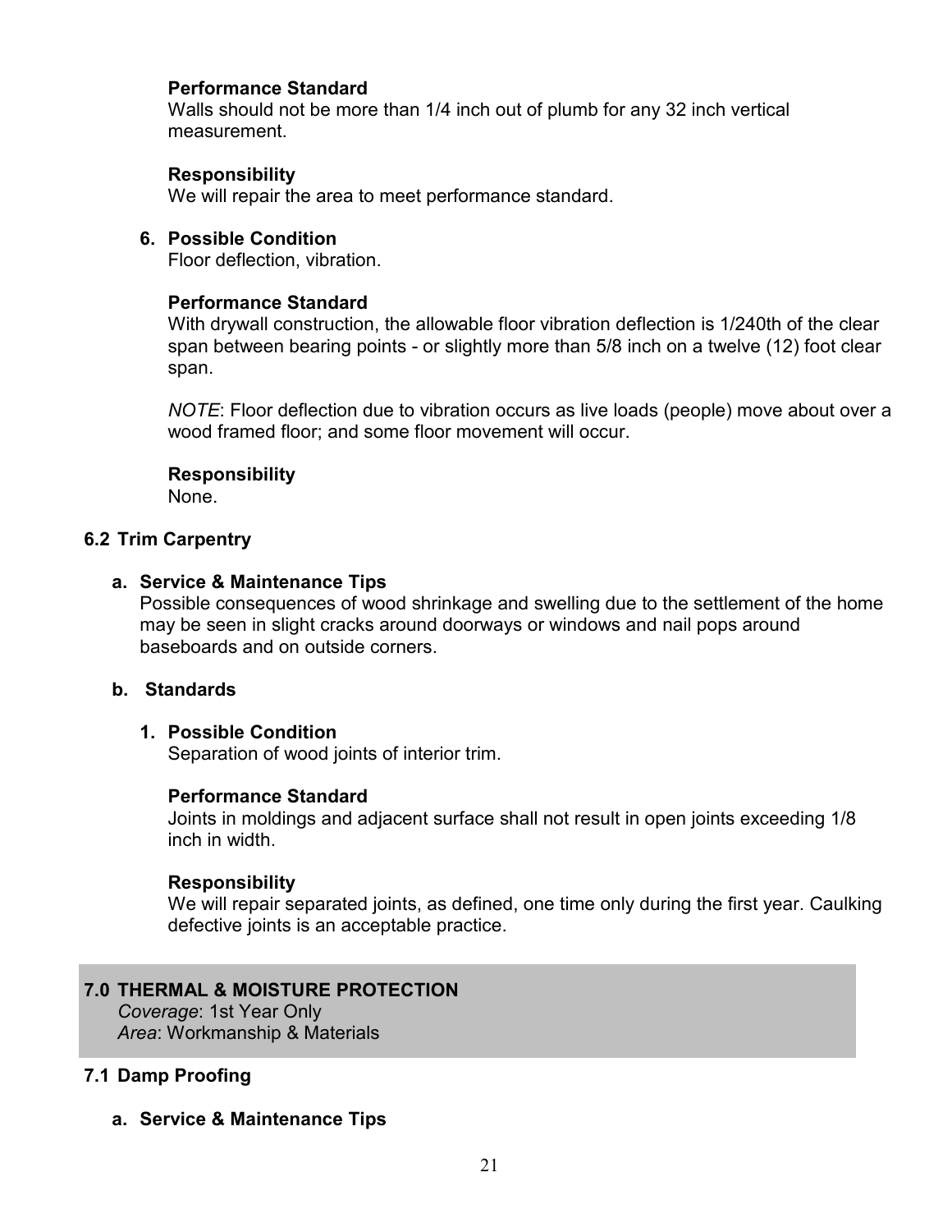**Performance Standard**
Walls should not be more than 1/4 inch out of plumb for any 32 inch vertical measurement.

**Responsibility**
We will repair the area to meet performance standard.

6. **Possible Condition**
   Floor deflection, vibration.

   **Performance Standard**
   With drywall construction, the allowable floor vibration deflection is 1/240th of the clear span between bearing points - or slightly more than 5/8 inch on a twelve (12) foot clear span.

   *NOTE*: Floor deflection due to vibration occurs as live loads (people) move about over a wood framed floor; and some floor movement will occur.

   **Responsibility**
   None.

### 6.2 Trim Carpentry

**a. Service & Maintenance Tips**
Possible consequences of wood shrinkage and swelling due to the settlement of the home may be seen in slight cracks around doorways or windows and nail pops around baseboards and on outside corners.

**b. Standards**

1. **Possible Condition**
   Separation of wood joints of interior trim.

   **Performance Standard**
   Joints in moldings and adjacent surface shall not result in open joints exceeding 1/8 inch in width.

   **Responsibility**
   We will repair separated joints, as defined, one time only during the first year. Caulking defective joints is an acceptable practice.

## 7.0 THERMAL & MOISTURE PROTECTION

*Coverage*: 1st Year Only
*Area*: Workmanship & Materials

### 7.1 Damp Proofing

**a. Service & Maintenance Tips**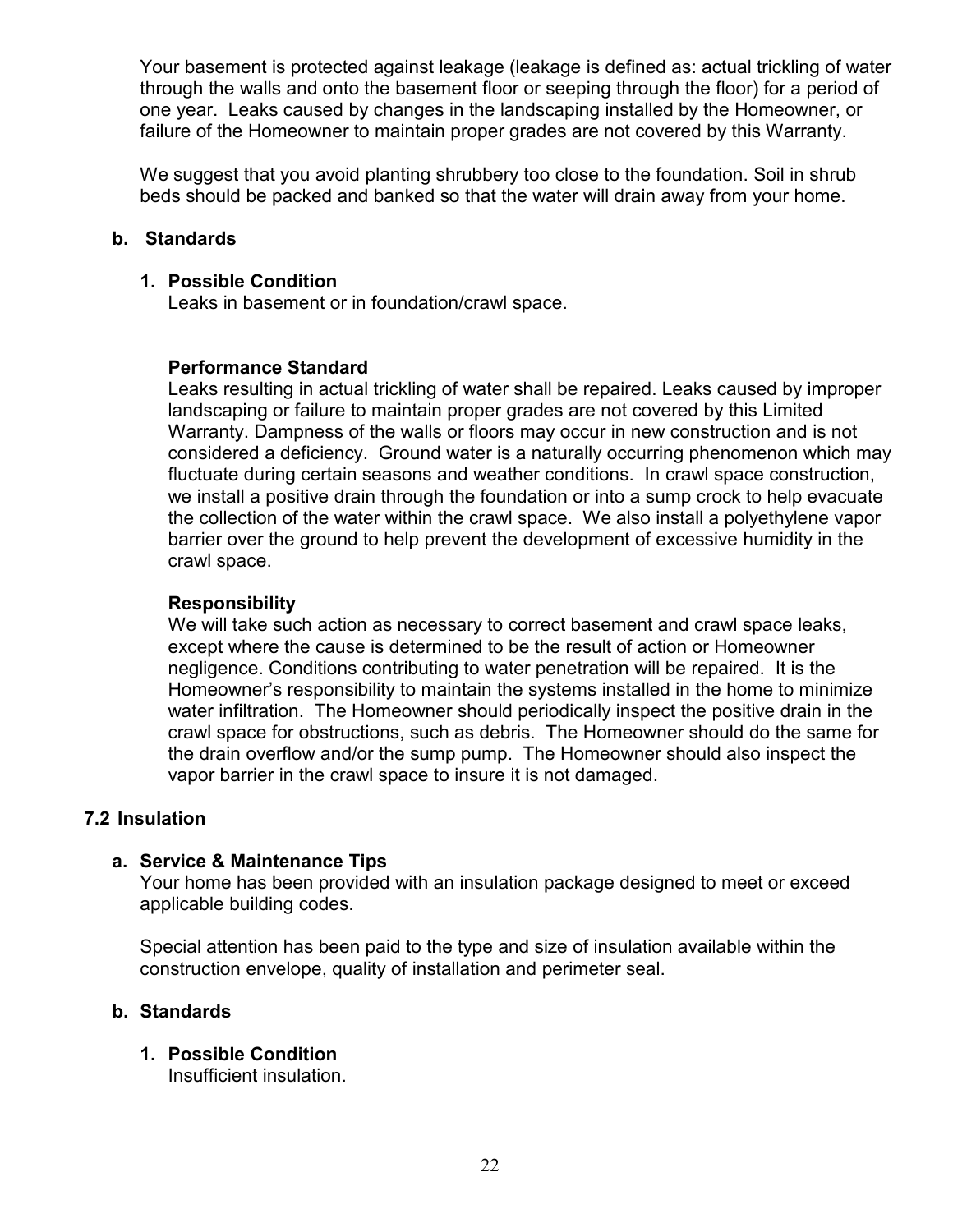Your basement is protected against leakage (leakage is defined as: actual trickling of water through the walls and onto the basement floor or seeping through the floor) for a period of one year. Leaks caused by changes in the landscaping installed by the Homeowner, or failure of the Homeowner to maintain proper grades are not covered by this Warranty.

We suggest that you avoid planting shrubbery too close to the foundation. Soil in shrub beds should be packed and banked so that the water will drain away from your home.

**b. Standards**

**1. Possible Condition**
Leaks in basement or in foundation/crawl space.

**Performance Standard**
Leaks resulting in actual trickling of water shall be repaired. Leaks caused by improper landscaping or failure to maintain proper grades are not covered by this Limited Warranty. Dampness of the walls or floors may occur in new construction and is not considered a deficiency. Ground water is a naturally occurring phenomenon which may fluctuate during certain seasons and weather conditions. In crawl space construction, we install a positive drain through the foundation or into a sump crock to help evacuate the collection of the water within the crawl space. We also install a polyethylene vapor barrier over the ground to help prevent the development of excessive humidity in the crawl space.

**Responsibility**
We will take such action as necessary to correct basement and crawl space leaks, except where the cause is determined to be the result of action or Homeowner negligence. Conditions contributing to water penetration will be repaired. It is the Homeowner's responsibility to maintain the systems installed in the home to minimize water infiltration. The Homeowner should periodically inspect the positive drain in the crawl space for obstructions, such as debris. The Homeowner should do the same for the drain overflow and/or the sump pump. The Homeowner should also inspect the vapor barrier in the crawl space to insure it is not damaged.

## 7.2 Insulation

**a. Service & Maintenance Tips**
Your home has been provided with an insulation package designed to meet or exceed applicable building codes.

Special attention has been paid to the type and size of insulation available within the construction envelope, quality of installation and perimeter seal.

**b. Standards**

**1. Possible Condition**
Insufficient insulation.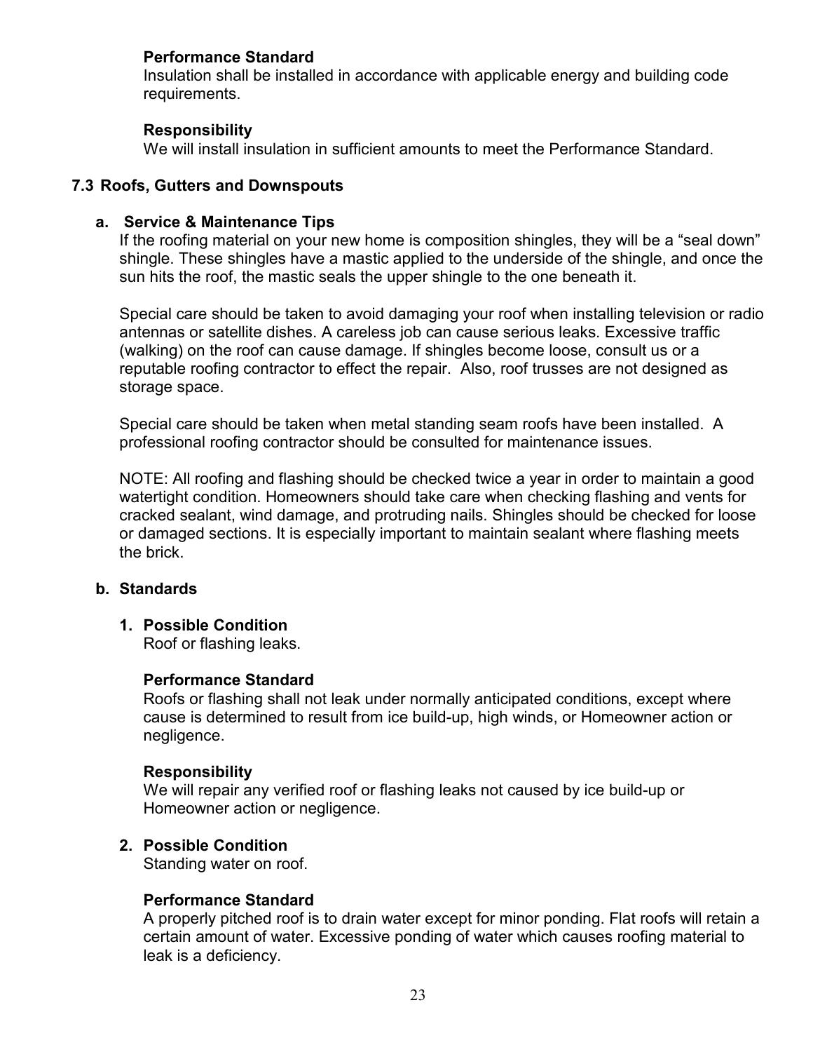**Performance Standard**
Insulation shall be installed in accordance with applicable energy and building code requirements.

**Responsibility**
We will install insulation in sufficient amounts to meet the Performance Standard.

### 7.3 Roofs, Gutters and Downspouts

#### a. Service & Maintenance Tips

If the roofing material on your new home is composition shingles, they will be a "seal down" shingle. These shingles have a mastic applied to the underside of the shingle, and once the sun hits the roof, the mastic seals the upper shingle to the one beneath it.

Special care should be taken to avoid damaging your roof when installing television or radio antennas or satellite dishes. A careless job can cause serious leaks. Excessive traffic (walking) on the roof can cause damage. If shingles become loose, consult us or a reputable roofing contractor to effect the repair. Also, roof trusses are not designed as storage space.

Special care should be taken when metal standing seam roofs have been installed. A professional roofing contractor should be consulted for maintenance issues.

NOTE: All roofing and flashing should be checked twice a year in order to maintain a good watertight condition. Homeowners should take care when checking flashing and vents for cracked sealant, wind damage, and protruding nails. Shingles should be checked for loose or damaged sections. It is especially important to maintain sealant where flashing meets the brick.

#### b. Standards

**1. Possible Condition**
Roof or flashing leaks.

**Performance Standard**
Roofs or flashing shall not leak under normally anticipated conditions, except where cause is determined to result from ice build-up, high winds, or Homeowner action or negligence.

**Responsibility**
We will repair any verified roof or flashing leaks not caused by ice build-up or Homeowner action or negligence.

**2. Possible Condition**
Standing water on roof.

**Performance Standard**
A properly pitched roof is to drain water except for minor ponding. Flat roofs will retain a certain amount of water. Excessive ponding of water which causes roofing material to leak is a deficiency.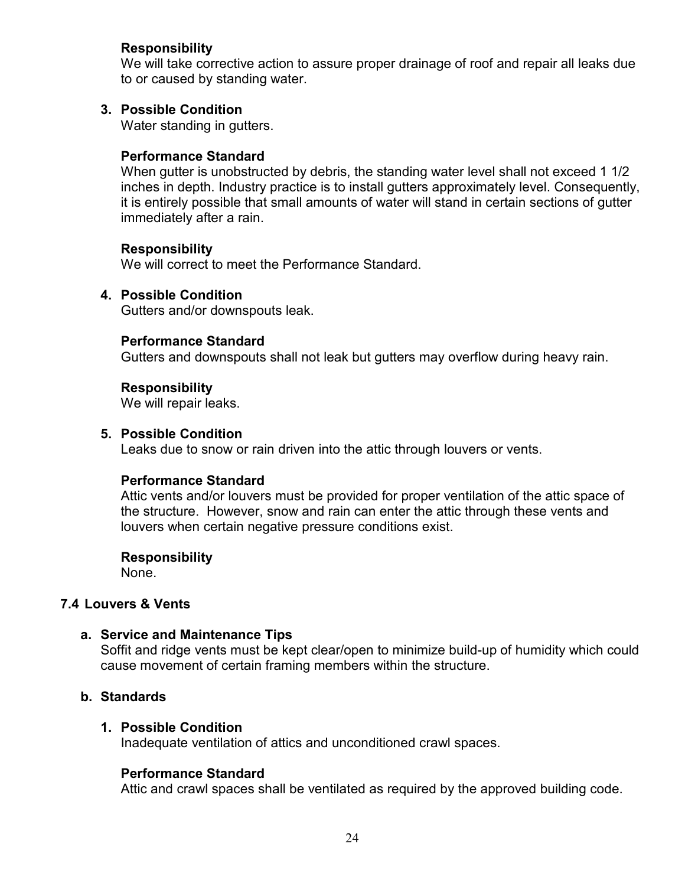**Responsibility**
We will take corrective action to assure proper drainage of roof and repair all leaks due to or caused by standing water.

3. **Possible Condition**
Water standing in gutters.

**Performance Standard**
When gutter is unobstructed by debris, the standing water level shall not exceed 1 1/2 inches in depth. Industry practice is to install gutters approximately level. Consequently, it is entirely possible that small amounts of water will stand in certain sections of gutter immediately after a rain.

**Responsibility**
We will correct to meet the Performance Standard.

4. **Possible Condition**
Gutters and/or downspouts leak.

**Performance Standard**
Gutters and downspouts shall not leak but gutters may overflow during heavy rain.

**Responsibility**
We will repair leaks.

5. **Possible Condition**
Leaks due to snow or rain driven into the attic through louvers or vents.

**Performance Standard**
Attic vents and/or louvers must be provided for proper ventilation of the attic space of the structure. However, snow and rain can enter the attic through these vents and louvers when certain negative pressure conditions exist.

**Responsibility**
None.

## 7.4 Louvers & Vents

### a. Service and Maintenance Tips

Soffit and ridge vents must be kept clear/open to minimize build-up of humidity which could cause movement of certain framing members within the structure.

### b. Standards

1. **Possible Condition**
Inadequate ventilation of attics and unconditioned crawl spaces.

**Performance Standard**
Attic and crawl spaces shall be ventilated as required by the approved building code.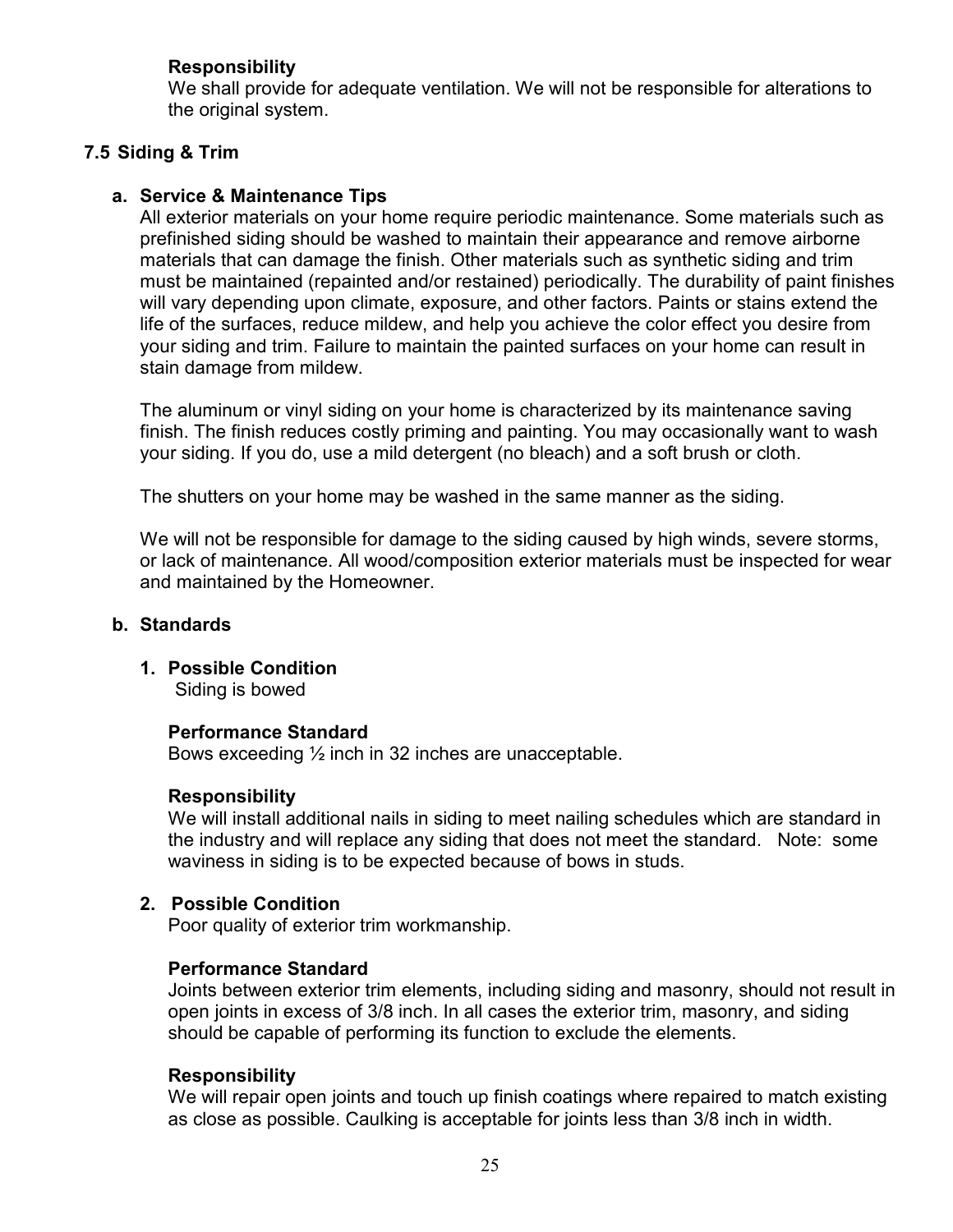**Responsibility**

We shall provide for adequate ventilation. We will not be responsible for alterations to the original system.

## 7.5 Siding & Trim

### a. Service & Maintenance Tips

All exterior materials on your home require periodic maintenance. Some materials such as prefinished siding should be washed to maintain their appearance and remove airborne materials that can damage the finish. Other materials such as synthetic siding and trim must be maintained (repainted and/or restained) periodically. The durability of paint finishes will vary depending upon climate, exposure, and other factors. Paints or stains extend the life of the surfaces, reduce mildew, and help you achieve the color effect you desire from your siding and trim. Failure to maintain the painted surfaces on your home can result in stain damage from mildew.

The aluminum or vinyl siding on your home is characterized by its maintenance saving finish. The finish reduces costly priming and painting. You may occasionally want to wash your siding. If you do, use a mild detergent (no bleach) and a soft brush or cloth.

The shutters on your home may be washed in the same manner as the siding.

We will not be responsible for damage to the siding caused by high winds, severe storms, or lack of maintenance. All wood/composition exterior materials must be inspected for wear and maintained by the Homeowner.

### b. Standards

**1. Possible Condition**

Siding is bowed

**Performance Standard**

Bows exceeding ½ inch in 32 inches are unacceptable.

**Responsibility**

We will install additional nails in siding to meet nailing schedules which are standard in the industry and will replace any siding that does not meet the standard. Note: some waviness in siding is to be expected because of bows in studs.

**2. Possible Condition**

Poor quality of exterior trim workmanship.

**Performance Standard**

Joints between exterior trim elements, including siding and masonry, should not result in open joints in excess of 3/8 inch. In all cases the exterior trim, masonry, and siding should be capable of performing its function to exclude the elements.

**Responsibility**

We will repair open joints and touch up finish coatings where repaired to match existing as close as possible. Caulking is acceptable for joints less than 3/8 inch in width.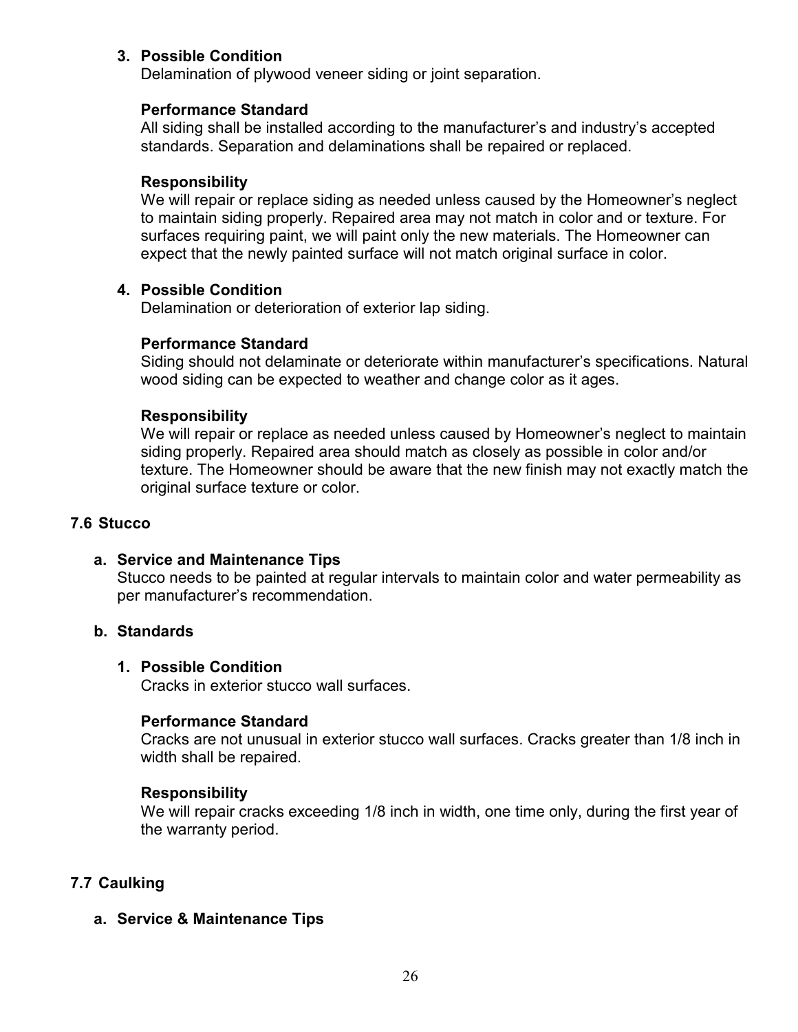3. **Possible Condition**
   Delamination of plywood veneer siding or joint separation.

   **Performance Standard**
   All siding shall be installed according to the manufacturer's and industry's accepted standards. Separation and delaminations shall be repaired or replaced.

   **Responsibility**
   We will repair or replace siding as needed unless caused by the Homeowner's neglect to maintain siding properly. Repaired area may not match in color and or texture. For surfaces requiring paint, we will paint only the new materials. The Homeowner can expect that the newly painted surface will not match original surface in color.

4. **Possible Condition**
   Delamination or deterioration of exterior lap siding.

   **Performance Standard**
   Siding should not delaminate or deteriorate within manufacturer's specifications. Natural wood siding can be expected to weather and change color as it ages.

   **Responsibility**
   We will repair or replace as needed unless caused by Homeowner's neglect to maintain siding properly. Repaired area should match as closely as possible in color and/or texture. The Homeowner should be aware that the new finish may not exactly match the original surface texture or color.

## 7.6 Stucco

### a. Service and Maintenance Tips

Stucco needs to be painted at regular intervals to maintain color and water permeability as per manufacturer's recommendation.

### b. Standards

1. **Possible Condition**
   Cracks in exterior stucco wall surfaces.

   **Performance Standard**
   Cracks are not unusual in exterior stucco wall surfaces. Cracks greater than 1/8 inch in width shall be repaired.

   **Responsibility**
   We will repair cracks exceeding 1/8 inch in width, one time only, during the first year of the warranty period.

## 7.7 Caulking

### a. Service & Maintenance Tips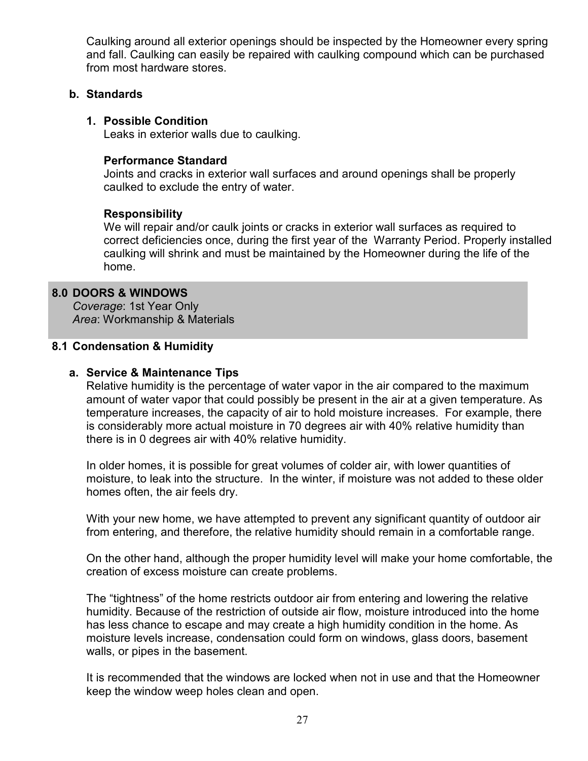Caulking around all exterior openings should be inspected by the Homeowner every spring and fall. Caulking can easily be repaired with caulking compound which can be purchased from most hardware stores.

### b. Standards

#### 1. Possible Condition

Leaks in exterior walls due to caulking.

**Performance Standard**

Joints and cracks in exterior wall surfaces and around openings shall be properly caulked to exclude the entry of water.

**Responsibility**

We will repair and/or caulk joints or cracks in exterior wall surfaces as required to correct deficiencies once, during the first year of the Warranty Period. Properly installed caulking will shrink and must be maintained by the Homeowner during the life of the home.

## 8.0 DOORS & WINDOWS

*Coverage*: 1st Year Only
*Area*: Workmanship & Materials

### 8.1 Condensation & Humidity

#### a. Service & Maintenance Tips

Relative humidity is the percentage of water vapor in the air compared to the maximum amount of water vapor that could possibly be present in the air at a given temperature. As temperature increases, the capacity of air to hold moisture increases. For example, there is considerably more actual moisture in 70 degrees air with 40% relative humidity than there is in 0 degrees air with 40% relative humidity.

In older homes, it is possible for great volumes of colder air, with lower quantities of moisture, to leak into the structure. In the winter, if moisture was not added to these older homes often, the air feels dry.

With your new home, we have attempted to prevent any significant quantity of outdoor air from entering, and therefore, the relative humidity should remain in a comfortable range.

On the other hand, although the proper humidity level will make your home comfortable, the creation of excess moisture can create problems.

The "tightness" of the home restricts outdoor air from entering and lowering the relative humidity. Because of the restriction of outside air flow, moisture introduced into the home has less chance to escape and may create a high humidity condition in the home. As moisture levels increase, condensation could form on windows, glass doors, basement walls, or pipes in the basement.

It is recommended that the windows are locked when not in use and that the Homeowner keep the window weep holes clean and open.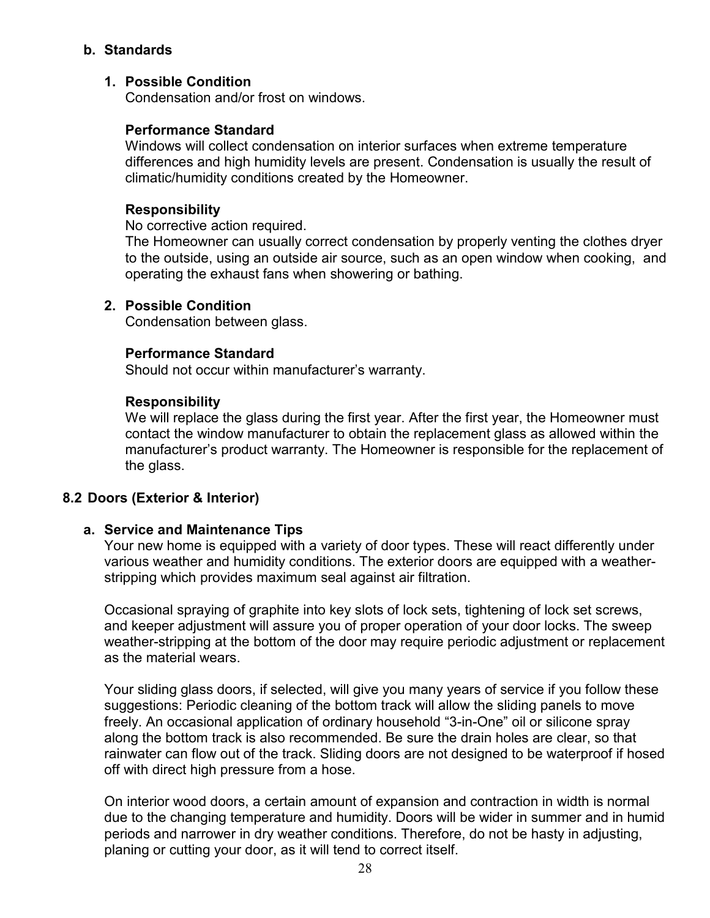### b. Standards

#### 1. Possible Condition

Condensation and/or frost on windows.

**Performance Standard**

Windows will collect condensation on interior surfaces when extreme temperature differences and high humidity levels are present. Condensation is usually the result of climatic/humidity conditions created by the Homeowner.

**Responsibility**

No corrective action required.

The Homeowner can usually correct condensation by properly venting the clothes dryer to the outside, using an outside air source, such as an open window when cooking, and operating the exhaust fans when showering or bathing.

#### 2. Possible Condition

Condensation between glass.

**Performance Standard**

Should not occur within manufacturer's warranty.

**Responsibility**

We will replace the glass during the first year. After the first year, the Homeowner must contact the window manufacturer to obtain the replacement glass as allowed within the manufacturer's product warranty. The Homeowner is responsible for the replacement of the glass.

## 8.2 Doors (Exterior & Interior)

### a. Service and Maintenance Tips

Your new home is equipped with a variety of door types. These will react differently under various weather and humidity conditions. The exterior doors are equipped with a weather-stripping which provides maximum seal against air filtration.

Occasional spraying of graphite into key slots of lock sets, tightening of lock set screws, and keeper adjustment will assure you of proper operation of your door locks. The sweep weather-stripping at the bottom of the door may require periodic adjustment or replacement as the material wears.

Your sliding glass doors, if selected, will give you many years of service if you follow these suggestions: Periodic cleaning of the bottom track will allow the sliding panels to move freely. An occasional application of ordinary household "3-in-One" oil or silicone spray along the bottom track is also recommended. Be sure the drain holes are clear, so that rainwater can flow out of the track. Sliding doors are not designed to be waterproof if hosed off with direct high pressure from a hose.

On interior wood doors, a certain amount of expansion and contraction in width is normal due to the changing temperature and humidity. Doors will be wider in summer and in humid periods and narrower in dry weather conditions. Therefore, do not be hasty in adjusting, planing or cutting your door, as it will tend to correct itself.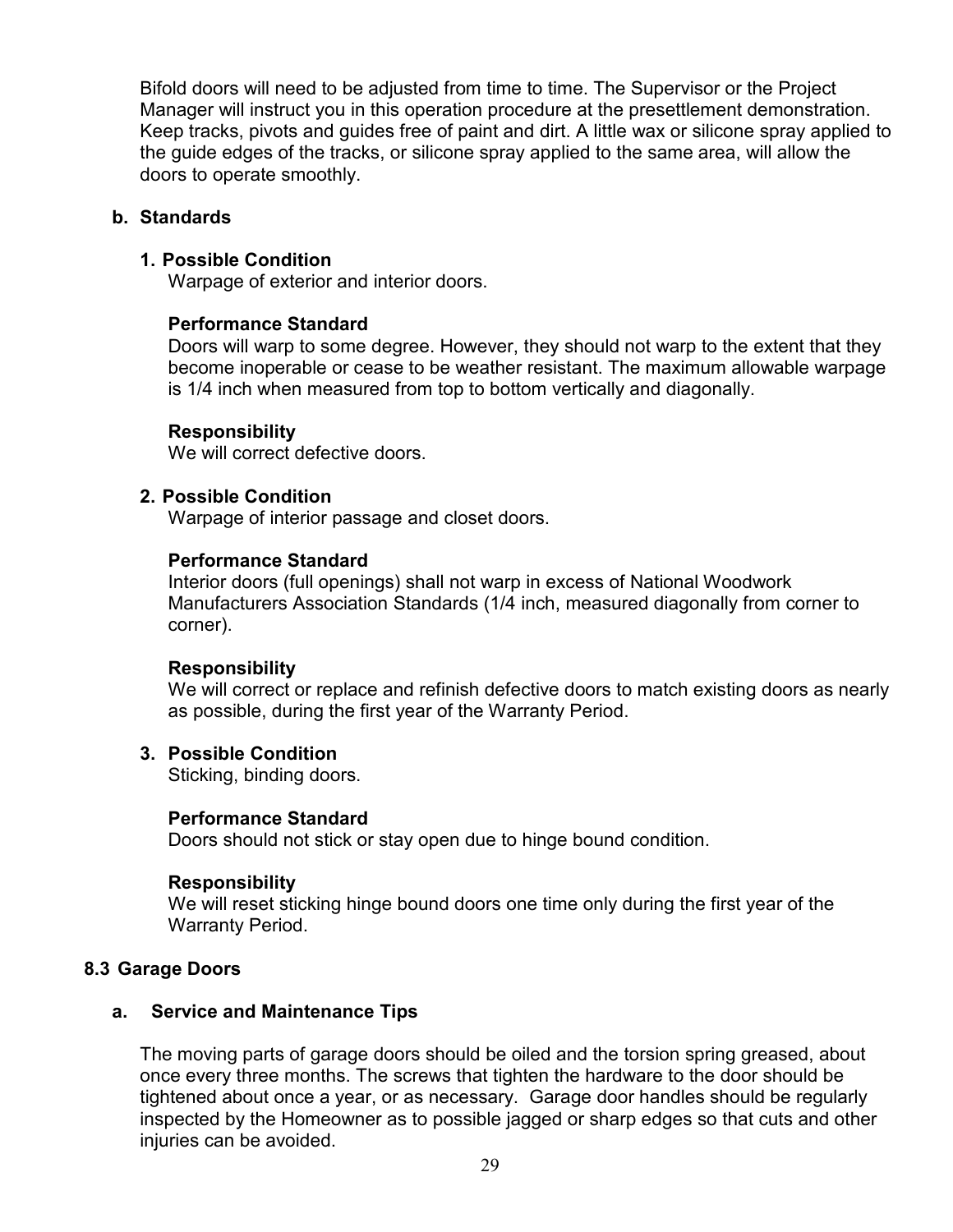Bifold doors will need to be adjusted from time to time. The Supervisor or the Project Manager will instruct you in this operation procedure at the presettlement demonstration. Keep tracks, pivots and guides free of paint and dirt. A little wax or silicone spray applied to the guide edges of the tracks, or silicone spray applied to the same area, will allow the doors to operate smoothly.

**b. Standards**

**1. Possible Condition**
Warpage of exterior and interior doors.

**Performance Standard**
Doors will warp to some degree. However, they should not warp to the extent that they become inoperable or cease to be weather resistant. The maximum allowable warpage is 1/4 inch when measured from top to bottom vertically and diagonally.

**Responsibility**
We will correct defective doors.

**2. Possible Condition**
Warpage of interior passage and closet doors.

**Performance Standard**
Interior doors (full openings) shall not warp in excess of National Woodwork Manufacturers Association Standards (1/4 inch, measured diagonally from corner to corner).

**Responsibility**
We will correct or replace and refinish defective doors to match existing doors as nearly as possible, during the first year of the Warranty Period.

**3. Possible Condition**
Sticking, binding doors.

**Performance Standard**
Doors should not stick or stay open due to hinge bound condition.

**Responsibility**
We will reset sticking hinge bound doors one time only during the first year of the Warranty Period.

### 8.3 Garage Doors

**a. Service and Maintenance Tips**

The moving parts of garage doors should be oiled and the torsion spring greased, about once every three months. The screws that tighten the hardware to the door should be tightened about once a year, or as necessary. Garage door handles should be regularly inspected by the Homeowner as to possible jagged or sharp edges so that cuts and other injuries can be avoided.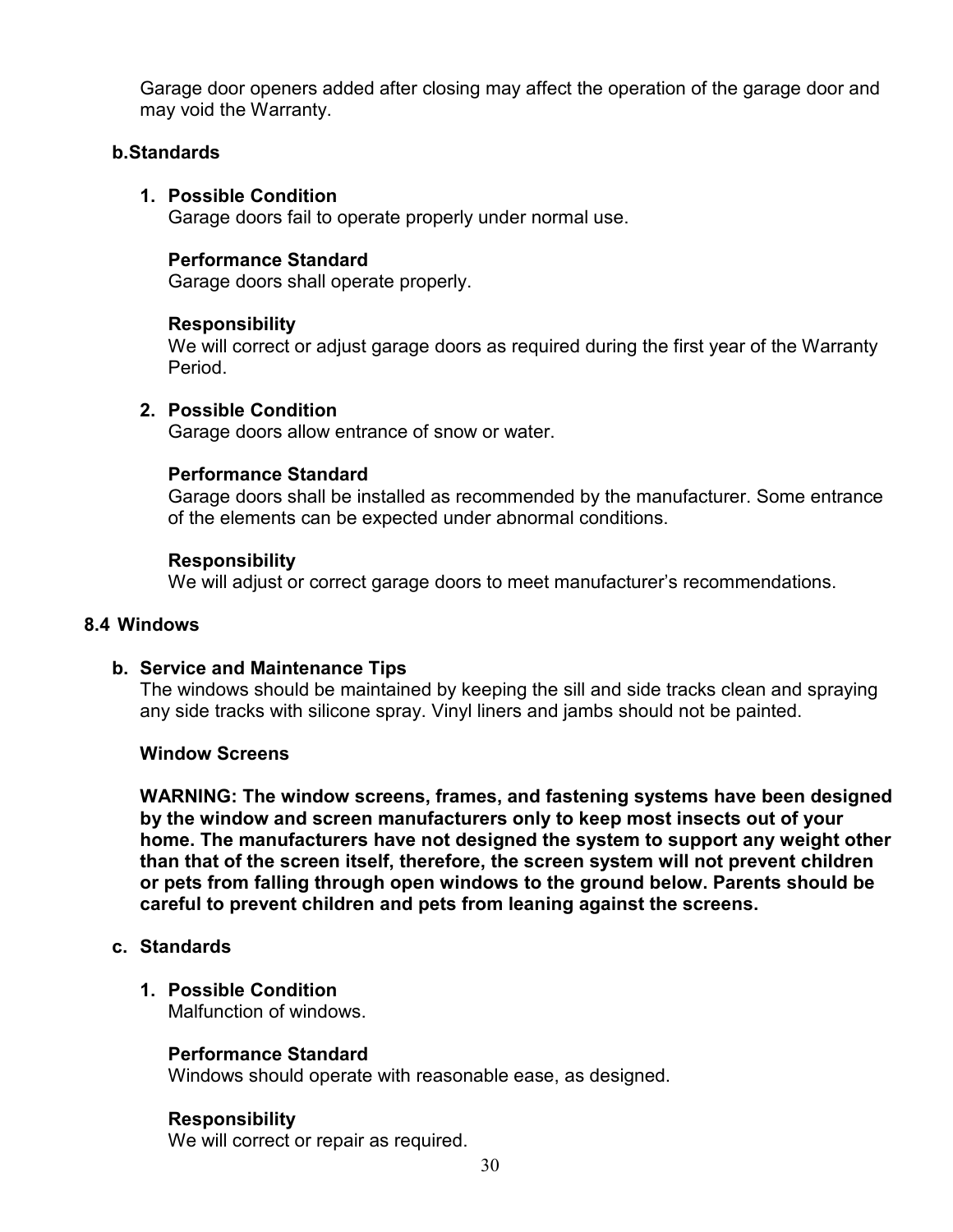Garage door openers added after closing may affect the operation of the garage door and may void the Warranty.

**b. Standards**

1. **Possible Condition**
   Garage doors fail to operate properly under normal use.

   **Performance Standard**
   Garage doors shall operate properly.

   **Responsibility**
   We will correct or adjust garage doors as required during the first year of the Warranty Period.

2. **Possible Condition**
   Garage doors allow entrance of snow or water.

   **Performance Standard**
   Garage doors shall be installed as recommended by the manufacturer. Some entrance of the elements can be expected under abnormal conditions.

   **Responsibility**
   We will adjust or correct garage doors to meet manufacturer's recommendations.

### 8.4 Windows

**b. Service and Maintenance Tips**

The windows should be maintained by keeping the sill and side tracks clean and spraying any side tracks with silicone spray. Vinyl liners and jambs should not be painted.

**Window Screens**

**WARNING: The window screens, frames, and fastening systems have been designed by the window and screen manufacturers only to keep most insects out of your home. The manufacturers have not designed the system to support any weight other than that of the screen itself, therefore, the screen system will not prevent children or pets from falling through open windows to the ground below. Parents should be careful to prevent children and pets from leaning against the screens.**

**c. Standards**

1. **Possible Condition**
   Malfunction of windows.

   **Performance Standard**
   Windows should operate with reasonable ease, as designed.

   **Responsibility**
   We will correct or repair as required.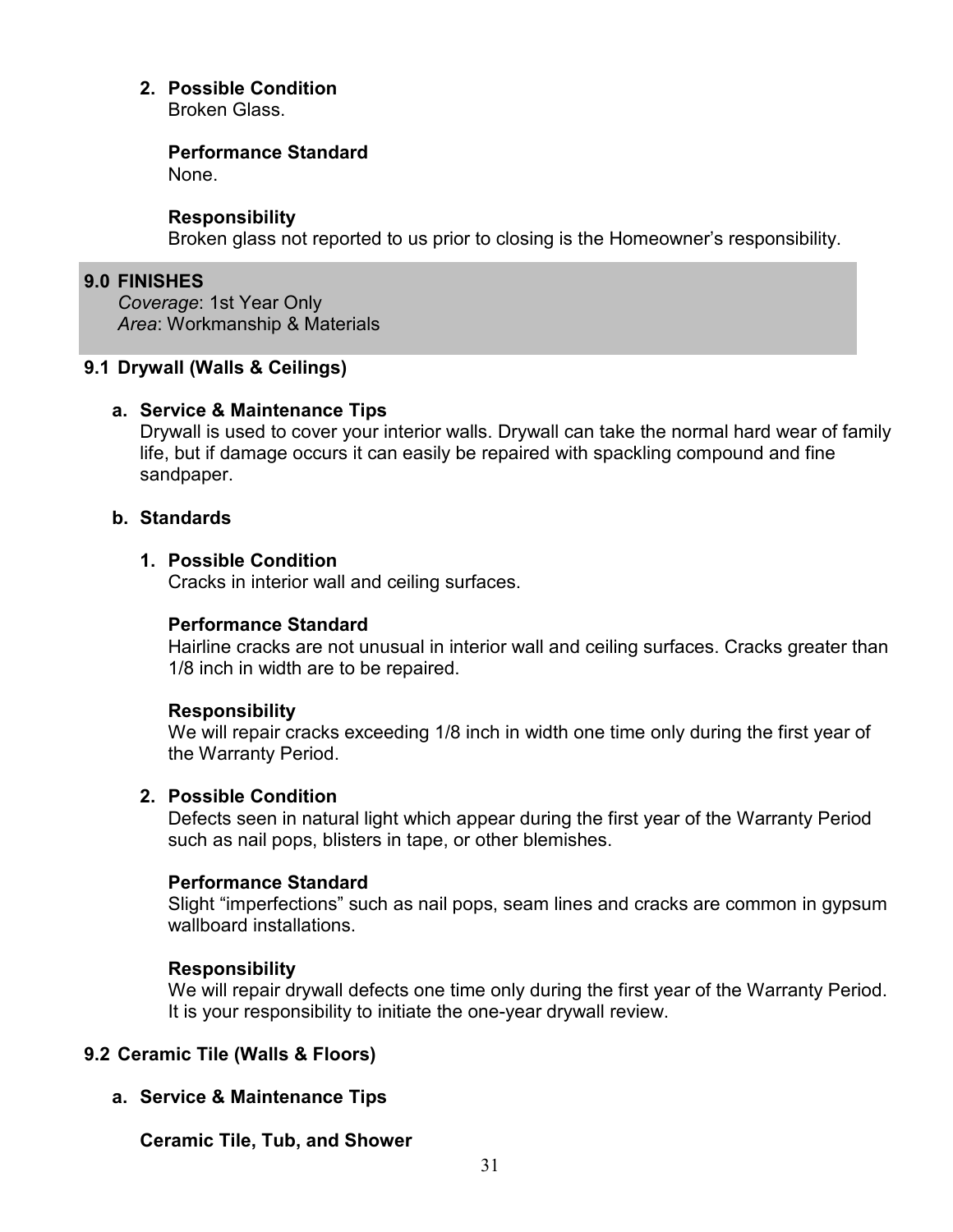**2. Possible Condition**
Broken Glass.

**Performance Standard**
None.

**Responsibility**
Broken glass not reported to us prior to closing is the Homeowner's responsibility.

## 9.0 FINISHES

*Coverage*: 1st Year Only
*Area*: Workmanship & Materials

### 9.1 Drywall (Walls & Ceilings)

**a. Service & Maintenance Tips**

Drywall is used to cover your interior walls. Drywall can take the normal hard wear of family life, but if damage occurs it can easily be repaired with spackling compound and fine sandpaper.

**b. Standards**

**1. Possible Condition**
Cracks in interior wall and ceiling surfaces.

**Performance Standard**
Hairline cracks are not unusual in interior wall and ceiling surfaces. Cracks greater than 1/8 inch in width are to be repaired.

**Responsibility**
We will repair cracks exceeding 1/8 inch in width one time only during the first year of the Warranty Period.

**2. Possible Condition**
Defects seen in natural light which appear during the first year of the Warranty Period such as nail pops, blisters in tape, or other blemishes.

**Performance Standard**
Slight "imperfections" such as nail pops, seam lines and cracks are common in gypsum wallboard installations.

**Responsibility**
We will repair drywall defects one time only during the first year of the Warranty Period. It is your responsibility to initiate the one-year drywall review.

### 9.2 Ceramic Tile (Walls & Floors)

**a. Service & Maintenance Tips**

**Ceramic Tile, Tub, and Shower**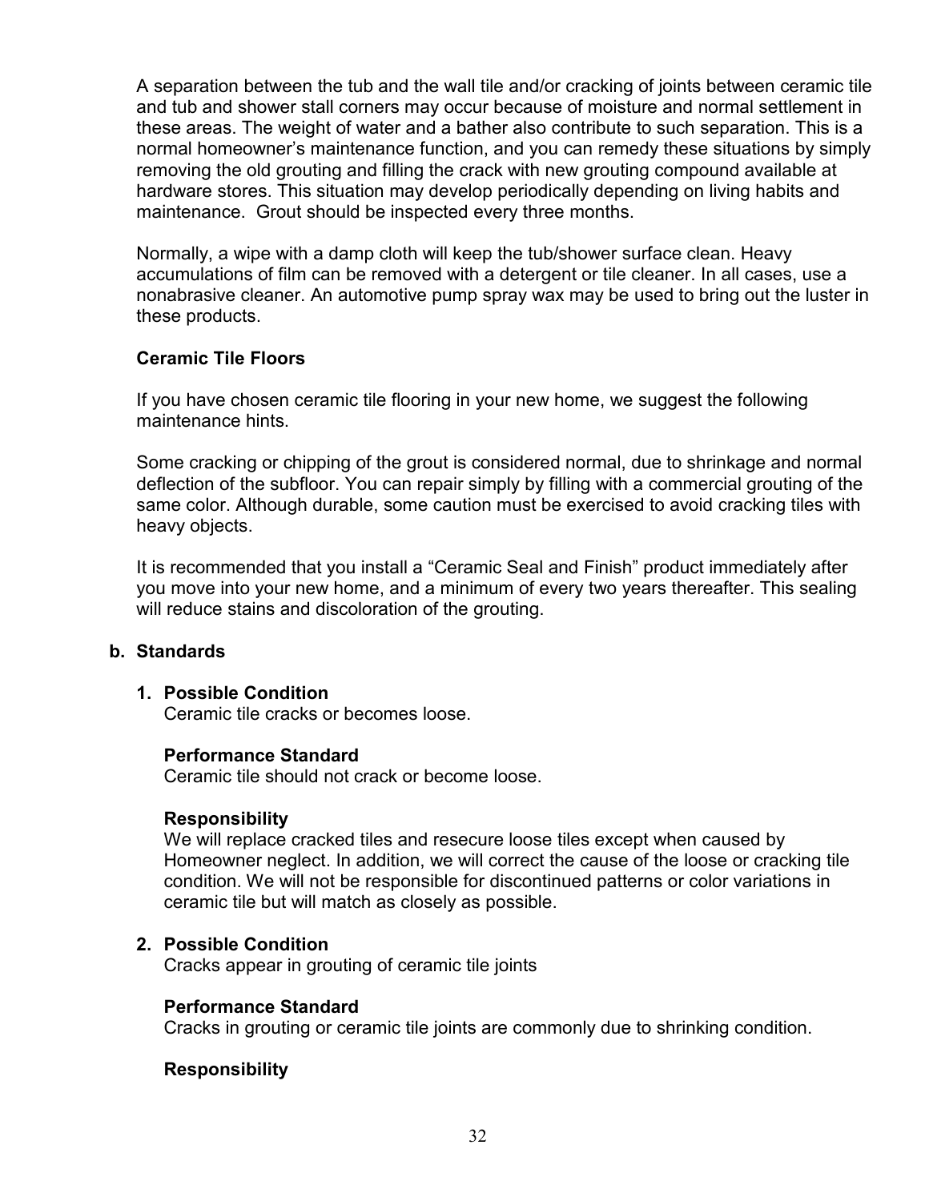A separation between the tub and the wall tile and/or cracking of joints between ceramic tile and tub and shower stall corners may occur because of moisture and normal settlement in these areas. The weight of water and a bather also contribute to such separation. This is a normal homeowner's maintenance function, and you can remedy these situations by simply removing the old grouting and filling the crack with new grouting compound available at hardware stores. This situation may develop periodically depending on living habits and maintenance. Grout should be inspected every three months.

Normally, a wipe with a damp cloth will keep the tub/shower surface clean. Heavy accumulations of film can be removed with a detergent or tile cleaner. In all cases, use a nonabrasive cleaner. An automotive pump spray wax may be used to bring out the luster in these products.

**Ceramic Tile Floors**

If you have chosen ceramic tile flooring in your new home, we suggest the following maintenance hints.

Some cracking or chipping of the grout is considered normal, due to shrinkage and normal deflection of the subfloor. You can repair simply by filling with a commercial grouting of the same color. Although durable, some caution must be exercised to avoid cracking tiles with heavy objects.

It is recommended that you install a "Ceramic Seal and Finish" product immediately after you move into your new home, and a minimum of every two years thereafter. This sealing will reduce stains and discoloration of the grouting.

**b. Standards**

**1. Possible Condition**
Ceramic tile cracks or becomes loose.

**Performance Standard**
Ceramic tile should not crack or become loose.

**Responsibility**
We will replace cracked tiles and resecure loose tiles except when caused by Homeowner neglect. In addition, we will correct the cause of the loose or cracking tile condition. We will not be responsible for discontinued patterns or color variations in ceramic tile but will match as closely as possible.

**2. Possible Condition**
Cracks appear in grouting of ceramic tile joints

**Performance Standard**
Cracks in grouting or ceramic tile joints are commonly due to shrinking condition.

**Responsibility**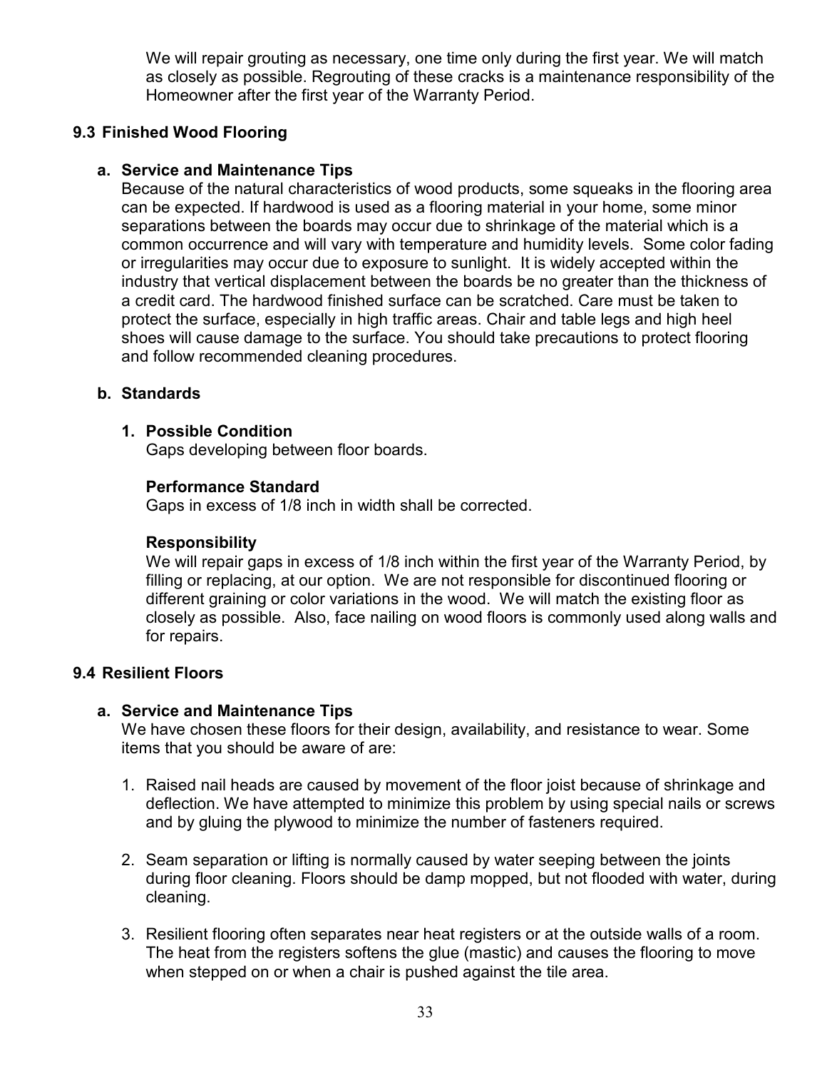We will repair grouting as necessary, one time only during the first year. We will match as closely as possible. Regrouting of these cracks is a maintenance responsibility of the Homeowner after the first year of the Warranty Period.

## 9.3 Finished Wood Flooring

### a. Service and Maintenance Tips

Because of the natural characteristics of wood products, some squeaks in the flooring area can be expected. If hardwood is used as a flooring material in your home, some minor separations between the boards may occur due to shrinkage of the material which is a common occurrence and will vary with temperature and humidity levels. Some color fading or irregularities may occur due to exposure to sunlight. It is widely accepted within the industry that vertical displacement between the boards be no greater than the thickness of a credit card. The hardwood finished surface can be scratched. Care must be taken to protect the surface, especially in high traffic areas. Chair and table legs and high heel shoes will cause damage to the surface. You should take precautions to protect flooring and follow recommended cleaning procedures.

### b. Standards

**1. Possible Condition**

Gaps developing between floor boards.

**Performance Standard**

Gaps in excess of 1/8 inch in width shall be corrected.

**Responsibility**

We will repair gaps in excess of 1/8 inch within the first year of the Warranty Period, by filling or replacing, at our option. We are not responsible for discontinued flooring or different graining or color variations in the wood. We will match the existing floor as closely as possible. Also, face nailing on wood floors is commonly used along walls and for repairs.

## 9.4 Resilient Floors

### a. Service and Maintenance Tips

We have chosen these floors for their design, availability, and resistance to wear. Some items that you should be aware of are:

1. Raised nail heads are caused by movement of the floor joist because of shrinkage and deflection. We have attempted to minimize this problem by using special nails or screws and by gluing the plywood to minimize the number of fasteners required.

2. Seam separation or lifting is normally caused by water seeping between the joints during floor cleaning. Floors should be damp mopped, but not flooded with water, during cleaning.

3. Resilient flooring often separates near heat registers or at the outside walls of a room. The heat from the registers softens the glue (mastic) and causes the flooring to move when stepped on or when a chair is pushed against the tile area.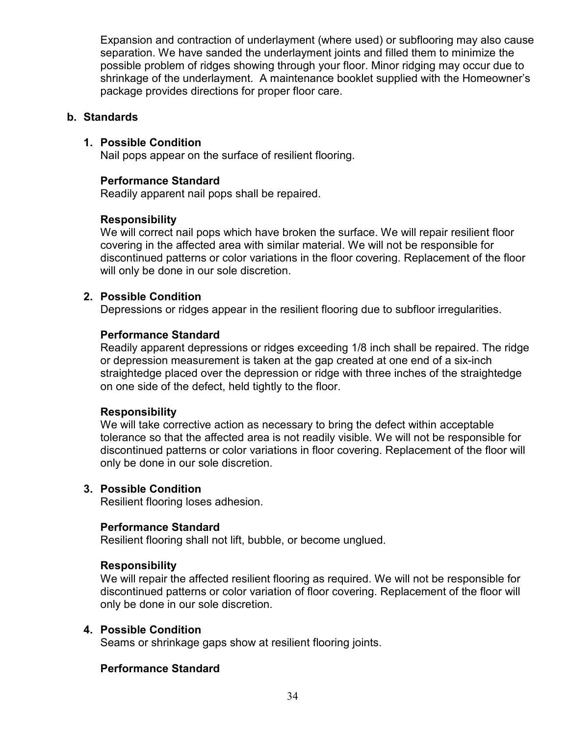Expansion and contraction of underlayment (where used) or subflooring may also cause separation. We have sanded the underlayment joints and filled them to minimize the possible problem of ridges showing through your floor. Minor ridging may occur due to shrinkage of the underlayment. A maintenance booklet supplied with the Homeowner's package provides directions for proper floor care.

**b. Standards**

**1. Possible Condition**

Nail pops appear on the surface of resilient flooring.

**Performance Standard**

Readily apparent nail pops shall be repaired.

**Responsibility**

We will correct nail pops which have broken the surface. We will repair resilient floor covering in the affected area with similar material. We will not be responsible for discontinued patterns or color variations in the floor covering. Replacement of the floor will only be done in our sole discretion.

**2. Possible Condition**

Depressions or ridges appear in the resilient flooring due to subfloor irregularities.

**Performance Standard**

Readily apparent depressions or ridges exceeding 1/8 inch shall be repaired. The ridge or depression measurement is taken at the gap created at one end of a six-inch straightedge placed over the depression or ridge with three inches of the straightedge on one side of the defect, held tightly to the floor.

**Responsibility**

We will take corrective action as necessary to bring the defect within acceptable tolerance so that the affected area is not readily visible. We will not be responsible for discontinued patterns or color variations in floor covering. Replacement of the floor will only be done in our sole discretion.

**3. Possible Condition**

Resilient flooring loses adhesion.

**Performance Standard**

Resilient flooring shall not lift, bubble, or become unglued.

**Responsibility**

We will repair the affected resilient flooring as required. We will not be responsible for discontinued patterns or color variation of floor covering. Replacement of the floor will only be done in our sole discretion.

**4. Possible Condition**

Seams or shrinkage gaps show at resilient flooring joints.

**Performance Standard**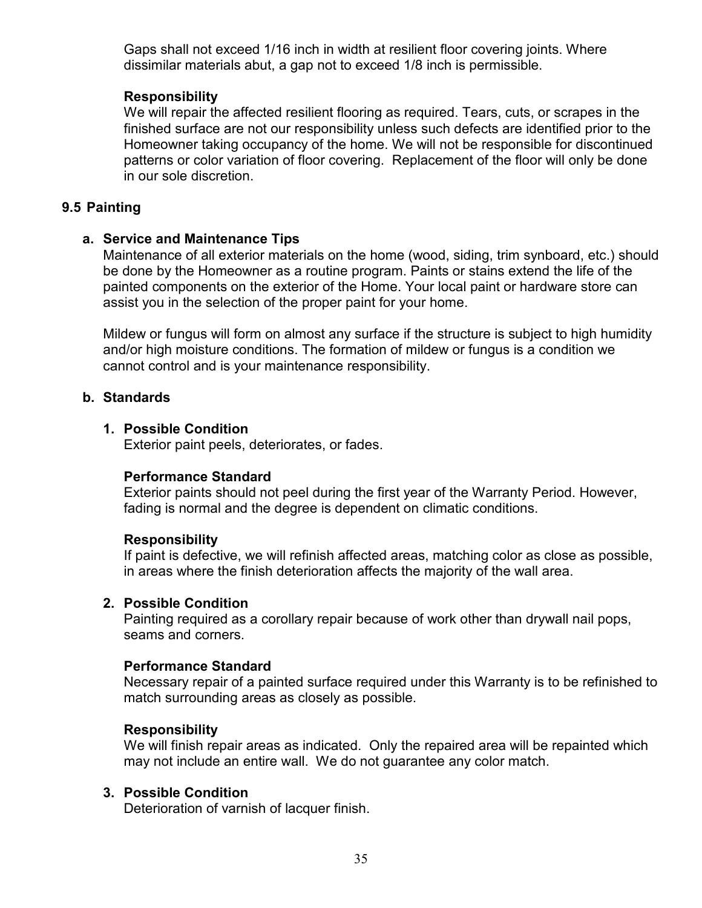Gaps shall not exceed 1/16 inch in width at resilient floor covering joints. Where dissimilar materials abut, a gap not to exceed 1/8 inch is permissible.

**Responsibility**
We will repair the affected resilient flooring as required. Tears, cuts, or scrapes in the finished surface are not our responsibility unless such defects are identified prior to the Homeowner taking occupancy of the home. We will not be responsible for discontinued patterns or color variation of floor covering. Replacement of the floor will only be done in our sole discretion.

## 9.5 Painting

### a. Service and Maintenance Tips

Maintenance of all exterior materials on the home (wood, siding, trim synboard, etc.) should be done by the Homeowner as a routine program. Paints or stains extend the life of the painted components on the exterior of the Home. Your local paint or hardware store can assist you in the selection of the proper paint for your home.

Mildew or fungus will form on almost any surface if the structure is subject to high humidity and/or high moisture conditions. The formation of mildew or fungus is a condition we cannot control and is your maintenance responsibility.

### b. Standards

**1. Possible Condition**
Exterior paint peels, deteriorates, or fades.

**Performance Standard**
Exterior paints should not peel during the first year of the Warranty Period. However, fading is normal and the degree is dependent on climatic conditions.

**Responsibility**
If paint is defective, we will refinish affected areas, matching color as close as possible, in areas where the finish deterioration affects the majority of the wall area.

**2. Possible Condition**
Painting required as a corollary repair because of work other than drywall nail pops, seams and corners.

**Performance Standard**
Necessary repair of a painted surface required under this Warranty is to be refinished to match surrounding areas as closely as possible.

**Responsibility**
We will finish repair areas as indicated. Only the repaired area will be repainted which may not include an entire wall. We do not guarantee any color match.

**3. Possible Condition**
Deterioration of varnish of lacquer finish.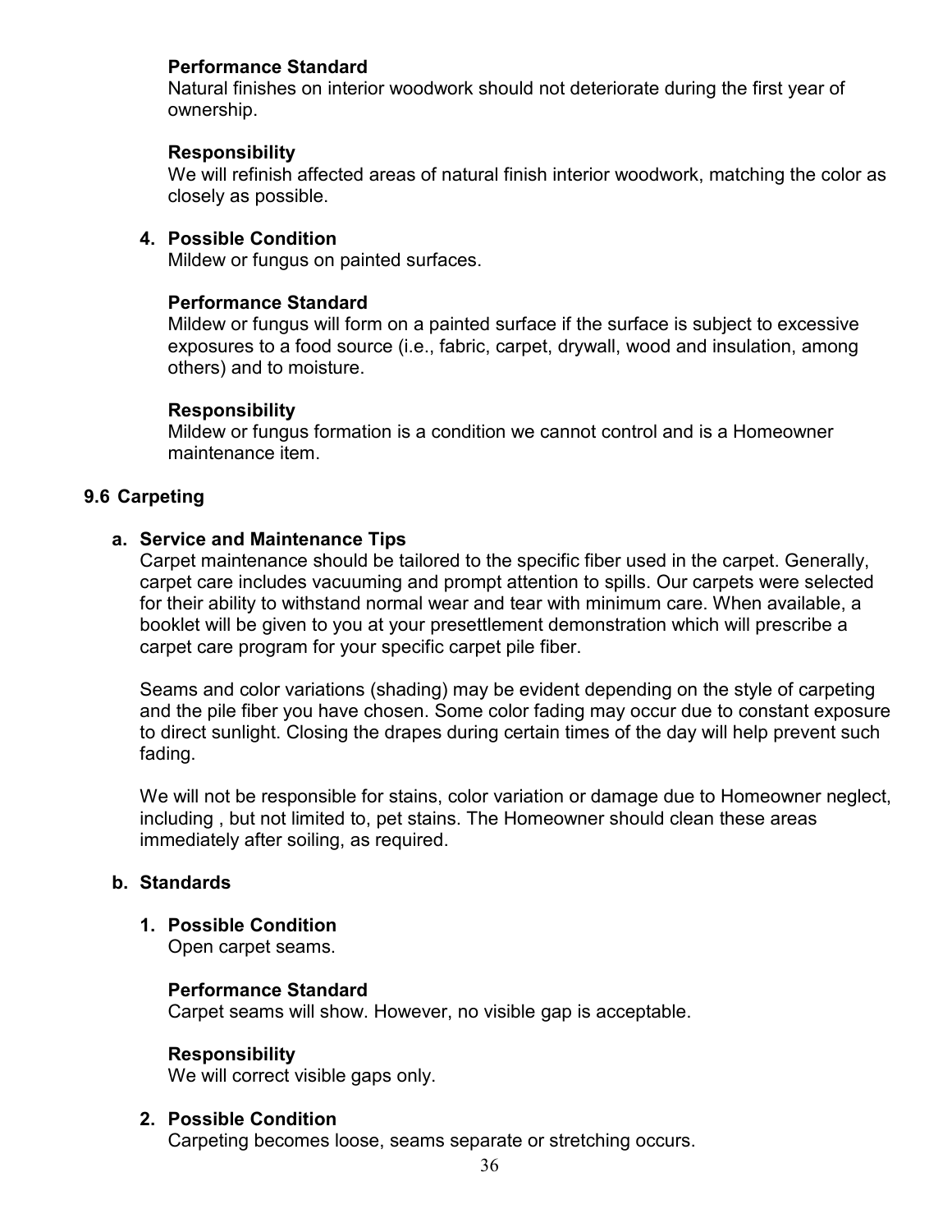**Performance Standard**
Natural finishes on interior woodwork should not deteriorate during the first year of ownership.

**Responsibility**
We will refinish affected areas of natural finish interior woodwork, matching the color as closely as possible.

4. **Possible Condition**
   Mildew or fungus on painted surfaces.

   **Performance Standard**
   Mildew or fungus will form on a painted surface if the surface is subject to excessive exposures to a food source (i.e., fabric, carpet, drywall, wood and insulation, among others) and to moisture.

   **Responsibility**
   Mildew or fungus formation is a condition we cannot control and is a Homeowner maintenance item.

## 9.6 Carpeting

### a. Service and Maintenance Tips

Carpet maintenance should be tailored to the specific fiber used in the carpet. Generally, carpet care includes vacuuming and prompt attention to spills. Our carpets were selected for their ability to withstand normal wear and tear with minimum care. When available, a booklet will be given to you at your presettlement demonstration which will prescribe a carpet care program for your specific carpet pile fiber.

Seams and color variations (shading) may be evident depending on the style of carpeting and the pile fiber you have chosen. Some color fading may occur due to constant exposure to direct sunlight. Closing the drapes during certain times of the day will help prevent such fading.

We will not be responsible for stains, color variation or damage due to Homeowner neglect, including , but not limited to, pet stains. The Homeowner should clean these areas immediately after soiling, as required.

### b. Standards

1. **Possible Condition**
   Open carpet seams.

   **Performance Standard**
   Carpet seams will show. However, no visible gap is acceptable.

   **Responsibility**
   We will correct visible gaps only.

2. **Possible Condition**
   Carpeting becomes loose, seams separate or stretching occurs.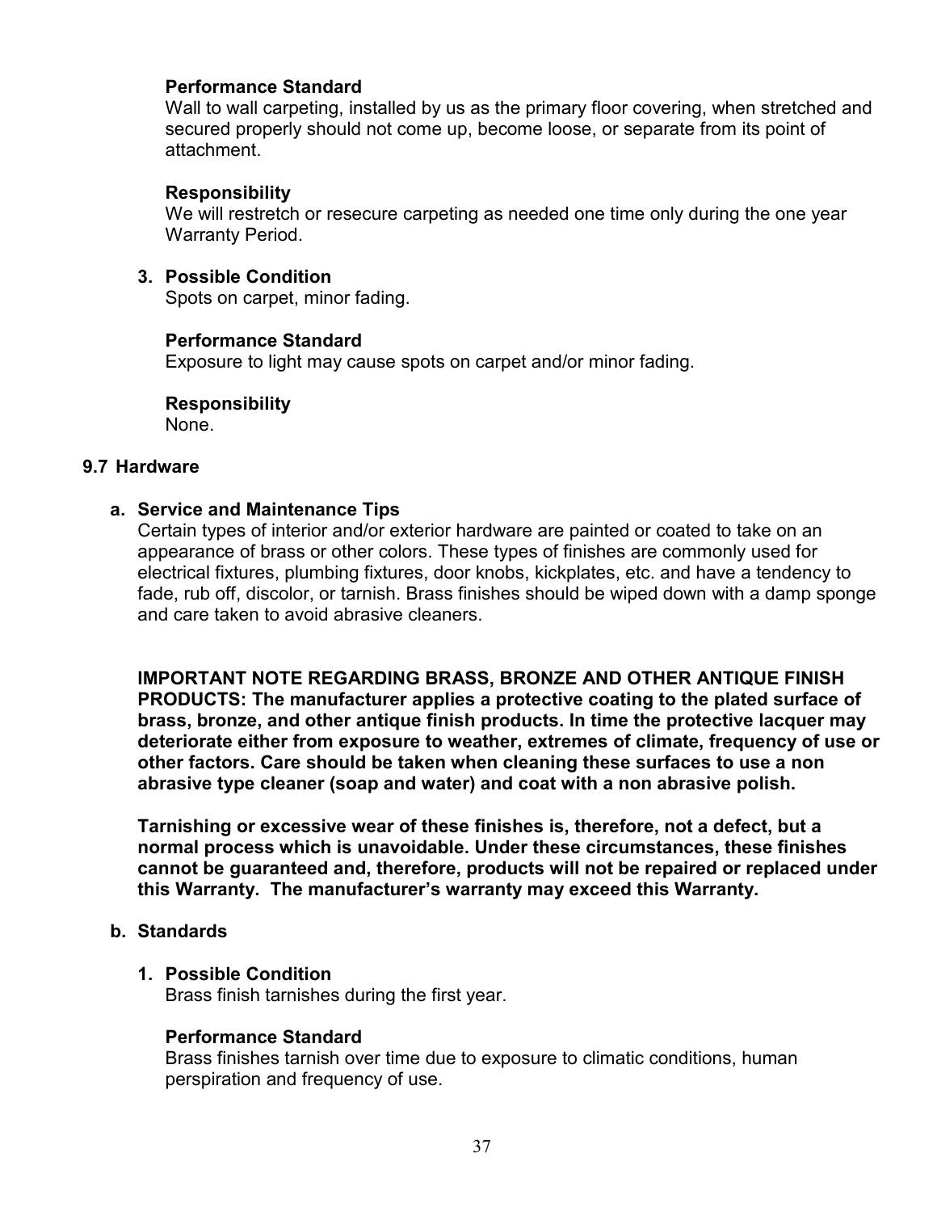**Performance Standard**
Wall to wall carpeting, installed by us as the primary floor covering, when stretched and secured properly should not come up, become loose, or separate from its point of attachment.

**Responsibility**
We will restretch or resecure carpeting as needed one time only during the one year Warranty Period.

3. **Possible Condition**
Spots on carpet, minor fading.

**Performance Standard**
Exposure to light may cause spots on carpet and/or minor fading.

**Responsibility**
None.

## 9.7 Hardware

### a. Service and Maintenance Tips

Certain types of interior and/or exterior hardware are painted or coated to take on an appearance of brass or other colors. These types of finishes are commonly used for electrical fixtures, plumbing fixtures, door knobs, kickplates, etc. and have a tendency to fade, rub off, discolor, or tarnish. Brass finishes should be wiped down with a damp sponge and care taken to avoid abrasive cleaners.

**IMPORTANT NOTE REGARDING BRASS, BRONZE AND OTHER ANTIQUE FINISH PRODUCTS: The manufacturer applies a protective coating to the plated surface of brass, bronze, and other antique finish products. In time the protective lacquer may deteriorate either from exposure to weather, extremes of climate, frequency of use or other factors. Care should be taken when cleaning these surfaces to use a non abrasive type cleaner (soap and water) and coat with a non abrasive polish.**

**Tarnishing or excessive wear of these finishes is, therefore, not a defect, but a normal process which is unavoidable. Under these circumstances, these finishes cannot be guaranteed and, therefore, products will not be repaired or replaced under this Warranty. The manufacturer's warranty may exceed this Warranty.**

### b. Standards

1. **Possible Condition**
Brass finish tarnishes during the first year.

**Performance Standard**
Brass finishes tarnish over time due to exposure to climatic conditions, human perspiration and frequency of use.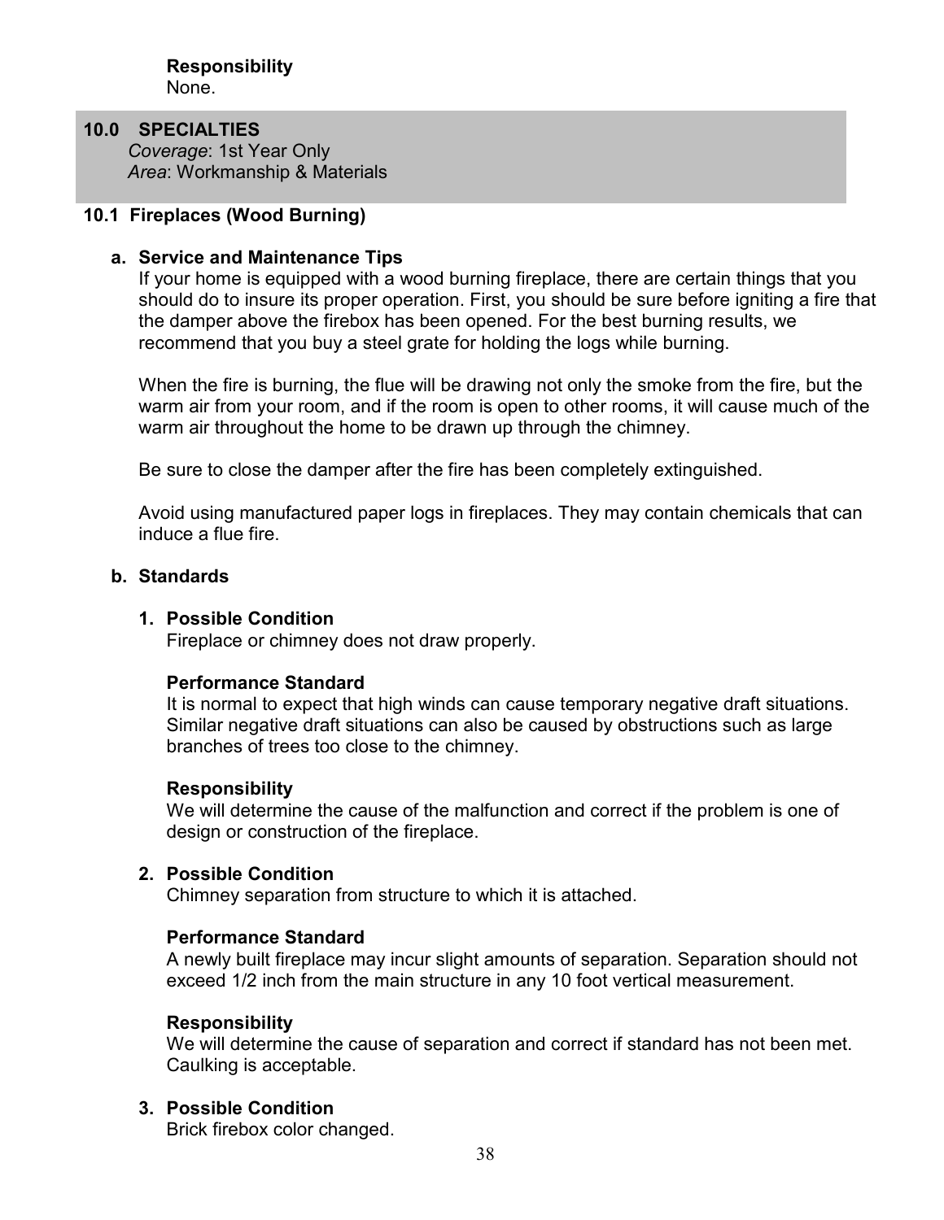**Responsibility**
None.

## 10.0 SPECIALTIES

*Coverage*: 1st Year Only
*Area*: Workmanship & Materials

### 10.1 Fireplaces (Wood Burning)

**a. Service and Maintenance Tips**

If your home is equipped with a wood burning fireplace, there are certain things that you should do to insure its proper operation. First, you should be sure before igniting a fire that the damper above the firebox has been opened. For the best burning results, we recommend that you buy a steel grate for holding the logs while burning.

When the fire is burning, the flue will be drawing not only the smoke from the fire, but the warm air from your room, and if the room is open to other rooms, it will cause much of the warm air throughout the home to be drawn up through the chimney.

Be sure to close the damper after the fire has been completely extinguished.

Avoid using manufactured paper logs in fireplaces. They may contain chemicals that can induce a flue fire.

**b. Standards**

**1. Possible Condition**
Fireplace or chimney does not draw properly.

**Performance Standard**
It is normal to expect that high winds can cause temporary negative draft situations. Similar negative draft situations can also be caused by obstructions such as large branches of trees too close to the chimney.

**Responsibility**
We will determine the cause of the malfunction and correct if the problem is one of design or construction of the fireplace.

**2. Possible Condition**
Chimney separation from structure to which it is attached.

**Performance Standard**
A newly built fireplace may incur slight amounts of separation. Separation should not exceed 1/2 inch from the main structure in any 10 foot vertical measurement.

**Responsibility**
We will determine the cause of separation and correct if standard has not been met. Caulking is acceptable.

**3. Possible Condition**
Brick firebox color changed.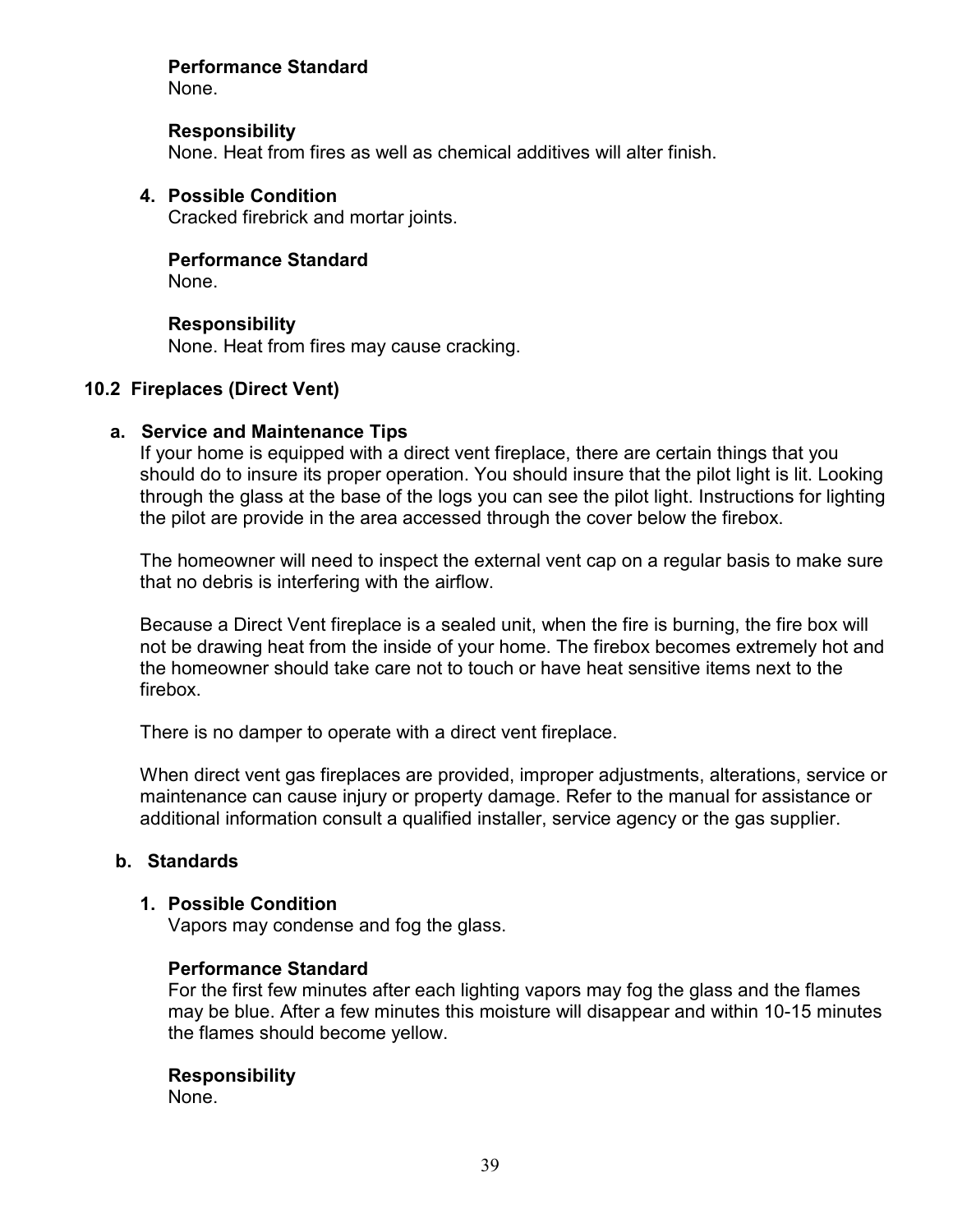**Performance Standard**
None.

**Responsibility**
None. Heat from fires as well as chemical additives will alter finish.

4. **Possible Condition**
   Cracked firebrick and mortar joints.

   **Performance Standard**
   None.

   **Responsibility**
   None. Heat from fires may cause cracking.

## 10.2 Fireplaces (Direct Vent)

### a. Service and Maintenance Tips

If your home is equipped with a direct vent fireplace, there are certain things that you should do to insure its proper operation. You should insure that the pilot light is lit. Looking through the glass at the base of the logs you can see the pilot light. Instructions for lighting the pilot are provide in the area accessed through the cover below the firebox.

The homeowner will need to inspect the external vent cap on a regular basis to make sure that no debris is interfering with the airflow.

Because a Direct Vent fireplace is a sealed unit, when the fire is burning, the fire box will not be drawing heat from the inside of your home. The firebox becomes extremely hot and the homeowner should take care not to touch or have heat sensitive items next to the firebox.

There is no damper to operate with a direct vent fireplace.

When direct vent gas fireplaces are provided, improper adjustments, alterations, service or maintenance can cause injury or property damage. Refer to the manual for assistance or additional information consult a qualified installer, service agency or the gas supplier.

### b. Standards

1. **Possible Condition**
   Vapors may condense and fog the glass.

   **Performance Standard**
   For the first few minutes after each lighting vapors may fog the glass and the flames may be blue. After a few minutes this moisture will disappear and within 10-15 minutes the flames should become yellow.

   **Responsibility**
   None.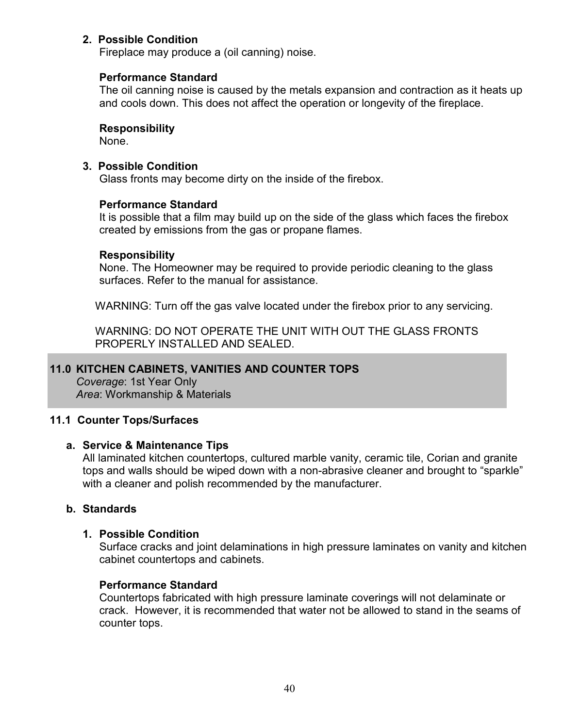2. **Possible Condition**
   Fireplace may produce a (oil canning) noise.

   **Performance Standard**
   The oil canning noise is caused by the metals expansion and contraction as it heats up and cools down. This does not affect the operation or longevity of the fireplace.

   **Responsibility**
   None.

3. **Possible Condition**
   Glass fronts may become dirty on the inside of the firebox.

   **Performance Standard**
   It is possible that a film may build up on the side of the glass which faces the firebox created by emissions from the gas or propane flames.

   **Responsibility**
   None. The Homeowner may be required to provide periodic cleaning to the glass surfaces. Refer to the manual for assistance.

   WARNING: Turn off the gas valve located under the firebox prior to any servicing.

   WARNING: DO NOT OPERATE THE UNIT WITH OUT THE GLASS FRONTS PROPERLY INSTALLED AND SEALED.

## 11.0 KITCHEN CABINETS, VANITIES AND COUNTER TOPS

*Coverage*: 1st Year Only
*Area*: Workmanship & Materials

### 11.1 Counter Tops/Surfaces

**a. Service & Maintenance Tips**

All laminated kitchen countertops, cultured marble vanity, ceramic tile, Corian and granite tops and walls should be wiped down with a non-abrasive cleaner and brought to "sparkle" with a cleaner and polish recommended by the manufacturer.

**b. Standards**

1. **Possible Condition**
   Surface cracks and joint delaminations in high pressure laminates on vanity and kitchen cabinet countertops and cabinets.

   **Performance Standard**
   Countertops fabricated with high pressure laminate coverings will not delaminate or crack. However, it is recommended that water not be allowed to stand in the seams of counter tops.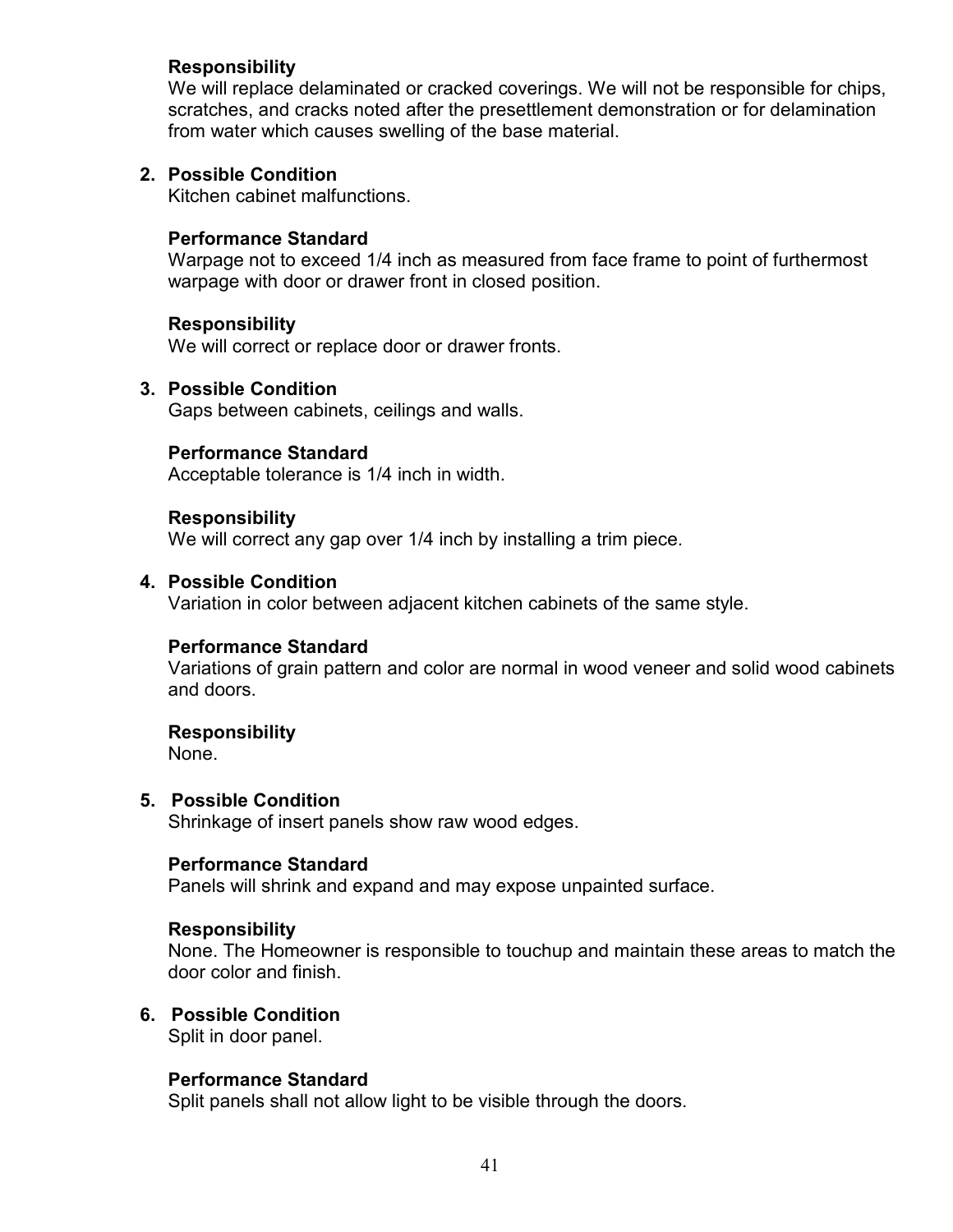**Responsibility**
We will replace delaminated or cracked coverings. We will not be responsible for chips, scratches, and cracks noted after the presettlement demonstration or for delamination from water which causes swelling of the base material.

2. **Possible Condition**
Kitchen cabinet malfunctions.

   **Performance Standard**
   Warpage not to exceed 1/4 inch as measured from face frame to point of furthermost warpage with door or drawer front in closed position.

   **Responsibility**
   We will correct or replace door or drawer fronts.

3. **Possible Condition**
Gaps between cabinets, ceilings and walls.

   **Performance Standard**
   Acceptable tolerance is 1/4 inch in width.

   **Responsibility**
   We will correct any gap over 1/4 inch by installing a trim piece.

4. **Possible Condition**
Variation in color between adjacent kitchen cabinets of the same style.

   **Performance Standard**
   Variations of grain pattern and color are normal in wood veneer and solid wood cabinets and doors.

   **Responsibility**
   None.

5. **Possible Condition**
Shrinkage of insert panels show raw wood edges.

   **Performance Standard**
   Panels will shrink and expand and may expose unpainted surface.

   **Responsibility**
   None. The Homeowner is responsible to touchup and maintain these areas to match the door color and finish.

6. **Possible Condition**
Split in door panel.

   **Performance Standard**
   Split panels shall not allow light to be visible through the doors.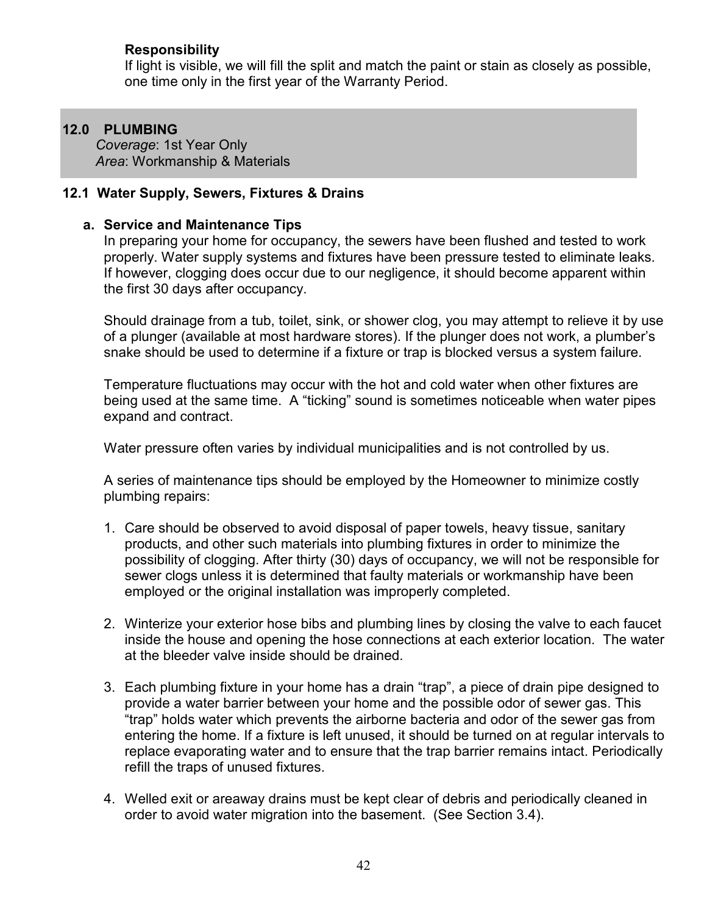**Responsibility**

If light is visible, we will fill the split and match the paint or stain as closely as possible, one time only in the first year of the Warranty Period.

## 12.0 PLUMBING

*Coverage*: 1st Year Only
*Area*: Workmanship & Materials

### 12.1 Water Supply, Sewers, Fixtures & Drains

**a. Service and Maintenance Tips**

In preparing your home for occupancy, the sewers have been flushed and tested to work properly. Water supply systems and fixtures have been pressure tested to eliminate leaks. If however, clogging does occur due to our negligence, it should become apparent within the first 30 days after occupancy.

Should drainage from a tub, toilet, sink, or shower clog, you may attempt to relieve it by use of a plunger (available at most hardware stores). If the plunger does not work, a plumber's snake should be used to determine if a fixture or trap is blocked versus a system failure.

Temperature fluctuations may occur with the hot and cold water when other fixtures are being used at the same time. A "ticking" sound is sometimes noticeable when water pipes expand and contract.

Water pressure often varies by individual municipalities and is not controlled by us.

A series of maintenance tips should be employed by the Homeowner to minimize costly plumbing repairs:

1. Care should be observed to avoid disposal of paper towels, heavy tissue, sanitary products, and other such materials into plumbing fixtures in order to minimize the possibility of clogging. After thirty (30) days of occupancy, we will not be responsible for sewer clogs unless it is determined that faulty materials or workmanship have been employed or the original installation was improperly completed.

2. Winterize your exterior hose bibs and plumbing lines by closing the valve to each faucet inside the house and opening the hose connections at each exterior location. The water at the bleeder valve inside should be drained.

3. Each plumbing fixture in your home has a drain "trap", a piece of drain pipe designed to provide a water barrier between your home and the possible odor of sewer gas. This "trap" holds water which prevents the airborne bacteria and odor of the sewer gas from entering the home. If a fixture is left unused, it should be turned on at regular intervals to replace evaporating water and to ensure that the trap barrier remains intact. Periodically refill the traps of unused fixtures.

4. Welled exit or areaway drains must be kept clear of debris and periodically cleaned in order to avoid water migration into the basement. (See Section 3.4).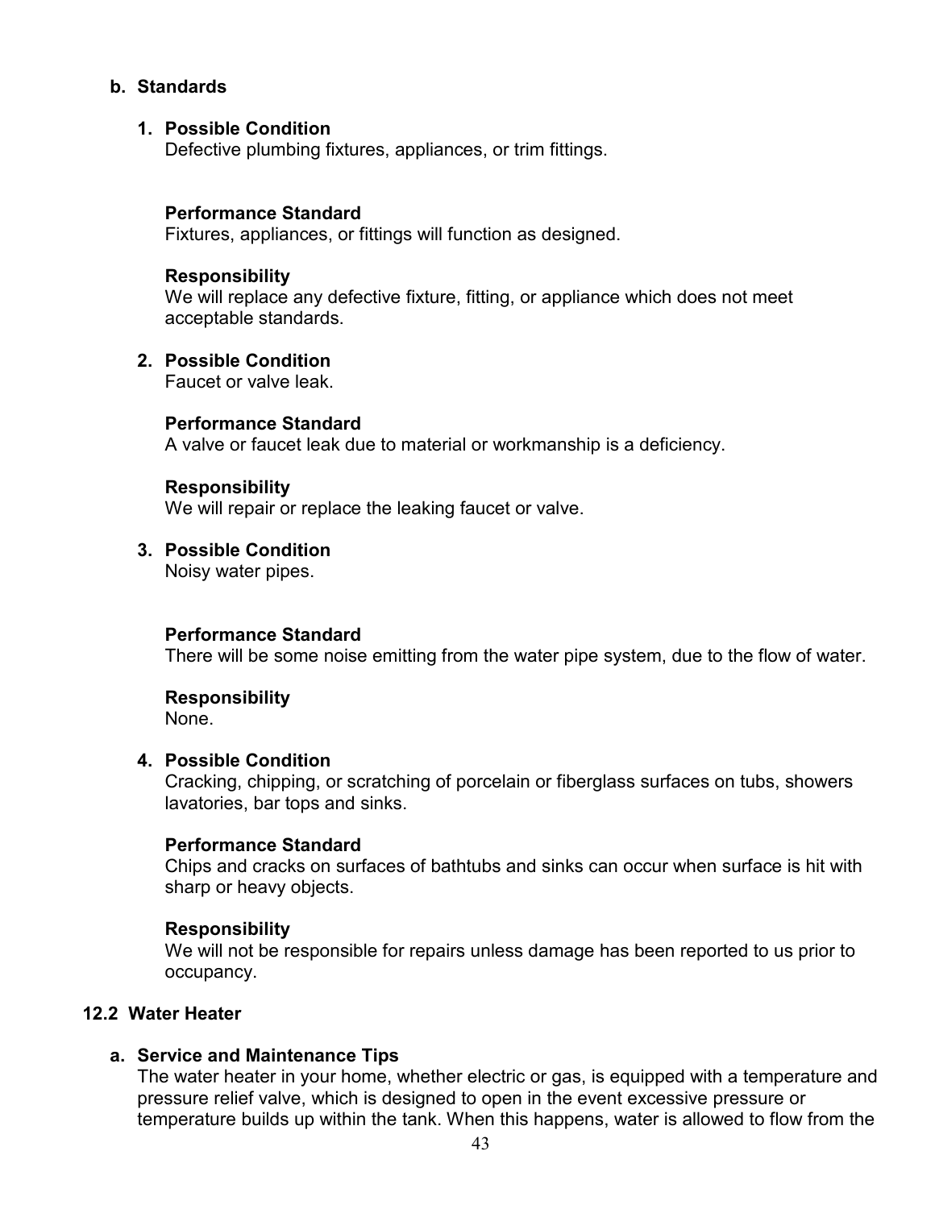**b. Standards**

**1. Possible Condition**
Defective plumbing fixtures, appliances, or trim fittings.

**Performance Standard**
Fixtures, appliances, or fittings will function as designed.

**Responsibility**
We will replace any defective fixture, fitting, or appliance which does not meet acceptable standards.

**2. Possible Condition**
Faucet or valve leak.

**Performance Standard**
A valve or faucet leak due to material or workmanship is a deficiency.

**Responsibility**
We will repair or replace the leaking faucet or valve.

**3. Possible Condition**
Noisy water pipes.

**Performance Standard**
There will be some noise emitting from the water pipe system, due to the flow of water.

**Responsibility**
None.

**4. Possible Condition**
Cracking, chipping, or scratching of porcelain or fiberglass surfaces on tubs, showers lavatories, bar tops and sinks.

**Performance Standard**
Chips and cracks on surfaces of bathtubs and sinks can occur when surface is hit with sharp or heavy objects.

**Responsibility**
We will not be responsible for repairs unless damage has been reported to us prior to occupancy.

## 12.2 Water Heater

**a. Service and Maintenance Tips**
The water heater in your home, whether electric or gas, is equipped with a temperature and pressure relief valve, which is designed to open in the event excessive pressure or temperature builds up within the tank. When this happens, water is allowed to flow from the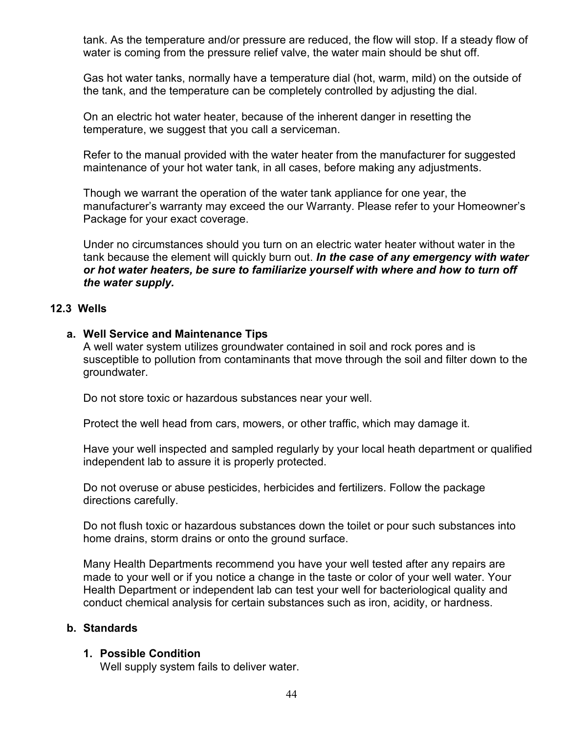tank. As the temperature and/or pressure are reduced, the flow will stop. If a steady flow of water is coming from the pressure relief valve, the water main should be shut off.

Gas hot water tanks, normally have a temperature dial (hot, warm, mild) on the outside of the tank, and the temperature can be completely controlled by adjusting the dial.

On an electric hot water heater, because of the inherent danger in resetting the temperature, we suggest that you call a serviceman.

Refer to the manual provided with the water heater from the manufacturer for suggested maintenance of your hot water tank, in all cases, before making any adjustments.

Though we warrant the operation of the water tank appliance for one year, the manufacturer's warranty may exceed the our Warranty. Please refer to your Homeowner's Package for your exact coverage.

Under no circumstances should you turn on an electric water heater without water in the tank because the element will quickly burn out. ***In the case of any emergency with water or hot water heaters, be sure to familiarize yourself with where and how to turn off the water supply.***

### 12.3 Wells

#### a. Well Service and Maintenance Tips

A well water system utilizes groundwater contained in soil and rock pores and is susceptible to pollution from contaminants that move through the soil and filter down to the groundwater.

Do not store toxic or hazardous substances near your well.

Protect the well head from cars, mowers, or other traffic, which may damage it.

Have your well inspected and sampled regularly by your local heath department or qualified independent lab to assure it is properly protected.

Do not overuse or abuse pesticides, herbicides and fertilizers. Follow the package directions carefully.

Do not flush toxic or hazardous substances down the toilet or pour such substances into home drains, storm drains or onto the ground surface.

Many Health Departments recommend you have your well tested after any repairs are made to your well or if you notice a change in the taste or color of your well water. Your Health Department or independent lab can test your well for bacteriological quality and conduct chemical analysis for certain substances such as iron, acidity, or hardness.

#### b. Standards

**1. Possible Condition**

Well supply system fails to deliver water.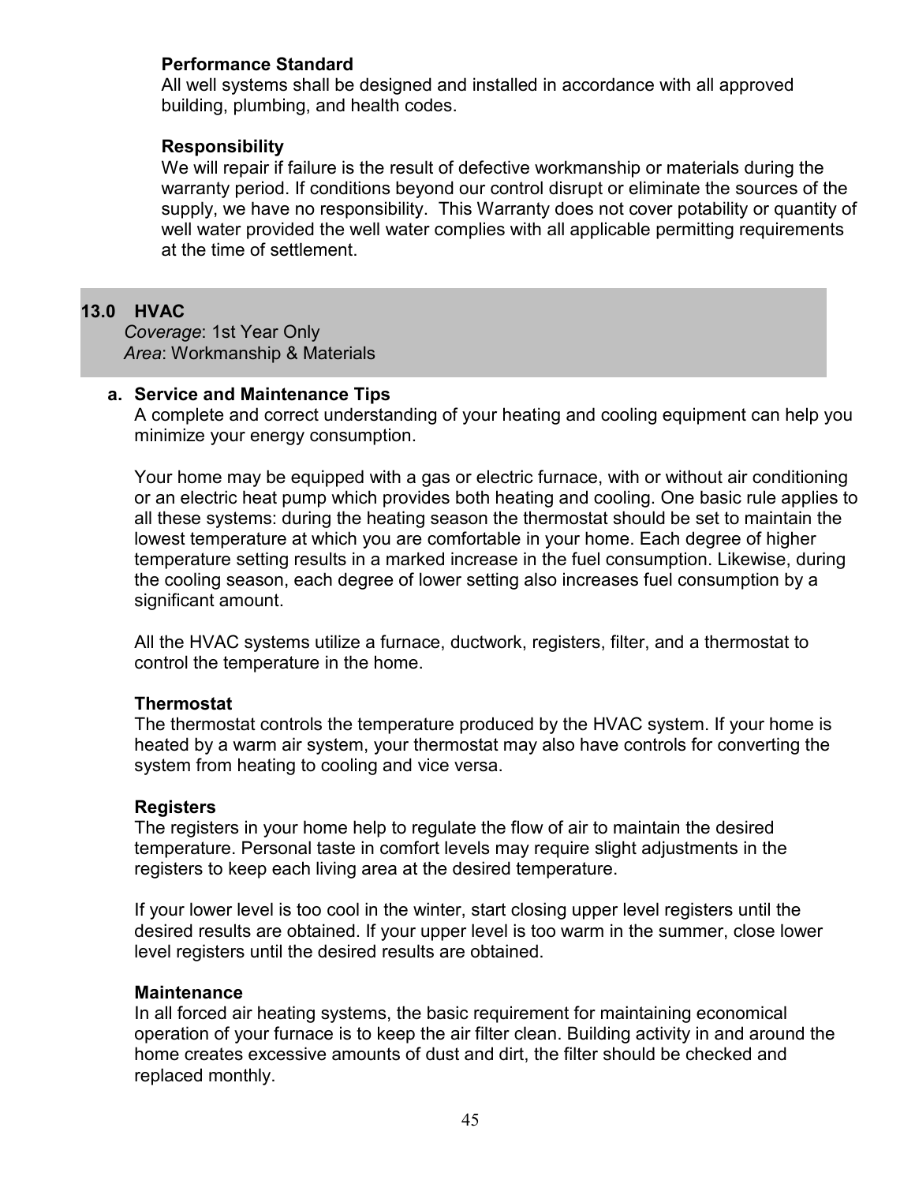**Performance Standard**
All well systems shall be designed and installed in accordance with all approved building, plumbing, and health codes.

**Responsibility**
We will repair if failure is the result of defective workmanship or materials during the warranty period. If conditions beyond our control disrupt or eliminate the sources of the supply, we have no responsibility. This Warranty does not cover potability or quantity of well water provided the well water complies with all applicable permitting requirements at the time of settlement.

## 13.0 HVAC

*Coverage*: 1st Year Only
*Area*: Workmanship & Materials

### a. Service and Maintenance Tips

A complete and correct understanding of your heating and cooling equipment can help you minimize your energy consumption.

Your home may be equipped with a gas or electric furnace, with or without air conditioning or an electric heat pump which provides both heating and cooling. One basic rule applies to all these systems: during the heating season the thermostat should be set to maintain the lowest temperature at which you are comfortable in your home. Each degree of higher temperature setting results in a marked increase in the fuel consumption. Likewise, during the cooling season, each degree of lower setting also increases fuel consumption by a significant amount.

All the HVAC systems utilize a furnace, ductwork, registers, filter, and a thermostat to control the temperature in the home.

**Thermostat**
The thermostat controls the temperature produced by the HVAC system. If your home is heated by a warm air system, your thermostat may also have controls for converting the system from heating to cooling and vice versa.

**Registers**
The registers in your home help to regulate the flow of air to maintain the desired temperature. Personal taste in comfort levels may require slight adjustments in the registers to keep each living area at the desired temperature.

If your lower level is too cool in the winter, start closing upper level registers until the desired results are obtained. If your upper level is too warm in the summer, close lower level registers until the desired results are obtained.

**Maintenance**
In all forced air heating systems, the basic requirement for maintaining economical operation of your furnace is to keep the air filter clean. Building activity in and around the home creates excessive amounts of dust and dirt, the filter should be checked and replaced monthly.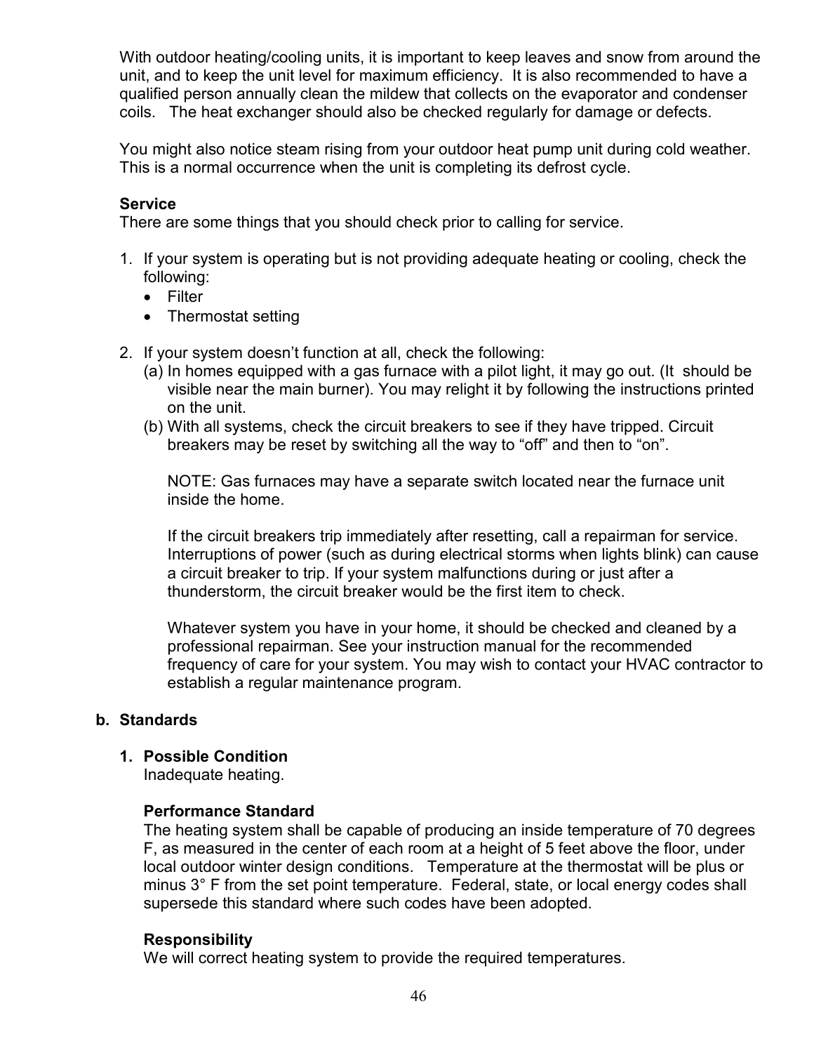With outdoor heating/cooling units, it is important to keep leaves and snow from around the unit, and to keep the unit level for maximum efficiency. It is also recommended to have a qualified person annually clean the mildew that collects on the evaporator and condenser coils. The heat exchanger should also be checked regularly for damage or defects.

You might also notice steam rising from your outdoor heat pump unit during cold weather. This is a normal occurrence when the unit is completing its defrost cycle.

**Service**
There are some things that you should check prior to calling for service.

1. If your system is operating but is not providing adequate heating or cooling, check the following:
   - Filter
   - Thermostat setting

2. If your system doesn't function at all, check the following:
   (a) In homes equipped with a gas furnace with a pilot light, it may go out. (It should be visible near the main burner). You may relight it by following the instructions printed on the unit.
   (b) With all systems, check the circuit breakers to see if they have tripped. Circuit breakers may be reset by switching all the way to "off" and then to "on".

   NOTE: Gas furnaces may have a separate switch located near the furnace unit inside the home.

   If the circuit breakers trip immediately after resetting, call a repairman for service. Interruptions of power (such as during electrical storms when lights blink) can cause a circuit breaker to trip. If your system malfunctions during or just after a thunderstorm, the circuit breaker would be the first item to check.

   Whatever system you have in your home, it should be checked and cleaned by a professional repairman. See your instruction manual for the recommended frequency of care for your system. You may wish to contact your HVAC contractor to establish a regular maintenance program.

**b. Standards**

1. **Possible Condition**
   Inadequate heating.

   **Performance Standard**
   The heating system shall be capable of producing an inside temperature of 70 degrees F, as measured in the center of each room at a height of 5 feet above the floor, under local outdoor winter design conditions. Temperature at the thermostat will be plus or minus 3° F from the set point temperature. Federal, state, or local energy codes shall supersede this standard where such codes have been adopted.

   **Responsibility**
   We will correct heating system to provide the required temperatures.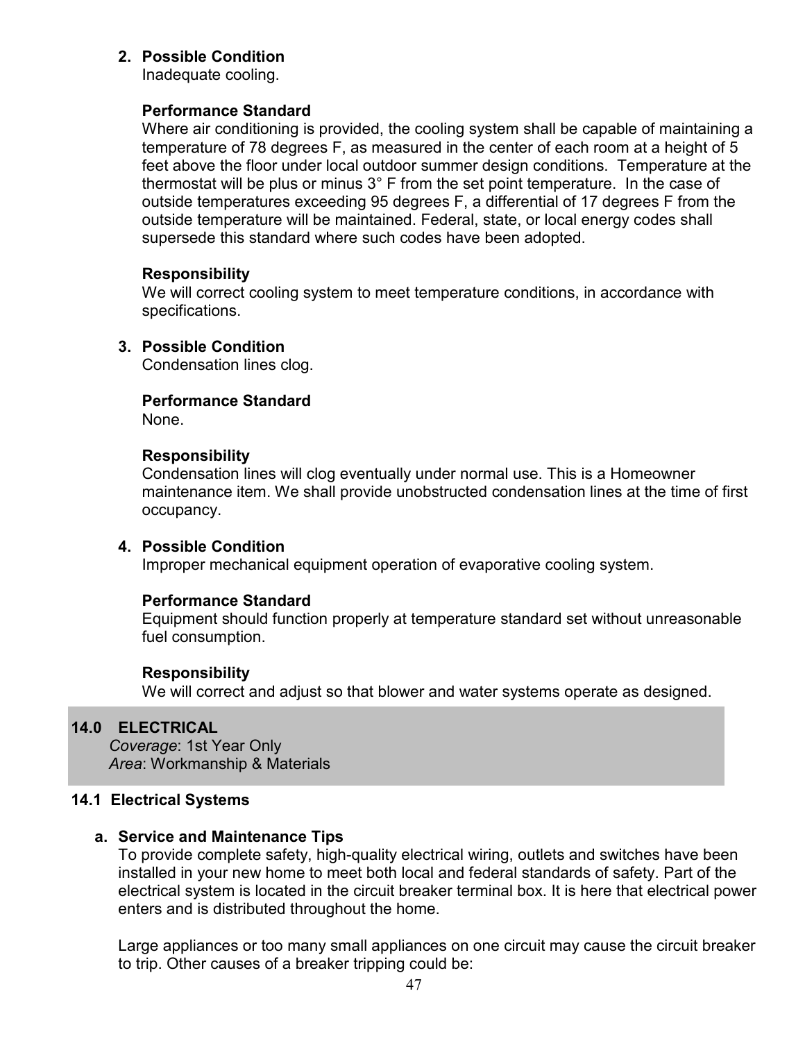2. **Possible Condition**
   Inadequate cooling.

   **Performance Standard**
   Where air conditioning is provided, the cooling system shall be capable of maintaining a temperature of 78 degrees F, as measured in the center of each room at a height of 5 feet above the floor under local outdoor summer design conditions. Temperature at the thermostat will be plus or minus 3° F from the set point temperature. In the case of outside temperatures exceeding 95 degrees F, a differential of 17 degrees F from the outside temperature will be maintained. Federal, state, or local energy codes shall supersede this standard where such codes have been adopted.

   **Responsibility**
   We will correct cooling system to meet temperature conditions, in accordance with specifications.

3. **Possible Condition**
   Condensation lines clog.

   **Performance Standard**
   None.

   **Responsibility**
   Condensation lines will clog eventually under normal use. This is a Homeowner maintenance item. We shall provide unobstructed condensation lines at the time of first occupancy.

4. **Possible Condition**
   Improper mechanical equipment operation of evaporative cooling system.

   **Performance Standard**
   Equipment should function properly at temperature standard set without unreasonable fuel consumption.

   **Responsibility**
   We will correct and adjust so that blower and water systems operate as designed.

## 14.0 ELECTRICAL

*Coverage*: 1st Year Only
*Area*: Workmanship & Materials

### 14.1 Electrical Systems

**a. Service and Maintenance Tips**

To provide complete safety, high-quality electrical wiring, outlets and switches have been installed in your new home to meet both local and federal standards of safety. Part of the electrical system is located in the circuit breaker terminal box. It is here that electrical power enters and is distributed throughout the home.

Large appliances or too many small appliances on one circuit may cause the circuit breaker to trip. Other causes of a breaker tripping could be: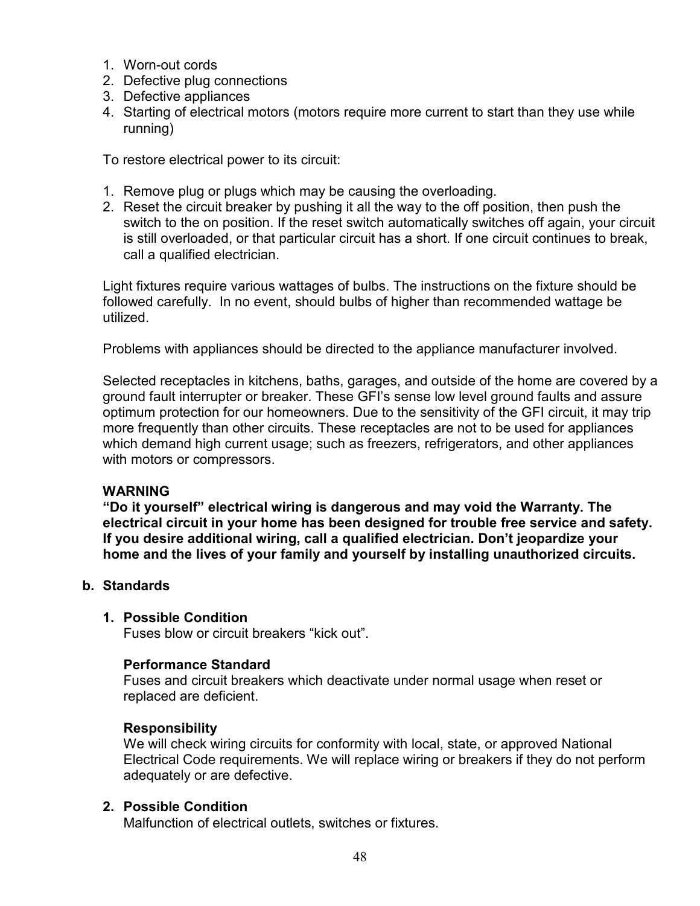1. Worn-out cords
2. Defective plug connections
3. Defective appliances
4. Starting of electrical motors (motors require more current to start than they use while running)

To restore electrical power to its circuit:

1. Remove plug or plugs which may be causing the overloading.
2. Reset the circuit breaker by pushing it all the way to the off position, then push the switch to the on position. If the reset switch automatically switches off again, your circuit is still overloaded, or that particular circuit has a short. If one circuit continues to break, call a qualified electrician.

Light fixtures require various wattages of bulbs. The instructions on the fixture should be followed carefully. In no event, should bulbs of higher than recommended wattage be utilized.

Problems with appliances should be directed to the appliance manufacturer involved.

Selected receptacles in kitchens, baths, garages, and outside of the home are covered by a ground fault interrupter or breaker. These GFI's sense low level ground faults and assure optimum protection for our homeowners. Due to the sensitivity of the GFI circuit, it may trip more frequently than other circuits. These receptacles are not to be used for appliances which demand high current usage; such as freezers, refrigerators, and other appliances with motors or compressors.

**WARNING**
**"Do it yourself" electrical wiring is dangerous and may void the Warranty. The electrical circuit in your home has been designed for trouble free service and safety. If you desire additional wiring, call a qualified electrician. Don't jeopardize your home and the lives of your family and yourself by installing unauthorized circuits.**

## b. Standards

### 1. Possible Condition

Fuses blow or circuit breakers "kick out".

**Performance Standard**

Fuses and circuit breakers which deactivate under normal usage when reset or replaced are deficient.

**Responsibility**

We will check wiring circuits for conformity with local, state, or approved National Electrical Code requirements. We will replace wiring or breakers if they do not perform adequately or are defective.

### 2. Possible Condition

Malfunction of electrical outlets, switches or fixtures.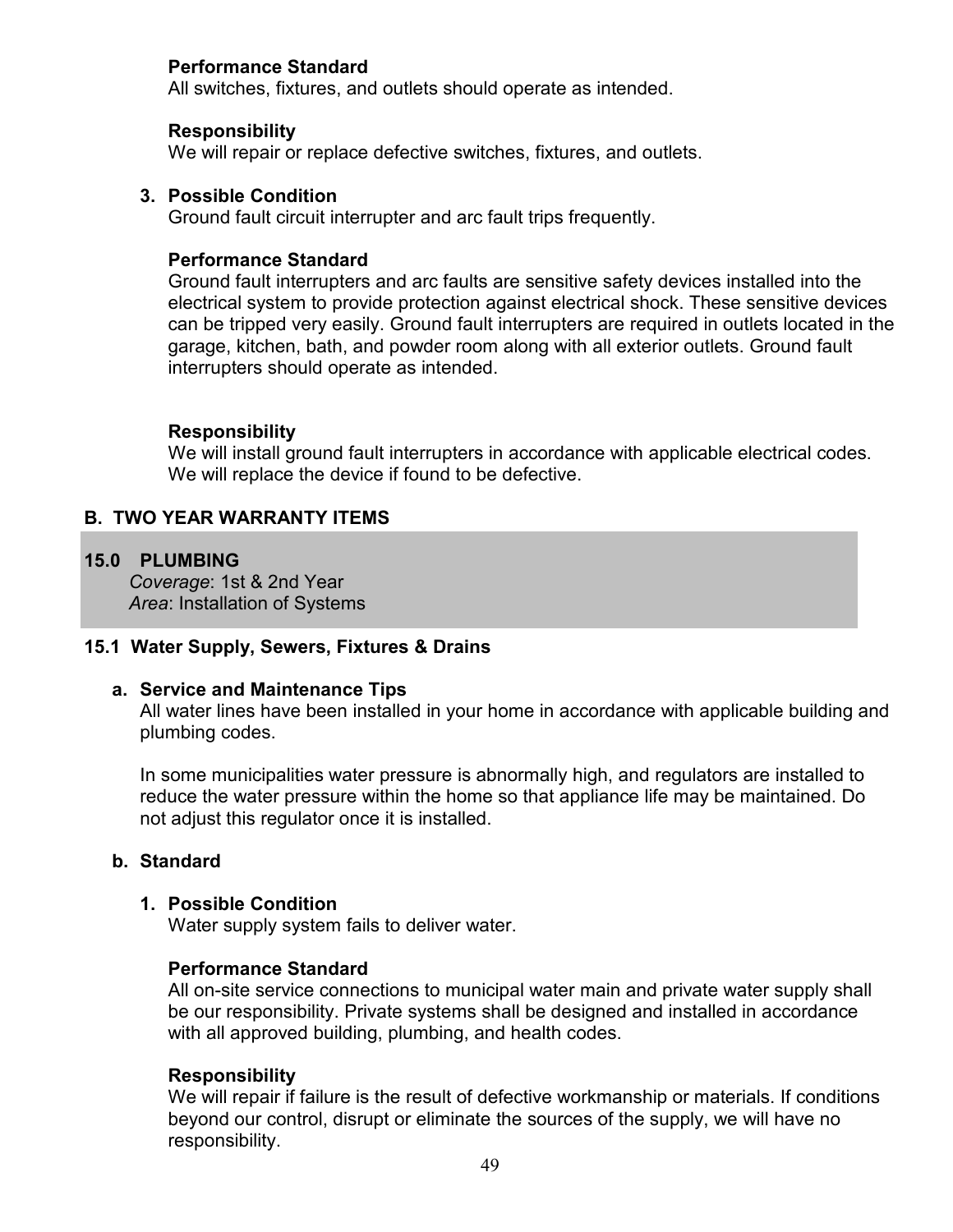**Performance Standard**
All switches, fixtures, and outlets should operate as intended.

**Responsibility**
We will repair or replace defective switches, fixtures, and outlets.

3. **Possible Condition**
Ground fault circuit interrupter and arc fault trips frequently.

**Performance Standard**
Ground fault interrupters and arc faults are sensitive safety devices installed into the electrical system to provide protection against electrical shock. These sensitive devices can be tripped very easily. Ground fault interrupters are required in outlets located in the garage, kitchen, bath, and powder room along with all exterior outlets. Ground fault interrupters should operate as intended.

**Responsibility**
We will install ground fault interrupters in accordance with applicable electrical codes. We will replace the device if found to be defective.

## B. TWO YEAR WARRANTY ITEMS

## 15.0 PLUMBING

*Coverage*: 1st & 2nd Year
*Area*: Installation of Systems

### 15.1 Water Supply, Sewers, Fixtures & Drains

**a. Service and Maintenance Tips**

All water lines have been installed in your home in accordance with applicable building and plumbing codes.

In some municipalities water pressure is abnormally high, and regulators are installed to reduce the water pressure within the home so that appliance life may be maintained. Do not adjust this regulator once it is installed.

**b. Standard**

1. **Possible Condition**
Water supply system fails to deliver water.

**Performance Standard**
All on-site service connections to municipal water main and private water supply shall be our responsibility. Private systems shall be designed and installed in accordance with all approved building, plumbing, and health codes.

**Responsibility**
We will repair if failure is the result of defective workmanship or materials. If conditions beyond our control, disrupt or eliminate the sources of the supply, we will have no responsibility.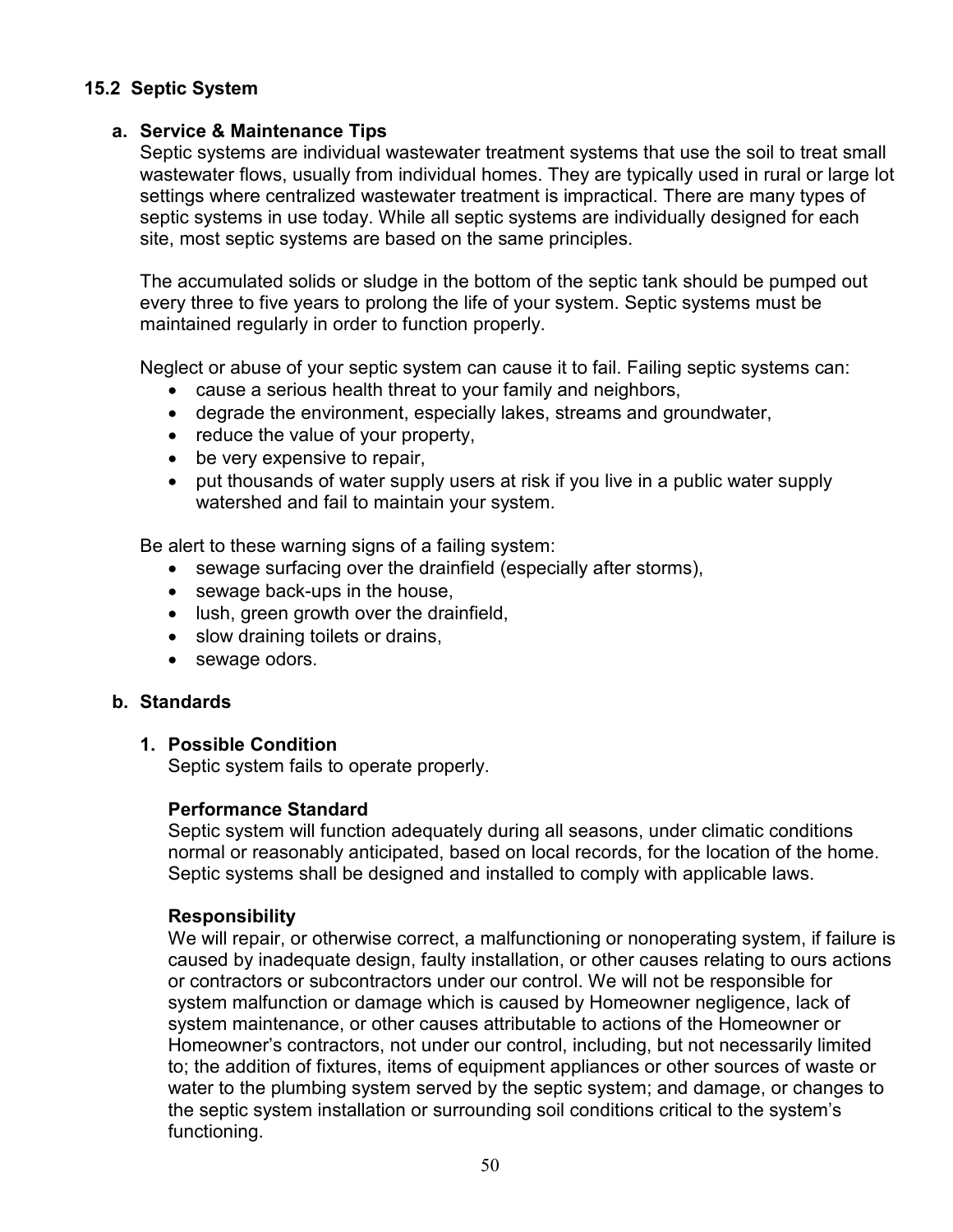## 15.2 Septic System

### a. Service & Maintenance Tips

Septic systems are individual wastewater treatment systems that use the soil to treat small wastewater flows, usually from individual homes. They are typically used in rural or large lot settings where centralized wastewater treatment is impractical. There are many types of septic systems in use today. While all septic systems are individually designed for each site, most septic systems are based on the same principles.

The accumulated solids or sludge in the bottom of the septic tank should be pumped out every three to five years to prolong the life of your system. Septic systems must be maintained regularly in order to function properly.

Neglect or abuse of your septic system can cause it to fail. Failing septic systems can:

- cause a serious health threat to your family and neighbors,
- degrade the environment, especially lakes, streams and groundwater,
- reduce the value of your property,
- be very expensive to repair,
- put thousands of water supply users at risk if you live in a public water supply watershed and fail to maintain your system.

Be alert to these warning signs of a failing system:

- sewage surfacing over the drainfield (especially after storms),
- sewage back-ups in the house,
- lush, green growth over the drainfield,
- slow draining toilets or drains,
- sewage odors.

### b. Standards

#### 1. Possible Condition

Septic system fails to operate properly.

**Performance Standard**

Septic system will function adequately during all seasons, under climatic conditions normal or reasonably anticipated, based on local records, for the location of the home. Septic systems shall be designed and installed to comply with applicable laws.

**Responsibility**

We will repair, or otherwise correct, a malfunctioning or nonoperating system, if failure is caused by inadequate design, faulty installation, or other causes relating to ours actions or contractors or subcontractors under our control. We will not be responsible for system malfunction or damage which is caused by Homeowner negligence, lack of system maintenance, or other causes attributable to actions of the Homeowner or Homeowner's contractors, not under our control, including, but not necessarily limited to; the addition of fixtures, items of equipment appliances or other sources of waste or water to the plumbing system served by the septic system; and damage, or changes to the septic system installation or surrounding soil conditions critical to the system's functioning.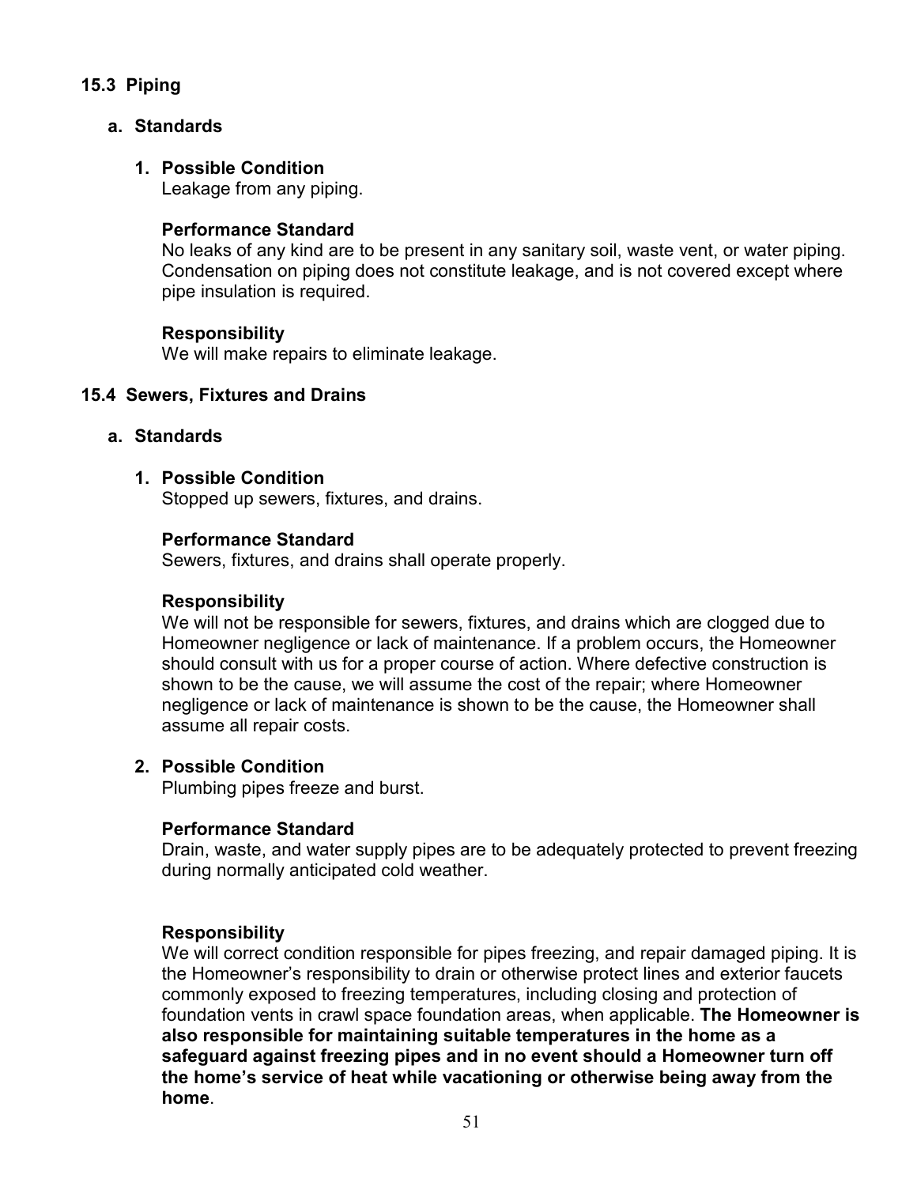## 15.3 Piping

### a. Standards

#### 1. Possible Condition

Leakage from any piping.

**Performance Standard**

No leaks of any kind are to be present in any sanitary soil, waste vent, or water piping. Condensation on piping does not constitute leakage, and is not covered except where pipe insulation is required.

**Responsibility**

We will make repairs to eliminate leakage.

## 15.4 Sewers, Fixtures and Drains

### a. Standards

#### 1. Possible Condition

Stopped up sewers, fixtures, and drains.

**Performance Standard**

Sewers, fixtures, and drains shall operate properly.

**Responsibility**

We will not be responsible for sewers, fixtures, and drains which are clogged due to Homeowner negligence or lack of maintenance. If a problem occurs, the Homeowner should consult with us for a proper course of action. Where defective construction is shown to be the cause, we will assume the cost of the repair; where Homeowner negligence or lack of maintenance is shown to be the cause, the Homeowner shall assume all repair costs.

#### 2. Possible Condition

Plumbing pipes freeze and burst.

**Performance Standard**

Drain, waste, and water supply pipes are to be adequately protected to prevent freezing during normally anticipated cold weather.

**Responsibility**

We will correct condition responsible for pipes freezing, and repair damaged piping. It is the Homeowner's responsibility to drain or otherwise protect lines and exterior faucets commonly exposed to freezing temperatures, including closing and protection of foundation vents in crawl space foundation areas, when applicable. **The Homeowner is also responsible for maintaining suitable temperatures in the home as a safeguard against freezing pipes and in no event should a Homeowner turn off the home's service of heat while vacationing or otherwise being away from the home**.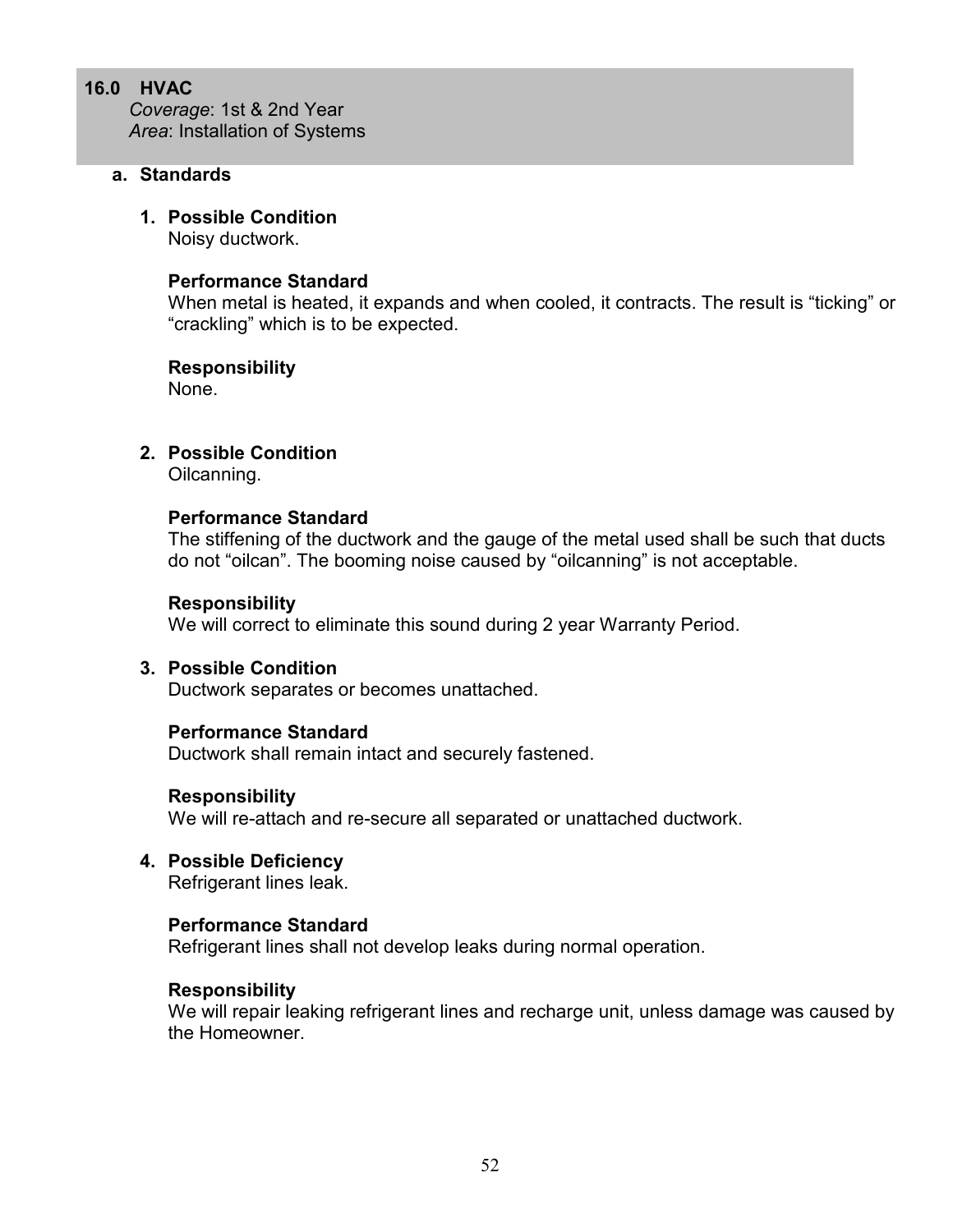## 16.0 HVAC

*Coverage*: 1st & 2nd Year
*Area*: Installation of Systems

### a. Standards

1. **Possible Condition**
   Noisy ductwork.

   **Performance Standard**
   When metal is heated, it expands and when cooled, it contracts. The result is "ticking" or "crackling" which is to be expected.

   **Responsibility**
   None.

2. **Possible Condition**
   Oilcanning.

   **Performance Standard**
   The stiffening of the ductwork and the gauge of the metal used shall be such that ducts do not "oilcan". The booming noise caused by "oilcanning" is not acceptable.

   **Responsibility**
   We will correct to eliminate this sound during 2 year Warranty Period.

3. **Possible Condition**
   Ductwork separates or becomes unattached.

   **Performance Standard**
   Ductwork shall remain intact and securely fastened.

   **Responsibility**
   We will re-attach and re-secure all separated or unattached ductwork.

4. **Possible Deficiency**
   Refrigerant lines leak.

   **Performance Standard**
   Refrigerant lines shall not develop leaks during normal operation.

   **Responsibility**
   We will repair leaking refrigerant lines and recharge unit, unless damage was caused by the Homeowner.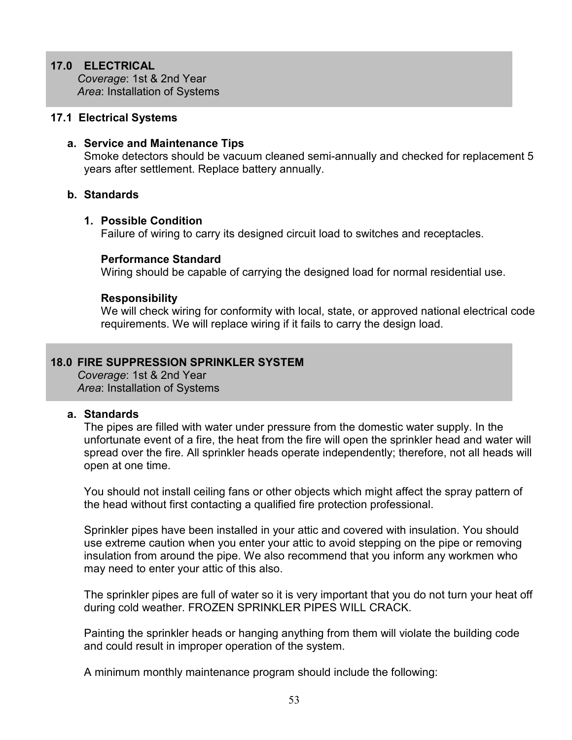## 17.0 ELECTRICAL

*Coverage*: 1st & 2nd Year
*Area*: Installation of Systems

### 17.1 Electrical Systems

**a. Service and Maintenance Tips**

Smoke detectors should be vacuum cleaned semi-annually and checked for replacement 5 years after settlement. Replace battery annually.

**b. Standards**

**1. Possible Condition**

Failure of wiring to carry its designed circuit load to switches and receptacles.

**Performance Standard**

Wiring should be capable of carrying the designed load for normal residential use.

**Responsibility**

We will check wiring for conformity with local, state, or approved national electrical code requirements. We will replace wiring if it fails to carry the design load.

## 18.0 FIRE SUPPRESSION SPRINKLER SYSTEM

*Coverage*: 1st & 2nd Year
*Area*: Installation of Systems

**a. Standards**

The pipes are filled with water under pressure from the domestic water supply. In the unfortunate event of a fire, the heat from the fire will open the sprinkler head and water will spread over the fire. All sprinkler heads operate independently; therefore, not all heads will open at one time.

You should not install ceiling fans or other objects which might affect the spray pattern of the head without first contacting a qualified fire protection professional.

Sprinkler pipes have been installed in your attic and covered with insulation. You should use extreme caution when you enter your attic to avoid stepping on the pipe or removing insulation from around the pipe. We also recommend that you inform any workmen who may need to enter your attic of this also.

The sprinkler pipes are full of water so it is very important that you do not turn your heat off during cold weather. FROZEN SPRINKLER PIPES WILL CRACK.

Painting the sprinkler heads or hanging anything from them will violate the building code and could result in improper operation of the system.

A minimum monthly maintenance program should include the following: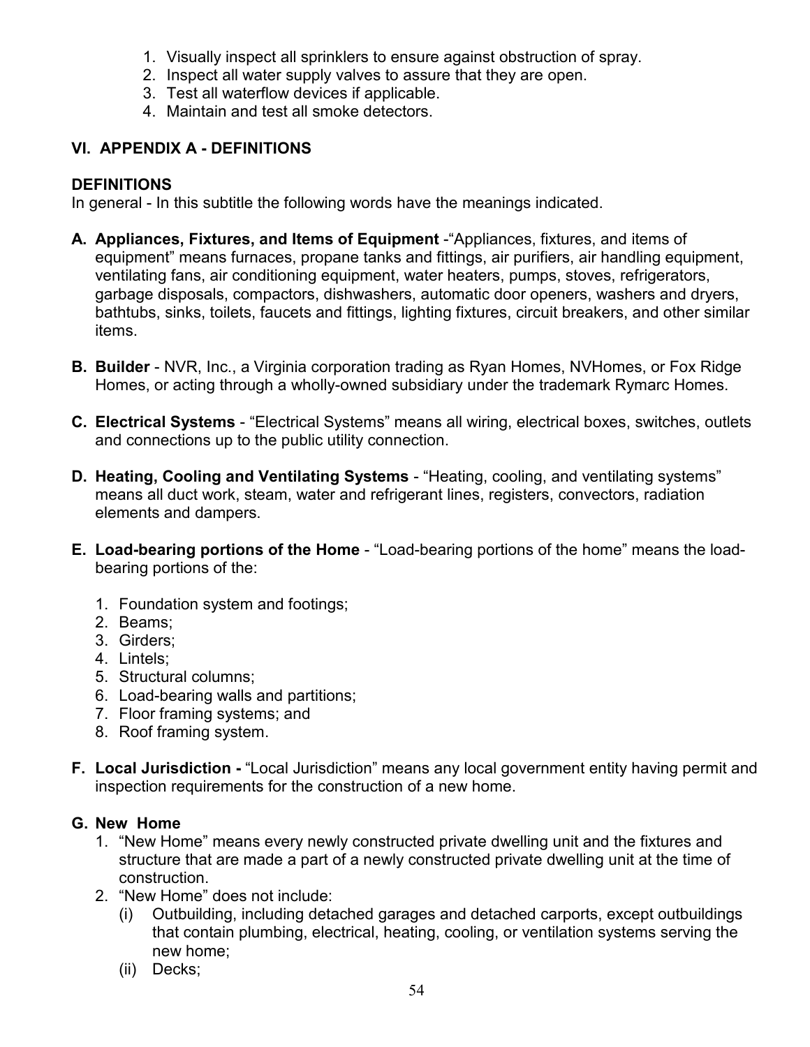1. Visually inspect all sprinklers to ensure against obstruction of spray.
2. Inspect all water supply valves to assure that they are open.
3. Test all waterflow devices if applicable.
4. Maintain and test all smoke detectors.

## VI. APPENDIX A - DEFINITIONS

### DEFINITIONS

In general - In this subtitle the following words have the meanings indicated.

**A. Appliances, Fixtures, and Items of Equipment** -"Appliances, fixtures, and items of equipment" means furnaces, propane tanks and fittings, air purifiers, air handling equipment, ventilating fans, air conditioning equipment, water heaters, pumps, stoves, refrigerators, garbage disposals, compactors, dishwashers, automatic door openers, washers and dryers, bathtubs, sinks, toilets, faucets and fittings, lighting fixtures, circuit breakers, and other similar items.

**B. Builder** - NVR, Inc., a Virginia corporation trading as Ryan Homes, NVHomes, or Fox Ridge Homes, or acting through a wholly-owned subsidiary under the trademark Rymarc Homes.

**C. Electrical Systems** - "Electrical Systems" means all wiring, electrical boxes, switches, outlets and connections up to the public utility connection.

**D. Heating, Cooling and Ventilating Systems** - "Heating, cooling, and ventilating systems" means all duct work, steam, water and refrigerant lines, registers, convectors, radiation elements and dampers.

**E. Load-bearing portions of the Home** - "Load-bearing portions of the home" means the load-bearing portions of the:

1. Foundation system and footings;
2. Beams;
3. Girders;
4. Lintels;
5. Structural columns;
6. Load-bearing walls and partitions;
7. Floor framing systems; and
8. Roof framing system.

**F. Local Jurisdiction -** "Local Jurisdiction" means any local government entity having permit and inspection requirements for the construction of a new home.

**G. New Home**

1. "New Home" means every newly constructed private dwelling unit and the fixtures and structure that are made a part of a newly constructed private dwelling unit at the time of construction.
2. "New Home" does not include:
   - (i) Outbuilding, including detached garages and detached carports, except outbuildings that contain plumbing, electrical, heating, cooling, or ventilation systems serving the new home;
   - (ii) Decks;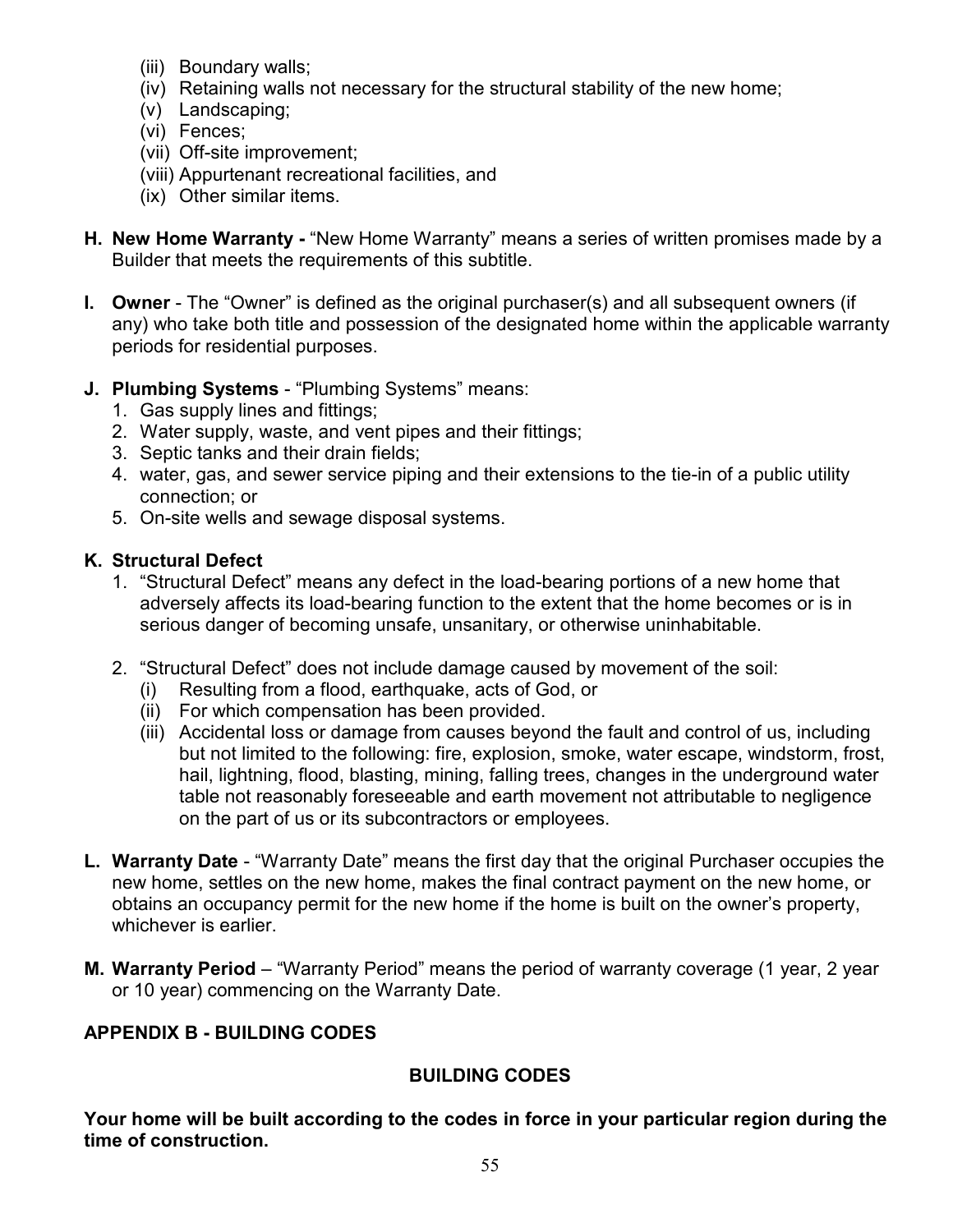(iii) Boundary walls;
(iv) Retaining walls not necessary for the structural stability of the new home;
(v) Landscaping;
(vi) Fences;
(vii) Off-site improvement;
(viii) Appurtenant recreational facilities, and
(ix) Other similar items.

**H. New Home Warranty -** "New Home Warranty" means a series of written promises made by a Builder that meets the requirements of this subtitle.

**I. Owner** - The "Owner" is defined as the original purchaser(s) and all subsequent owners (if any) who take both title and possession of the designated home within the applicable warranty periods for residential purposes.

**J. Plumbing Systems** - "Plumbing Systems" means:

1. Gas supply lines and fittings;
2. Water supply, waste, and vent pipes and their fittings;
3. Septic tanks and their drain fields;
4. water, gas, and sewer service piping and their extensions to the tie-in of a public utility connection; or
5. On-site wells and sewage disposal systems.

**K. Structural Defect**

1. "Structural Defect" means any defect in the load-bearing portions of a new home that adversely affects its load-bearing function to the extent that the home becomes or is in serious danger of becoming unsafe, unsanitary, or otherwise uninhabitable.

2. "Structural Defect" does not include damage caused by movement of the soil:
   (i) Resulting from a flood, earthquake, acts of God, or
   (ii) For which compensation has been provided.
   (iii) Accidental loss or damage from causes beyond the fault and control of us, including but not limited to the following: fire, explosion, smoke, water escape, windstorm, frost, hail, lightning, flood, blasting, mining, falling trees, changes in the underground water table not reasonably foreseeable and earth movement not attributable to negligence on the part of us or its subcontractors or employees.

**L. Warranty Date** - "Warranty Date" means the first day that the original Purchaser occupies the new home, settles on the new home, makes the final contract payment on the new home, or obtains an occupancy permit for the new home if the home is built on the owner's property, whichever is earlier.

**M. Warranty Period** – "Warranty Period" means the period of warranty coverage (1 year, 2 year or 10 year) commencing on the Warranty Date.

## APPENDIX B - BUILDING CODES

### BUILDING CODES

**Your home will be built according to the codes in force in your particular region during the time of construction.**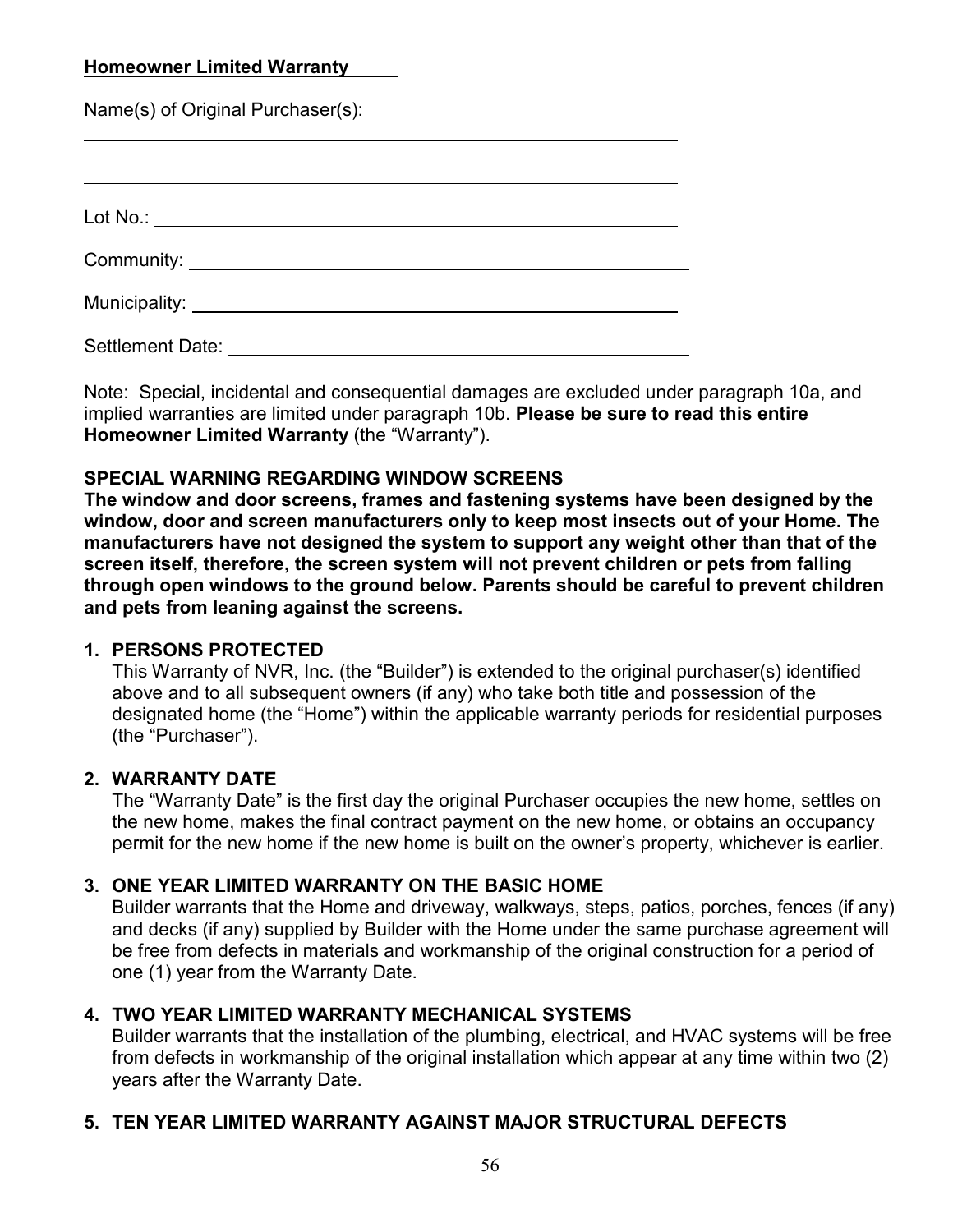**Homeowner Limited Warranty**

Name(s) of Original Purchaser(s):

______________________________________________

______________________________________________

Lot No.: ______________________________________

Community: ___________________________________

Municipality: __________________________________

Settlement Date: _______________________________

Note: Special, incidental and consequential damages are excluded under paragraph 10a, and implied warranties are limited under paragraph 10b. **Please be sure to read this entire Homeowner Limited Warranty** (the "Warranty").

**SPECIAL WARNING REGARDING WINDOW SCREENS**

**The window and door screens, frames and fastening systems have been designed by the window, door and screen manufacturers only to keep most insects out of your Home. The manufacturers have not designed the system to support any weight other than that of the screen itself, therefore, the screen system will not prevent children or pets from falling through open windows to the ground below. Parents should be careful to prevent children and pets from leaning against the screens.**

1. **PERSONS PROTECTED**
   This Warranty of NVR, Inc. (the "Builder") is extended to the original purchaser(s) identified above and to all subsequent owners (if any) who take both title and possession of the designated home (the "Home") within the applicable warranty periods for residential purposes (the "Purchaser").

2. **WARRANTY DATE**
   The "Warranty Date" is the first day the original Purchaser occupies the new home, settles on the new home, makes the final contract payment on the new home, or obtains an occupancy permit for the new home if the new home is built on the owner's property, whichever is earlier.

3. **ONE YEAR LIMITED WARRANTY ON THE BASIC HOME**
   Builder warrants that the Home and driveway, walkways, steps, patios, porches, fences (if any) and decks (if any) supplied by Builder with the Home under the same purchase agreement will be free from defects in materials and workmanship of the original construction for a period of one (1) year from the Warranty Date.

4. **TWO YEAR LIMITED WARRANTY MECHANICAL SYSTEMS**
   Builder warrants that the installation of the plumbing, electrical, and HVAC systems will be free from defects in workmanship of the original installation which appear at any time within two (2) years after the Warranty Date.

5. **TEN YEAR LIMITED WARRANTY AGAINST MAJOR STRUCTURAL DEFECTS**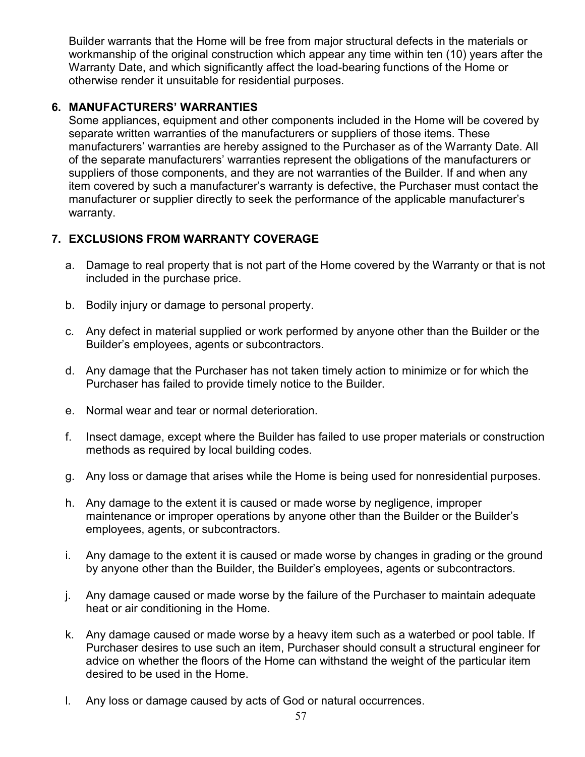Builder warrants that the Home will be free from major structural defects in the materials or workmanship of the original construction which appear any time within ten (10) years after the Warranty Date, and which significantly affect the load-bearing functions of the Home or otherwise render it unsuitable for residential purposes.

## 6. MANUFACTURERS' WARRANTIES

Some appliances, equipment and other components included in the Home will be covered by separate written warranties of the manufacturers or suppliers of those items. These manufacturers' warranties are hereby assigned to the Purchaser as of the Warranty Date. All of the separate manufacturers' warranties represent the obligations of the manufacturers or suppliers of those components, and they are not warranties of the Builder. If and when any item covered by such a manufacturer's warranty is defective, the Purchaser must contact the manufacturer or supplier directly to seek the performance of the applicable manufacturer's warranty.

## 7. EXCLUSIONS FROM WARRANTY COVERAGE

a. Damage to real property that is not part of the Home covered by the Warranty or that is not included in the purchase price.

b. Bodily injury or damage to personal property.

c. Any defect in material supplied or work performed by anyone other than the Builder or the Builder's employees, agents or subcontractors.

d. Any damage that the Purchaser has not taken timely action to minimize or for which the Purchaser has failed to provide timely notice to the Builder.

e. Normal wear and tear or normal deterioration.

f. Insect damage, except where the Builder has failed to use proper materials or construction methods as required by local building codes.

g. Any loss or damage that arises while the Home is being used for nonresidential purposes.

h. Any damage to the extent it is caused or made worse by negligence, improper maintenance or improper operations by anyone other than the Builder or the Builder's employees, agents, or subcontractors.

i. Any damage to the extent it is caused or made worse by changes in grading or the ground by anyone other than the Builder, the Builder's employees, agents or subcontractors.

j. Any damage caused or made worse by the failure of the Purchaser to maintain adequate heat or air conditioning in the Home.

k. Any damage caused or made worse by a heavy item such as a waterbed or pool table. If Purchaser desires to use such an item, Purchaser should consult a structural engineer for advice on whether the floors of the Home can withstand the weight of the particular item desired to be used in the Home.

l. Any loss or damage caused by acts of God or natural occurrences.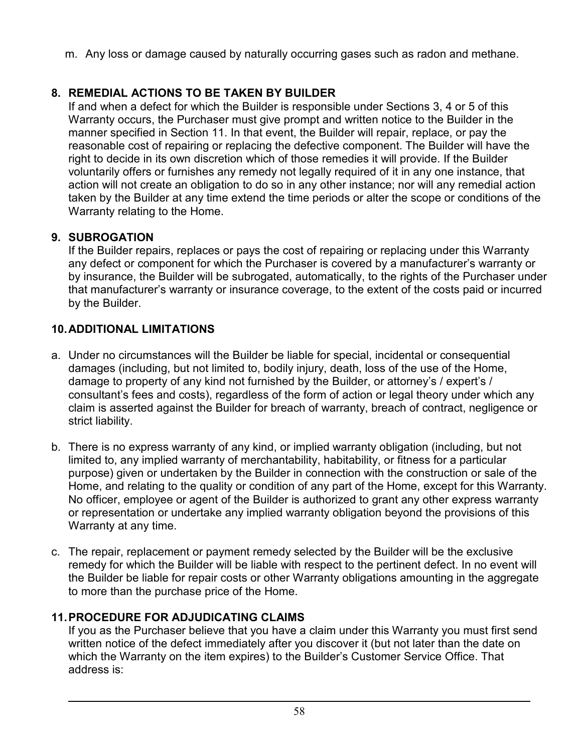m. Any loss or damage caused by naturally occurring gases such as radon and methane.

## 8. REMEDIAL ACTIONS TO BE TAKEN BY BUILDER

If and when a defect for which the Builder is responsible under Sections 3, 4 or 5 of this Warranty occurs, the Purchaser must give prompt and written notice to the Builder in the manner specified in Section 11. In that event, the Builder will repair, replace, or pay the reasonable cost of repairing or replacing the defective component. The Builder will have the right to decide in its own discretion which of those remedies it will provide. If the Builder voluntarily offers or furnishes any remedy not legally required of it in any one instance, that action will not create an obligation to do so in any other instance; nor will any remedial action taken by the Builder at any time extend the time periods or alter the scope or conditions of the Warranty relating to the Home.

## 9. SUBROGATION

If the Builder repairs, replaces or pays the cost of repairing or replacing under this Warranty any defect or component for which the Purchaser is covered by a manufacturer's warranty or by insurance, the Builder will be subrogated, automatically, to the rights of the Purchaser under that manufacturer's warranty or insurance coverage, to the extent of the costs paid or incurred by the Builder.

## 10. ADDITIONAL LIMITATIONS

a. Under no circumstances will the Builder be liable for special, incidental or consequential damages (including, but not limited to, bodily injury, death, loss of the use of the Home, damage to property of any kind not furnished by the Builder, or attorney's / expert's / consultant's fees and costs), regardless of the form of action or legal theory under which any claim is asserted against the Builder for breach of warranty, breach of contract, negligence or strict liability.

b. There is no express warranty of any kind, or implied warranty obligation (including, but not limited to, any implied warranty of merchantability, habitability, or fitness for a particular purpose) given or undertaken by the Builder in connection with the construction or sale of the Home, and relating to the quality or condition of any part of the Home, except for this Warranty. No officer, employee or agent of the Builder is authorized to grant any other express warranty or representation or undertake any implied warranty obligation beyond the provisions of this Warranty at any time.

c. The repair, replacement or payment remedy selected by the Builder will be the exclusive remedy for which the Builder will be liable with respect to the pertinent defect. In no event will the Builder be liable for repair costs or other Warranty obligations amounting in the aggregate to more than the purchase price of the Home.

## 11. PROCEDURE FOR ADJUDICATING CLAIMS

If you as the Purchaser believe that you have a claim under this Warranty you must first send written notice of the defect immediately after you discover it (but not later than the date on which the Warranty on the item expires) to the Builder's Customer Service Office. That address is: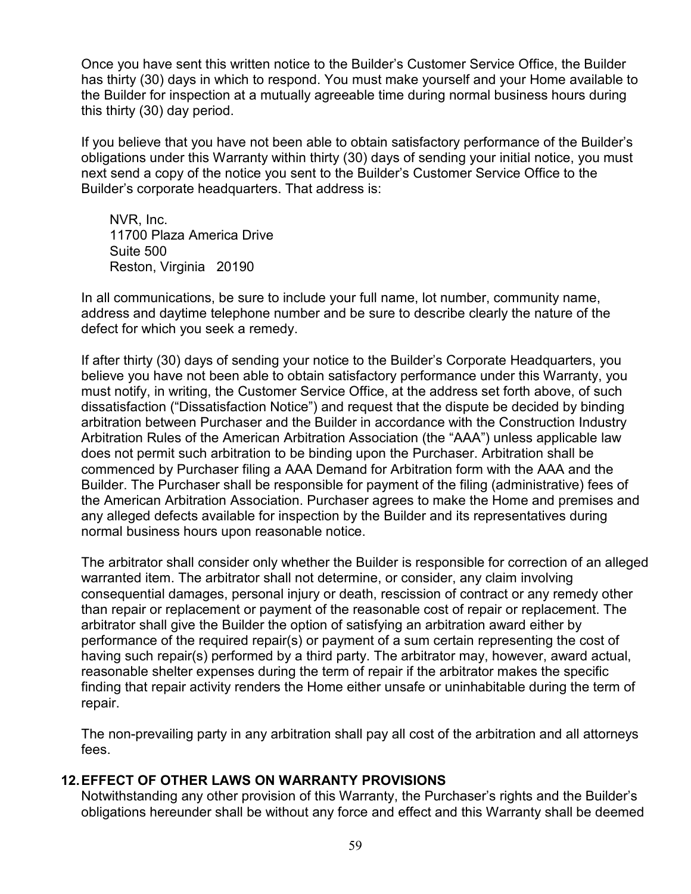Once you have sent this written notice to the Builder's Customer Service Office, the Builder has thirty (30) days in which to respond. You must make yourself and your Home available to the Builder for inspection at a mutually agreeable time during normal business hours during this thirty (30) day period.

If you believe that you have not been able to obtain satisfactory performance of the Builder's obligations under this Warranty within thirty (30) days of sending your initial notice, you must next send a copy of the notice you sent to the Builder's Customer Service Office to the Builder's corporate headquarters. That address is:

NVR, Inc.
11700 Plaza America Drive
Suite 500
Reston, Virginia 20190

In all communications, be sure to include your full name, lot number, community name, address and daytime telephone number and be sure to describe clearly the nature of the defect for which you seek a remedy.

If after thirty (30) days of sending your notice to the Builder's Corporate Headquarters, you believe you have not been able to obtain satisfactory performance under this Warranty, you must notify, in writing, the Customer Service Office, at the address set forth above, of such dissatisfaction ("Dissatisfaction Notice") and request that the dispute be decided by binding arbitration between Purchaser and the Builder in accordance with the Construction Industry Arbitration Rules of the American Arbitration Association (the "AAA") unless applicable law does not permit such arbitration to be binding upon the Purchaser. Arbitration shall be commenced by Purchaser filing a AAA Demand for Arbitration form with the AAA and the Builder. The Purchaser shall be responsible for payment of the filing (administrative) fees of the American Arbitration Association. Purchaser agrees to make the Home and premises and any alleged defects available for inspection by the Builder and its representatives during normal business hours upon reasonable notice.

The arbitrator shall consider only whether the Builder is responsible for correction of an alleged warranted item. The arbitrator shall not determine, or consider, any claim involving consequential damages, personal injury or death, rescission of contract or any remedy other than repair or replacement or payment of the reasonable cost of repair or replacement. The arbitrator shall give the Builder the option of satisfying an arbitration award either by performance of the required repair(s) or payment of a sum certain representing the cost of having such repair(s) performed by a third party. The arbitrator may, however, award actual, reasonable shelter expenses during the term of repair if the arbitrator makes the specific finding that repair activity renders the Home either unsafe or uninhabitable during the term of repair.

The non-prevailing party in any arbitration shall pay all cost of the arbitration and all attorneys fees.

## 12. EFFECT OF OTHER LAWS ON WARRANTY PROVISIONS

Notwithstanding any other provision of this Warranty, the Purchaser's rights and the Builder's obligations hereunder shall be without any force and effect and this Warranty shall be deemed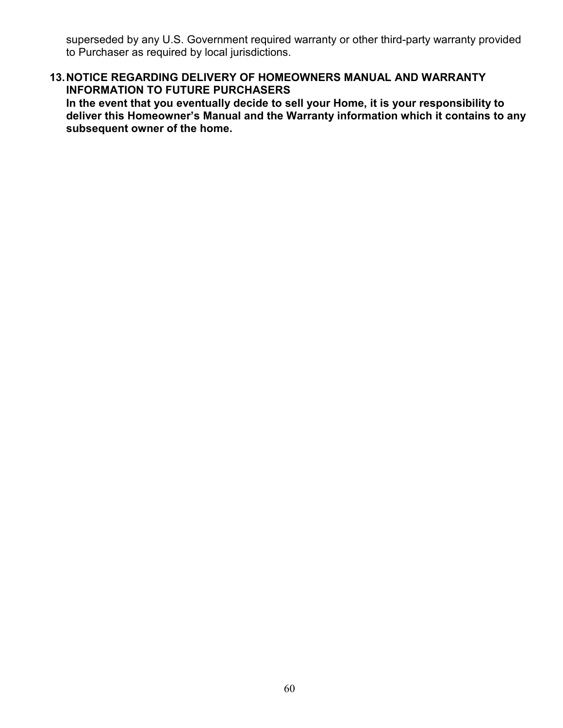superseded by any U.S. Government required warranty or other third-party warranty provided to Purchaser as required by local jurisdictions.

13. **NOTICE REGARDING DELIVERY OF HOMEOWNERS MANUAL AND WARRANTY INFORMATION TO FUTURE PURCHASERS**
    **In the event that you eventually decide to sell your Home, it is your responsibility to deliver this Homeowner's Manual and the Warranty information which it contains to any subsequent owner of the home.**